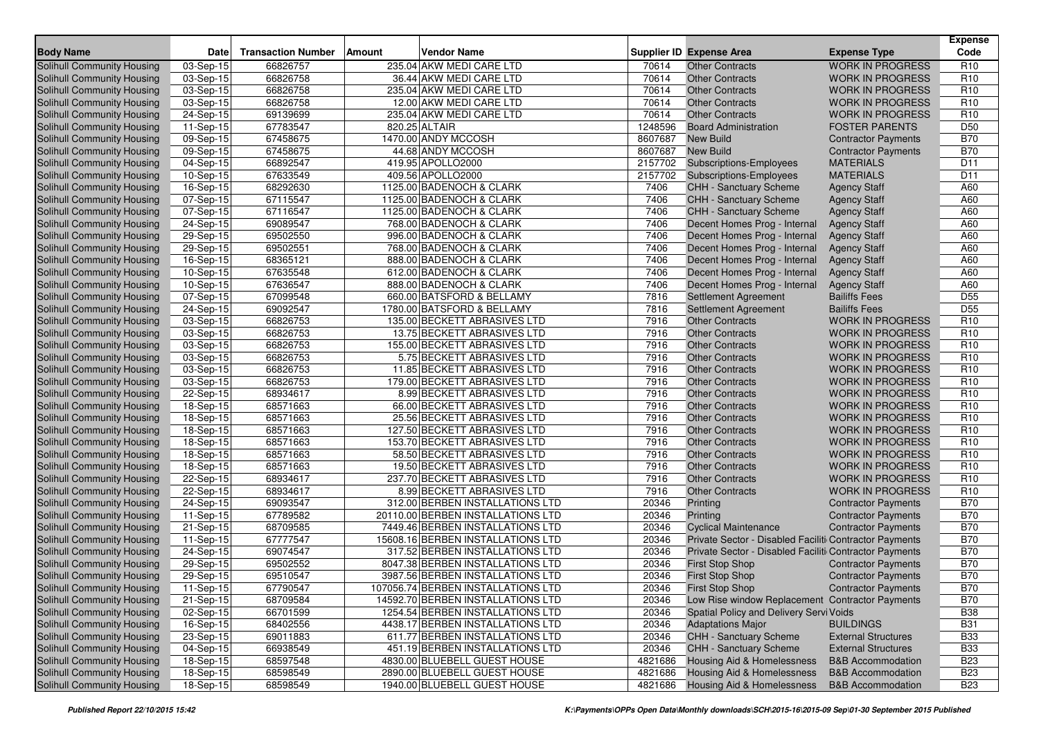| Body Name | Date | Transaction Number | Amount | Vendor Name | Supplier ID | Expense Area | Expense Type | Expense Code |
|---|---|---|---|---|---|---|---|---|
| Solihull Community Housing | 03-Sep-15 | 66826757 | 235.04 | AKW MEDI CARE LTD | 70614 | Other Contracts | WORK IN PROGRESS | R10 |
| Solihull Community Housing | 03-Sep-15 | 66826758 | 36.44 | AKW MEDI CARE LTD | 70614 | Other Contracts | WORK IN PROGRESS | R10 |
| Solihull Community Housing | 03-Sep-15 | 66826758 | 235.04 | AKW MEDI CARE LTD | 70614 | Other Contracts | WORK IN PROGRESS | R10 |
| Solihull Community Housing | 03-Sep-15 | 66826758 | 12.00 | AKW MEDI CARE LTD | 70614 | Other Contracts | WORK IN PROGRESS | R10 |
| Solihull Community Housing | 24-Sep-15 | 69139699 | 235.04 | AKW MEDI CARE LTD | 70614 | Other Contracts | WORK IN PROGRESS | R10 |
| Solihull Community Housing | 11-Sep-15 | 67783547 | 820.25 | ALTAIR | 1248596 | Board Administration | FOSTER PARENTS | D50 |
| Solihull Community Housing | 09-Sep-15 | 67458675 | 1470.00 | ANDY MCCOSH | 8607687 | New Build | Contractor Payments | B70 |
| Solihull Community Housing | 09-Sep-15 | 67458675 | 44.68 | ANDY MCCOSH | 8607687 | New Build | Contractor Payments | B70 |
| Solihull Community Housing | 04-Sep-15 | 66892547 | 419.95 | APOLLO2000 | 2157702 | Subscriptions-Employees | MATERIALS | D11 |
| Solihull Community Housing | 10-Sep-15 | 67633549 | 409.56 | APOLLO2000 | 2157702 | Subscriptions-Employees | MATERIALS | D11 |
| Solihull Community Housing | 16-Sep-15 | 68292630 | 1125.00 | BADENOCH & CLARK | 7406 | CHH - Sanctuary Scheme | Agency Staff | A60 |
| Solihull Community Housing | 07-Sep-15 | 67115547 | 1125.00 | BADENOCH & CLARK | 7406 | CHH - Sanctuary Scheme | Agency Staff | A60 |
| Solihull Community Housing | 07-Sep-15 | 67116547 | 1125.00 | BADENOCH & CLARK | 7406 | CHH - Sanctuary Scheme | Agency Staff | A60 |
| Solihull Community Housing | 24-Sep-15 | 69089547 | 768.00 | BADENOCH & CLARK | 7406 | Decent Homes Prog - Internal | Agency Staff | A60 |
| Solihull Community Housing | 29-Sep-15 | 69502550 | 996.00 | BADENOCH & CLARK | 7406 | Decent Homes Prog - Internal | Agency Staff | A60 |
| Solihull Community Housing | 29-Sep-15 | 69502551 | 768.00 | BADENOCH & CLARK | 7406 | Decent Homes Prog - Internal | Agency Staff | A60 |
| Solihull Community Housing | 16-Sep-15 | 68365121 | 888.00 | BADENOCH & CLARK | 7406 | Decent Homes Prog - Internal | Agency Staff | A60 |
| Solihull Community Housing | 10-Sep-15 | 67635548 | 612.00 | BADENOCH & CLARK | 7406 | Decent Homes Prog - Internal | Agency Staff | A60 |
| Solihull Community Housing | 10-Sep-15 | 67636547 | 888.00 | BADENOCH & CLARK | 7406 | Decent Homes Prog - Internal | Agency Staff | A60 |
| Solihull Community Housing | 07-Sep-15 | 67099548 | 660.00 | BATSFORD & BELLAMY | 7816 | Settlement Agreement | Bailiffs Fees | D55 |
| Solihull Community Housing | 24-Sep-15 | 69092547 | 1780.00 | BATSFORD & BELLAMY | 7816 | Settlement Agreement | Bailiffs Fees | D55 |
| Solihull Community Housing | 03-Sep-15 | 66826753 | 135.00 | BECKETT ABRASIVES LTD | 7916 | Other Contracts | WORK IN PROGRESS | R10 |
| Solihull Community Housing | 03-Sep-15 | 66826753 | 13.75 | BECKETT ABRASIVES LTD | 7916 | Other Contracts | WORK IN PROGRESS | R10 |
| Solihull Community Housing | 03-Sep-15 | 66826753 | 155.00 | BECKETT ABRASIVES LTD | 7916 | Other Contracts | WORK IN PROGRESS | R10 |
| Solihull Community Housing | 03-Sep-15 | 66826753 | 5.75 | BECKETT ABRASIVES LTD | 7916 | Other Contracts | WORK IN PROGRESS | R10 |
| Solihull Community Housing | 03-Sep-15 | 66826753 | 11.85 | BECKETT ABRASIVES LTD | 7916 | Other Contracts | WORK IN PROGRESS | R10 |
| Solihull Community Housing | 03-Sep-15 | 66826753 | 179.00 | BECKETT ABRASIVES LTD | 7916 | Other Contracts | WORK IN PROGRESS | R10 |
| Solihull Community Housing | 22-Sep-15 | 68934617 | 8.99 | BECKETT ABRASIVES LTD | 7916 | Other Contracts | WORK IN PROGRESS | R10 |
| Solihull Community Housing | 18-Sep-15 | 68571663 | 66.00 | BECKETT ABRASIVES LTD | 7916 | Other Contracts | WORK IN PROGRESS | R10 |
| Solihull Community Housing | 18-Sep-15 | 68571663 | 25.56 | BECKETT ABRASIVES LTD | 7916 | Other Contracts | WORK IN PROGRESS | R10 |
| Solihull Community Housing | 18-Sep-15 | 68571663 | 127.50 | BECKETT ABRASIVES LTD | 7916 | Other Contracts | WORK IN PROGRESS | R10 |
| Solihull Community Housing | 18-Sep-15 | 68571663 | 153.70 | BECKETT ABRASIVES LTD | 7916 | Other Contracts | WORK IN PROGRESS | R10 |
| Solihull Community Housing | 18-Sep-15 | 68571663 | 58.50 | BECKETT ABRASIVES LTD | 7916 | Other Contracts | WORK IN PROGRESS | R10 |
| Solihull Community Housing | 18-Sep-15 | 68571663 | 19.50 | BECKETT ABRASIVES LTD | 7916 | Other Contracts | WORK IN PROGRESS | R10 |
| Solihull Community Housing | 22-Sep-15 | 68934617 | 237.70 | BECKETT ABRASIVES LTD | 7916 | Other Contracts | WORK IN PROGRESS | R10 |
| Solihull Community Housing | 22-Sep-15 | 68934617 | 8.99 | BECKETT ABRASIVES LTD | 7916 | Other Contracts | WORK IN PROGRESS | R10 |
| Solihull Community Housing | 24-Sep-15 | 69093547 | 312.00 | BERBEN INSTALLATIONS LTD | 20346 | Printing | Contractor Payments | B70 |
| Solihull Community Housing | 11-Sep-15 | 67789582 | 20110.00 | BERBEN INSTALLATIONS LTD | 20346 | Printing | Contractor Payments | B70 |
| Solihull Community Housing | 21-Sep-15 | 68709585 | 7449.46 | BERBEN INSTALLATIONS LTD | 20346 | Cyclical Maintenance | Contractor Payments | B70 |
| Solihull Community Housing | 11-Sep-15 | 67777547 | 15608.16 | BERBEN INSTALLATIONS LTD | 20346 | Private Sector - Disabled Faciliti | Contractor Payments | B70 |
| Solihull Community Housing | 24-Sep-15 | 69074547 | 317.52 | BERBEN INSTALLATIONS LTD | 20346 | Private Sector - Disabled Faciliti | Contractor Payments | B70 |
| Solihull Community Housing | 29-Sep-15 | 69502552 | 8047.38 | BERBEN INSTALLATIONS LTD | 20346 | First Stop Shop | Contractor Payments | B70 |
| Solihull Community Housing | 29-Sep-15 | 69510547 | 3987.56 | BERBEN INSTALLATIONS LTD | 20346 | First Stop Shop | Contractor Payments | B70 |
| Solihull Community Housing | 11-Sep-15 | 67790547 | 107056.74 | BERBEN INSTALLATIONS LTD | 20346 | First Stop Shop | Contractor Payments | B70 |
| Solihull Community Housing | 21-Sep-15 | 68709584 | 14592.70 | BERBEN INSTALLATIONS LTD | 20346 | Low Rise window Replacement | Contractor Payments | B70 |
| Solihull Community Housing | 02-Sep-15 | 66701599 | 1254.54 | BERBEN INSTALLATIONS LTD | 20346 | Spatial Policy and Delivery Servi | Voids | B38 |
| Solihull Community Housing | 16-Sep-15 | 68402556 | 4438.17 | BERBEN INSTALLATIONS LTD | 20346 | Adaptations Major | BUILDINGS | B31 |
| Solihull Community Housing | 23-Sep-15 | 69011883 | 611.77 | BERBEN INSTALLATIONS LTD | 20346 | CHH - Sanctuary Scheme | External Structures | B33 |
| Solihull Community Housing | 04-Sep-15 | 66938549 | 451.19 | BERBEN INSTALLATIONS LTD | 20346 | CHH - Sanctuary Scheme | External Structures | B33 |
| Solihull Community Housing | 18-Sep-15 | 68597548 | 4830.00 | BLUEBELL GUEST HOUSE | 4821686 | Housing Aid & Homelessness | B&B Accommodation | B23 |
| Solihull Community Housing | 18-Sep-15 | 68598549 | 2890.00 | BLUEBELL GUEST HOUSE | 4821686 | Housing Aid & Homelessness | B&B Accommodation | B23 |
| Solihull Community Housing | 18-Sep-15 | 68598549 | 1940.00 | BLUEBELL GUEST HOUSE | 4821686 | Housing Aid & Homelessness | B&B Accommodation | B23 |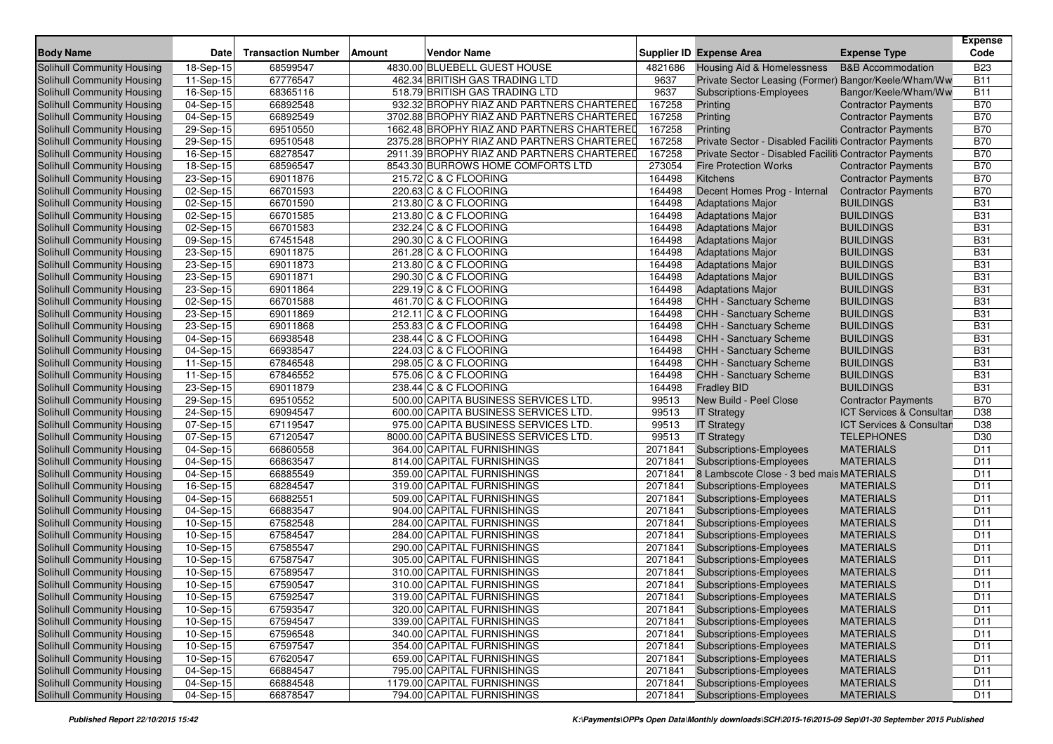| Body Name | Date | Transaction Number | Amount | Vendor Name | Supplier ID | Expense Area | Expense Type | Expense Code |
|---|---|---|---|---|---|---|---|---|
| Solihull Community Housing | 18-Sep-15 | 68599547 | 4830.00 | BLUEBELL GUEST HOUSE | 4821686 | Housing Aid & Homelessness | B&B Accommodation | B23 |
| Solihull Community Housing | 11-Sep-15 | 67776547 | 462.34 | BRITISH GAS TRADING LTD | 9637 | Private Sector Leasing (Former) | Bangor/Keele/Wham/Ww | B11 |
| Solihull Community Housing | 16-Sep-15 | 68365116 | 518.79 | BRITISH GAS TRADING LTD | 9637 | Subscriptions-Employees | Bangor/Keele/Wham/Ww | B11 |
| Solihull Community Housing | 04-Sep-15 | 66892548 | 932.32 | BROPHY RIAZ AND PARTNERS CHARTERED | 167258 | Printing | Contractor Payments | B70 |
| Solihull Community Housing | 04-Sep-15 | 66892549 | 3702.88 | BROPHY RIAZ AND PARTNERS CHARTERED | 167258 | Printing | Contractor Payments | B70 |
| Solihull Community Housing | 29-Sep-15 | 69510550 | 1662.48 | BROPHY RIAZ AND PARTNERS CHARTERED | 167258 | Printing | Contractor Payments | B70 |
| Solihull Community Housing | 29-Sep-15 | 69510548 | 2375.28 | BROPHY RIAZ AND PARTNERS CHARTERED | 167258 | Private Sector - Disabled Faciliti | Contractor Payments | B70 |
| Solihull Community Housing | 16-Sep-15 | 68278547 | 2911.39 | BROPHY RIAZ AND PARTNERS CHARTERED | 167258 | Private Sector - Disabled Faciliti | Contractor Payments | B70 |
| Solihull Community Housing | 18-Sep-15 | 68596547 | 8543.30 | BURROWS HOME COMFORTS LTD | 273054 | Fire Protection Works | Contractor Payments | B70 |
| Solihull Community Housing | 23-Sep-15 | 69011876 | 215.72 | C & C FLOORING | 164498 | Kitchens | Contractor Payments | B70 |
| Solihull Community Housing | 02-Sep-15 | 66701593 | 220.63 | C & C FLOORING | 164498 | Decent Homes Prog - Internal | Contractor Payments | B70 |
| Solihull Community Housing | 02-Sep-15 | 66701590 | 213.80 | C & C FLOORING | 164498 | Adaptations Major | BUILDINGS | B31 |
| Solihull Community Housing | 02-Sep-15 | 66701585 | 213.80 | C & C FLOORING | 164498 | Adaptations Major | BUILDINGS | B31 |
| Solihull Community Housing | 02-Sep-15 | 66701583 | 232.24 | C & C FLOORING | 164498 | Adaptations Major | BUILDINGS | B31 |
| Solihull Community Housing | 09-Sep-15 | 67451548 | 290.30 | C & C FLOORING | 164498 | Adaptations Major | BUILDINGS | B31 |
| Solihull Community Housing | 23-Sep-15 | 69011875 | 261.28 | C & C FLOORING | 164498 | Adaptations Major | BUILDINGS | B31 |
| Solihull Community Housing | 23-Sep-15 | 69011873 | 213.80 | C & C FLOORING | 164498 | Adaptations Major | BUILDINGS | B31 |
| Solihull Community Housing | 23-Sep-15 | 69011871 | 290.30 | C & C FLOORING | 164498 | Adaptations Major | BUILDINGS | B31 |
| Solihull Community Housing | 23-Sep-15 | 69011864 | 229.19 | C & C FLOORING | 164498 | Adaptations Major | BUILDINGS | B31 |
| Solihull Community Housing | 02-Sep-15 | 66701588 | 461.70 | C & C FLOORING | 164498 | CHH - Sanctuary Scheme | BUILDINGS | B31 |
| Solihull Community Housing | 23-Sep-15 | 69011869 | 212.11 | C & C FLOORING | 164498 | CHH - Sanctuary Scheme | BUILDINGS | B31 |
| Solihull Community Housing | 23-Sep-15 | 69011868 | 253.83 | C & C FLOORING | 164498 | CHH - Sanctuary Scheme | BUILDINGS | B31 |
| Solihull Community Housing | 04-Sep-15 | 66938548 | 238.44 | C & C FLOORING | 164498 | CHH - Sanctuary Scheme | BUILDINGS | B31 |
| Solihull Community Housing | 04-Sep-15 | 66938547 | 224.03 | C & C FLOORING | 164498 | CHH - Sanctuary Scheme | BUILDINGS | B31 |
| Solihull Community Housing | 11-Sep-15 | 67846548 | 298.05 | C & C FLOORING | 164498 | CHH - Sanctuary Scheme | BUILDINGS | B31 |
| Solihull Community Housing | 11-Sep-15 | 67846552 | 575.06 | C & C FLOORING | 164498 | CHH - Sanctuary Scheme | BUILDINGS | B31 |
| Solihull Community Housing | 23-Sep-15 | 69011879 | 238.44 | C & C FLOORING | 164498 | Fradley BID | BUILDINGS | B31 |
| Solihull Community Housing | 29-Sep-15 | 69510552 | 500.00 | CAPITA BUSINESS SERVICES LTD. | 99513 | New Build - Peel Close | Contractor Payments | B70 |
| Solihull Community Housing | 24-Sep-15 | 69094547 | 600.00 | CAPITA BUSINESS SERVICES LTD. | 99513 | IT Strategy | ICT Services & Consultan | D38 |
| Solihull Community Housing | 07-Sep-15 | 67119547 | 975.00 | CAPITA BUSINESS SERVICES LTD. | 99513 | IT Strategy | ICT Services & Consultan | D38 |
| Solihull Community Housing | 07-Sep-15 | 67120547 | 8000.00 | CAPITA BUSINESS SERVICES LTD. | 99513 | IT Strategy | TELEPHONES | D30 |
| Solihull Community Housing | 04-Sep-15 | 66860558 | 364.00 | CAPITAL FURNISHINGS | 2071841 | Subscriptions-Employees | MATERIALS | D11 |
| Solihull Community Housing | 04-Sep-15 | 66863547 | 814.00 | CAPITAL FURNISHINGS | 2071841 | Subscriptions-Employees | MATERIALS | D11 |
| Solihull Community Housing | 04-Sep-15 | 66885549 | 359.00 | CAPITAL FURNISHINGS | 2071841 | 8 Lambscote Close - 3 bed mais | MATERIALS | D11 |
| Solihull Community Housing | 16-Sep-15 | 68284547 | 319.00 | CAPITAL FURNISHINGS | 2071841 | Subscriptions-Employees | MATERIALS | D11 |
| Solihull Community Housing | 04-Sep-15 | 66882551 | 509.00 | CAPITAL FURNISHINGS | 2071841 | Subscriptions-Employees | MATERIALS | D11 |
| Solihull Community Housing | 04-Sep-15 | 66883547 | 904.00 | CAPITAL FURNISHINGS | 2071841 | Subscriptions-Employees | MATERIALS | D11 |
| Solihull Community Housing | 10-Sep-15 | 67582548 | 284.00 | CAPITAL FURNISHINGS | 2071841 | Subscriptions-Employees | MATERIALS | D11 |
| Solihull Community Housing | 10-Sep-15 | 67584547 | 284.00 | CAPITAL FURNISHINGS | 2071841 | Subscriptions-Employees | MATERIALS | D11 |
| Solihull Community Housing | 10-Sep-15 | 67585547 | 290.00 | CAPITAL FURNISHINGS | 2071841 | Subscriptions-Employees | MATERIALS | D11 |
| Solihull Community Housing | 10-Sep-15 | 67587547 | 305.00 | CAPITAL FURNISHINGS | 2071841 | Subscriptions-Employees | MATERIALS | D11 |
| Solihull Community Housing | 10-Sep-15 | 67589547 | 310.00 | CAPITAL FURNISHINGS | 2071841 | Subscriptions-Employees | MATERIALS | D11 |
| Solihull Community Housing | 10-Sep-15 | 67590547 | 310.00 | CAPITAL FURNISHINGS | 2071841 | Subscriptions-Employees | MATERIALS | D11 |
| Solihull Community Housing | 10-Sep-15 | 67592547 | 319.00 | CAPITAL FURNISHINGS | 2071841 | Subscriptions-Employees | MATERIALS | D11 |
| Solihull Community Housing | 10-Sep-15 | 67593547 | 320.00 | CAPITAL FURNISHINGS | 2071841 | Subscriptions-Employees | MATERIALS | D11 |
| Solihull Community Housing | 10-Sep-15 | 67594547 | 339.00 | CAPITAL FURNISHINGS | 2071841 | Subscriptions-Employees | MATERIALS | D11 |
| Solihull Community Housing | 10-Sep-15 | 67596548 | 340.00 | CAPITAL FURNISHINGS | 2071841 | Subscriptions-Employees | MATERIALS | D11 |
| Solihull Community Housing | 10-Sep-15 | 67597547 | 354.00 | CAPITAL FURNISHINGS | 2071841 | Subscriptions-Employees | MATERIALS | D11 |
| Solihull Community Housing | 10-Sep-15 | 67620547 | 659.00 | CAPITAL FURNISHINGS | 2071841 | Subscriptions-Employees | MATERIALS | D11 |
| Solihull Community Housing | 04-Sep-15 | 66884547 | 795.00 | CAPITAL FURNISHINGS | 2071841 | Subscriptions-Employees | MATERIALS | D11 |
| Solihull Community Housing | 04-Sep-15 | 66884548 | 1179.00 | CAPITAL FURNISHINGS | 2071841 | Subscriptions-Employees | MATERIALS | D11 |
| Solihull Community Housing | 04-Sep-15 | 66878547 | 794.00 | CAPITAL FURNISHINGS | 2071841 | Subscriptions-Employees | MATERIALS | D11 |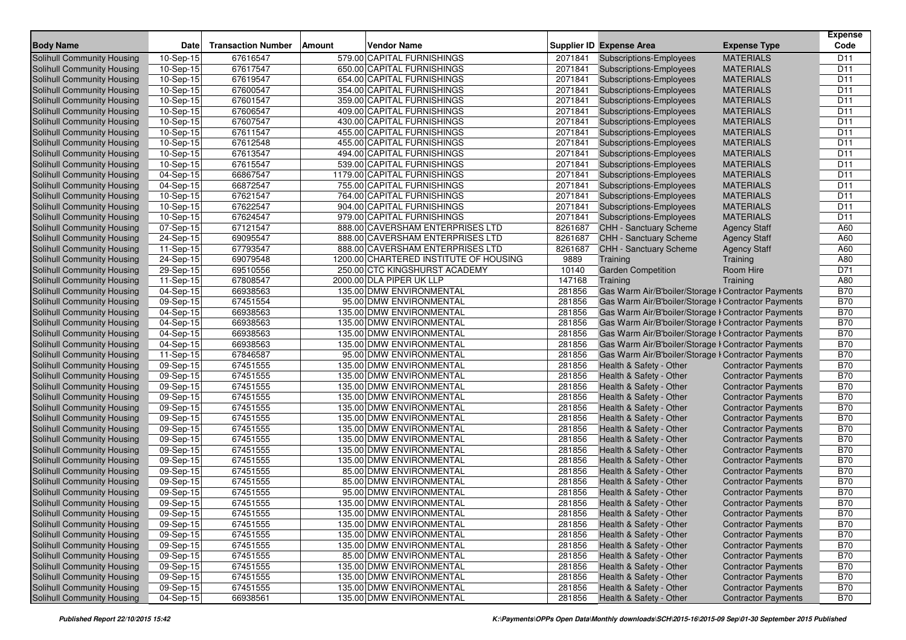| Body Name | Date | Transaction Number | Amount | Vendor Name | Supplier ID | Expense Area | Expense Type | Expense Code |
|---|---|---|---|---|---|---|---|---|
| Solihull Community Housing | 10-Sep-15 | 67616547 | 579.00 | CAPITAL FURNISHINGS | 2071841 | Subscriptions-Employees | MATERIALS | D11 |
| Solihull Community Housing | 10-Sep-15 | 67617547 | 650.00 | CAPITAL FURNISHINGS | 2071841 | Subscriptions-Employees | MATERIALS | D11 |
| Solihull Community Housing | 10-Sep-15 | 67619547 | 654.00 | CAPITAL FURNISHINGS | 2071841 | Subscriptions-Employees | MATERIALS | D11 |
| Solihull Community Housing | 10-Sep-15 | 67600547 | 354.00 | CAPITAL FURNISHINGS | 2071841 | Subscriptions-Employees | MATERIALS | D11 |
| Solihull Community Housing | 10-Sep-15 | 67601547 | 359.00 | CAPITAL FURNISHINGS | 2071841 | Subscriptions-Employees | MATERIALS | D11 |
| Solihull Community Housing | 10-Sep-15 | 67606547 | 409.00 | CAPITAL FURNISHINGS | 2071841 | Subscriptions-Employees | MATERIALS | D11 |
| Solihull Community Housing | 10-Sep-15 | 67607547 | 430.00 | CAPITAL FURNISHINGS | 2071841 | Subscriptions-Employees | MATERIALS | D11 |
| Solihull Community Housing | 10-Sep-15 | 67611547 | 455.00 | CAPITAL FURNISHINGS | 2071841 | Subscriptions-Employees | MATERIALS | D11 |
| Solihull Community Housing | 10-Sep-15 | 67612548 | 455.00 | CAPITAL FURNISHINGS | 2071841 | Subscriptions-Employees | MATERIALS | D11 |
| Solihull Community Housing | 10-Sep-15 | 67613547 | 494.00 | CAPITAL FURNISHINGS | 2071841 | Subscriptions-Employees | MATERIALS | D11 |
| Solihull Community Housing | 10-Sep-15 | 67615547 | 539.00 | CAPITAL FURNISHINGS | 2071841 | Subscriptions-Employees | MATERIALS | D11 |
| Solihull Community Housing | 04-Sep-15 | 66867547 | 1179.00 | CAPITAL FURNISHINGS | 2071841 | Subscriptions-Employees | MATERIALS | D11 |
| Solihull Community Housing | 04-Sep-15 | 66872547 | 755.00 | CAPITAL FURNISHINGS | 2071841 | Subscriptions-Employees | MATERIALS | D11 |
| Solihull Community Housing | 10-Sep-15 | 67621547 | 764.00 | CAPITAL FURNISHINGS | 2071841 | Subscriptions-Employees | MATERIALS | D11 |
| Solihull Community Housing | 10-Sep-15 | 67622547 | 904.00 | CAPITAL FURNISHINGS | 2071841 | Subscriptions-Employees | MATERIALS | D11 |
| Solihull Community Housing | 10-Sep-15 | 67624547 | 979.00 | CAPITAL FURNISHINGS | 2071841 | Subscriptions-Employees | MATERIALS | D11 |
| Solihull Community Housing | 07-Sep-15 | 67121547 | 888.00 | CAVERSHAM ENTERPRISES LTD | 8261687 | CHH - Sanctuary Scheme | Agency Staff | A60 |
| Solihull Community Housing | 24-Sep-15 | 69095547 | 888.00 | CAVERSHAM ENTERPRISES LTD | 8261687 | CHH - Sanctuary Scheme | Agency Staff | A60 |
| Solihull Community Housing | 11-Sep-15 | 67793547 | 888.00 | CAVERSHAM ENTERPRISES LTD | 8261687 | CHH - Sanctuary Scheme | Agency Staff | A60 |
| Solihull Community Housing | 24-Sep-15 | 69079548 | 1200.00 | CHARTERED INSTITUTE OF HOUSING | 9889 | Training | Training | A80 |
| Solihull Community Housing | 29-Sep-15 | 69510556 | 250.00 | CTC KINGSHURST ACADEMY | 10140 | Garden Competition | Room Hire | D71 |
| Solihull Community Housing | 11-Sep-15 | 67808547 | 2000.00 | DLA PIPER UK LLP | 147168 | Training | Training | A80 |
| Solihull Community Housing | 04-Sep-15 | 66938563 | 135.00 | DMW ENVIRONMENTAL | 281856 | Gas Warm Air/B'boiler/Storage H | Contractor Payments | B70 |
| Solihull Community Housing | 09-Sep-15 | 67451554 | 95.00 | DMW ENVIRONMENTAL | 281856 | Gas Warm Air/B'boiler/Storage H | Contractor Payments | B70 |
| Solihull Community Housing | 04-Sep-15 | 66938563 | 135.00 | DMW ENVIRONMENTAL | 281856 | Gas Warm Air/B'boiler/Storage H | Contractor Payments | B70 |
| Solihull Community Housing | 04-Sep-15 | 66938563 | 135.00 | DMW ENVIRONMENTAL | 281856 | Gas Warm Air/B'boiler/Storage H | Contractor Payments | B70 |
| Solihull Community Housing | 04-Sep-15 | 66938563 | 135.00 | DMW ENVIRONMENTAL | 281856 | Gas Warm Air/B'boiler/Storage H | Contractor Payments | B70 |
| Solihull Community Housing | 04-Sep-15 | 66938563 | 135.00 | DMW ENVIRONMENTAL | 281856 | Gas Warm Air/B'boiler/Storage H | Contractor Payments | B70 |
| Solihull Community Housing | 11-Sep-15 | 67846587 | 95.00 | DMW ENVIRONMENTAL | 281856 | Gas Warm Air/B'boiler/Storage H | Contractor Payments | B70 |
| Solihull Community Housing | 09-Sep-15 | 67451555 | 135.00 | DMW ENVIRONMENTAL | 281856 | Health & Safety - Other | Contractor Payments | B70 |
| Solihull Community Housing | 09-Sep-15 | 67451555 | 135.00 | DMW ENVIRONMENTAL | 281856 | Health & Safety - Other | Contractor Payments | B70 |
| Solihull Community Housing | 09-Sep-15 | 67451555 | 135.00 | DMW ENVIRONMENTAL | 281856 | Health & Safety - Other | Contractor Payments | B70 |
| Solihull Community Housing | 09-Sep-15 | 67451555 | 135.00 | DMW ENVIRONMENTAL | 281856 | Health & Safety - Other | Contractor Payments | B70 |
| Solihull Community Housing | 09-Sep-15 | 67451555 | 135.00 | DMW ENVIRONMENTAL | 281856 | Health & Safety - Other | Contractor Payments | B70 |
| Solihull Community Housing | 09-Sep-15 | 67451555 | 135.00 | DMW ENVIRONMENTAL | 281856 | Health & Safety - Other | Contractor Payments | B70 |
| Solihull Community Housing | 09-Sep-15 | 67451555 | 135.00 | DMW ENVIRONMENTAL | 281856 | Health & Safety - Other | Contractor Payments | B70 |
| Solihull Community Housing | 09-Sep-15 | 67451555 | 135.00 | DMW ENVIRONMENTAL | 281856 | Health & Safety - Other | Contractor Payments | B70 |
| Solihull Community Housing | 09-Sep-15 | 67451555 | 135.00 | DMW ENVIRONMENTAL | 281856 | Health & Safety - Other | Contractor Payments | B70 |
| Solihull Community Housing | 09-Sep-15 | 67451555 | 135.00 | DMW ENVIRONMENTAL | 281856 | Health & Safety - Other | Contractor Payments | B70 |
| Solihull Community Housing | 09-Sep-15 | 67451555 | 85.00 | DMW ENVIRONMENTAL | 281856 | Health & Safety - Other | Contractor Payments | B70 |
| Solihull Community Housing | 09-Sep-15 | 67451555 | 85.00 | DMW ENVIRONMENTAL | 281856 | Health & Safety - Other | Contractor Payments | B70 |
| Solihull Community Housing | 09-Sep-15 | 67451555 | 95.00 | DMW ENVIRONMENTAL | 281856 | Health & Safety - Other | Contractor Payments | B70 |
| Solihull Community Housing | 09-Sep-15 | 67451555 | 135.00 | DMW ENVIRONMENTAL | 281856 | Health & Safety - Other | Contractor Payments | B70 |
| Solihull Community Housing | 09-Sep-15 | 67451555 | 135.00 | DMW ENVIRONMENTAL | 281856 | Health & Safety - Other | Contractor Payments | B70 |
| Solihull Community Housing | 09-Sep-15 | 67451555 | 135.00 | DMW ENVIRONMENTAL | 281856 | Health & Safety - Other | Contractor Payments | B70 |
| Solihull Community Housing | 09-Sep-15 | 67451555 | 135.00 | DMW ENVIRONMENTAL | 281856 | Health & Safety - Other | Contractor Payments | B70 |
| Solihull Community Housing | 09-Sep-15 | 67451555 | 135.00 | DMW ENVIRONMENTAL | 281856 | Health & Safety - Other | Contractor Payments | B70 |
| Solihull Community Housing | 09-Sep-15 | 67451555 | 85.00 | DMW ENVIRONMENTAL | 281856 | Health & Safety - Other | Contractor Payments | B70 |
| Solihull Community Housing | 09-Sep-15 | 67451555 | 135.00 | DMW ENVIRONMENTAL | 281856 | Health & Safety - Other | Contractor Payments | B70 |
| Solihull Community Housing | 09-Sep-15 | 67451555 | 135.00 | DMW ENVIRONMENTAL | 281856 | Health & Safety - Other | Contractor Payments | B70 |
| Solihull Community Housing | 09-Sep-15 | 67451555 | 135.00 | DMW ENVIRONMENTAL | 281856 | Health & Safety - Other | Contractor Payments | B70 |
| Solihull Community Housing | 04-Sep-15 | 66938561 | 135.00 | DMW ENVIRONMENTAL | 281856 | Health & Safety - Other | Contractor Payments | B70 |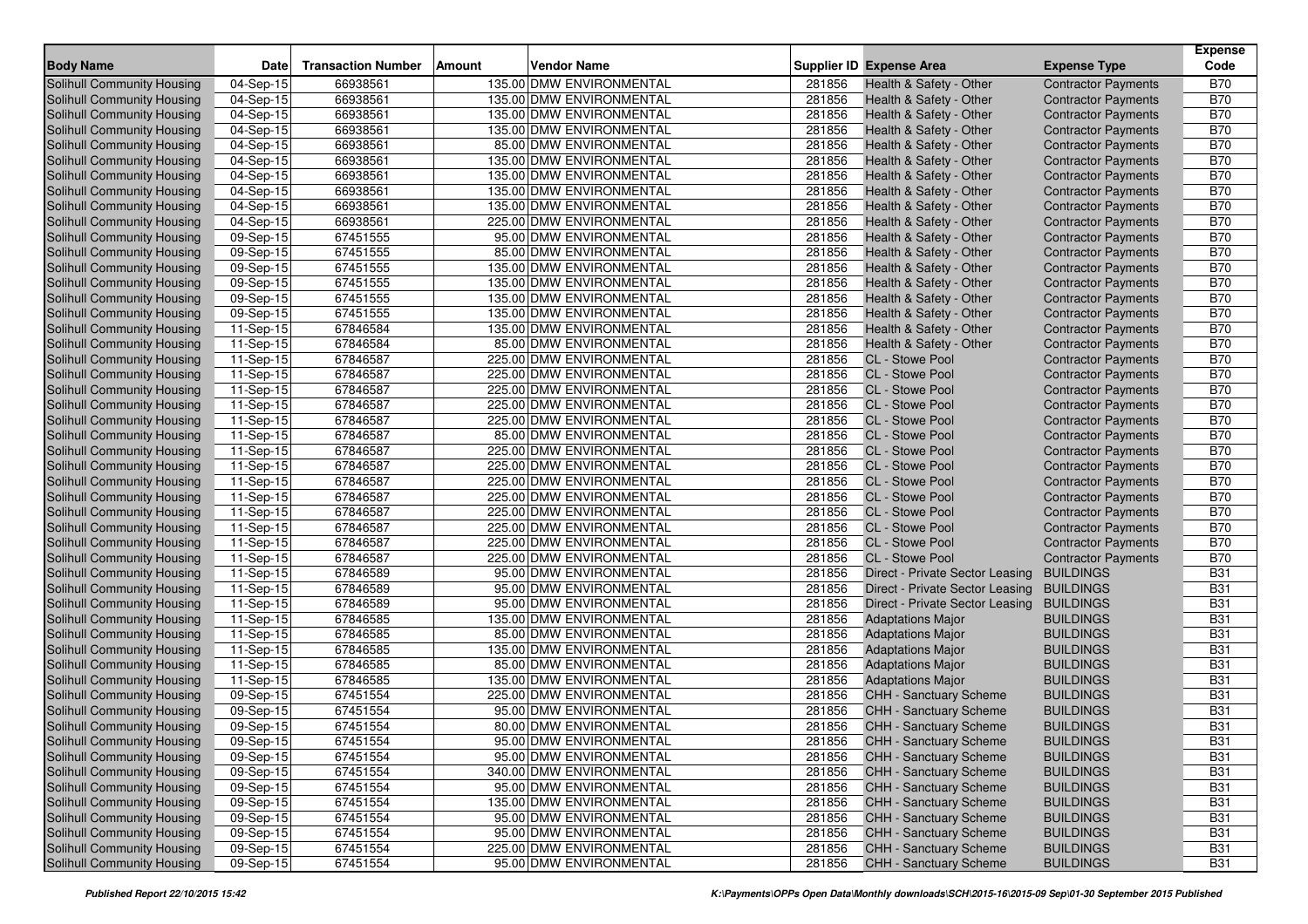| Body Name | Date | Transaction Number | Amount | Vendor Name | Supplier ID | Expense Area | Expense Type | Expense Code |
|---|---|---|---|---|---|---|---|---|
| Solihull Community Housing | 04-Sep-15 | 66938561 | 135.00 | DMW ENVIRONMENTAL | 281856 | Health & Safety - Other | Contractor Payments | B70 |
| Solihull Community Housing | 04-Sep-15 | 66938561 | 135.00 | DMW ENVIRONMENTAL | 281856 | Health & Safety - Other | Contractor Payments | B70 |
| Solihull Community Housing | 04-Sep-15 | 66938561 | 135.00 | DMW ENVIRONMENTAL | 281856 | Health & Safety - Other | Contractor Payments | B70 |
| Solihull Community Housing | 04-Sep-15 | 66938561 | 135.00 | DMW ENVIRONMENTAL | 281856 | Health & Safety - Other | Contractor Payments | B70 |
| Solihull Community Housing | 04-Sep-15 | 66938561 | 85.00 | DMW ENVIRONMENTAL | 281856 | Health & Safety - Other | Contractor Payments | B70 |
| Solihull Community Housing | 04-Sep-15 | 66938561 | 135.00 | DMW ENVIRONMENTAL | 281856 | Health & Safety - Other | Contractor Payments | B70 |
| Solihull Community Housing | 04-Sep-15 | 66938561 | 135.00 | DMW ENVIRONMENTAL | 281856 | Health & Safety - Other | Contractor Payments | B70 |
| Solihull Community Housing | 04-Sep-15 | 66938561 | 135.00 | DMW ENVIRONMENTAL | 281856 | Health & Safety - Other | Contractor Payments | B70 |
| Solihull Community Housing | 04-Sep-15 | 66938561 | 135.00 | DMW ENVIRONMENTAL | 281856 | Health & Safety - Other | Contractor Payments | B70 |
| Solihull Community Housing | 04-Sep-15 | 66938561 | 225.00 | DMW ENVIRONMENTAL | 281856 | Health & Safety - Other | Contractor Payments | B70 |
| Solihull Community Housing | 09-Sep-15 | 67451555 | 95.00 | DMW ENVIRONMENTAL | 281856 | Health & Safety - Other | Contractor Payments | B70 |
| Solihull Community Housing | 09-Sep-15 | 67451555 | 85.00 | DMW ENVIRONMENTAL | 281856 | Health & Safety - Other | Contractor Payments | B70 |
| Solihull Community Housing | 09-Sep-15 | 67451555 | 135.00 | DMW ENVIRONMENTAL | 281856 | Health & Safety - Other | Contractor Payments | B70 |
| Solihull Community Housing | 09-Sep-15 | 67451555 | 135.00 | DMW ENVIRONMENTAL | 281856 | Health & Safety - Other | Contractor Payments | B70 |
| Solihull Community Housing | 09-Sep-15 | 67451555 | 135.00 | DMW ENVIRONMENTAL | 281856 | Health & Safety - Other | Contractor Payments | B70 |
| Solihull Community Housing | 09-Sep-15 | 67451555 | 135.00 | DMW ENVIRONMENTAL | 281856 | Health & Safety - Other | Contractor Payments | B70 |
| Solihull Community Housing | 11-Sep-15 | 67846584 | 135.00 | DMW ENVIRONMENTAL | 281856 | Health & Safety - Other | Contractor Payments | B70 |
| Solihull Community Housing | 11-Sep-15 | 67846584 | 85.00 | DMW ENVIRONMENTAL | 281856 | Health & Safety - Other | Contractor Payments | B70 |
| Solihull Community Housing | 11-Sep-15 | 67846587 | 225.00 | DMW ENVIRONMENTAL | 281856 | CL - Stowe Pool | Contractor Payments | B70 |
| Solihull Community Housing | 11-Sep-15 | 67846587 | 225.00 | DMW ENVIRONMENTAL | 281856 | CL - Stowe Pool | Contractor Payments | B70 |
| Solihull Community Housing | 11-Sep-15 | 67846587 | 225.00 | DMW ENVIRONMENTAL | 281856 | CL - Stowe Pool | Contractor Payments | B70 |
| Solihull Community Housing | 11-Sep-15 | 67846587 | 225.00 | DMW ENVIRONMENTAL | 281856 | CL - Stowe Pool | Contractor Payments | B70 |
| Solihull Community Housing | 11-Sep-15 | 67846587 | 225.00 | DMW ENVIRONMENTAL | 281856 | CL - Stowe Pool | Contractor Payments | B70 |
| Solihull Community Housing | 11-Sep-15 | 67846587 | 85.00 | DMW ENVIRONMENTAL | 281856 | CL - Stowe Pool | Contractor Payments | B70 |
| Solihull Community Housing | 11-Sep-15 | 67846587 | 225.00 | DMW ENVIRONMENTAL | 281856 | CL - Stowe Pool | Contractor Payments | B70 |
| Solihull Community Housing | 11-Sep-15 | 67846587 | 225.00 | DMW ENVIRONMENTAL | 281856 | CL - Stowe Pool | Contractor Payments | B70 |
| Solihull Community Housing | 11-Sep-15 | 67846587 | 225.00 | DMW ENVIRONMENTAL | 281856 | CL - Stowe Pool | Contractor Payments | B70 |
| Solihull Community Housing | 11-Sep-15 | 67846587 | 225.00 | DMW ENVIRONMENTAL | 281856 | CL - Stowe Pool | Contractor Payments | B70 |
| Solihull Community Housing | 11-Sep-15 | 67846587 | 225.00 | DMW ENVIRONMENTAL | 281856 | CL - Stowe Pool | Contractor Payments | B70 |
| Solihull Community Housing | 11-Sep-15 | 67846587 | 225.00 | DMW ENVIRONMENTAL | 281856 | CL - Stowe Pool | Contractor Payments | B70 |
| Solihull Community Housing | 11-Sep-15 | 67846587 | 225.00 | DMW ENVIRONMENTAL | 281856 | CL - Stowe Pool | Contractor Payments | B70 |
| Solihull Community Housing | 11-Sep-15 | 67846587 | 225.00 | DMW ENVIRONMENTAL | 281856 | CL - Stowe Pool | Contractor Payments | B70 |
| Solihull Community Housing | 11-Sep-15 | 67846589 | 95.00 | DMW ENVIRONMENTAL | 281856 | Direct - Private Sector Leasing | BUILDINGS | B31 |
| Solihull Community Housing | 11-Sep-15 | 67846589 | 95.00 | DMW ENVIRONMENTAL | 281856 | Direct - Private Sector Leasing | BUILDINGS | B31 |
| Solihull Community Housing | 11-Sep-15 | 67846589 | 95.00 | DMW ENVIRONMENTAL | 281856 | Direct - Private Sector Leasing | BUILDINGS | B31 |
| Solihull Community Housing | 11-Sep-15 | 67846585 | 135.00 | DMW ENVIRONMENTAL | 281856 | Adaptations Major | BUILDINGS | B31 |
| Solihull Community Housing | 11-Sep-15 | 67846585 | 85.00 | DMW ENVIRONMENTAL | 281856 | Adaptations Major | BUILDINGS | B31 |
| Solihull Community Housing | 11-Sep-15 | 67846585 | 135.00 | DMW ENVIRONMENTAL | 281856 | Adaptations Major | BUILDINGS | B31 |
| Solihull Community Housing | 11-Sep-15 | 67846585 | 85.00 | DMW ENVIRONMENTAL | 281856 | Adaptations Major | BUILDINGS | B31 |
| Solihull Community Housing | 11-Sep-15 | 67846585 | 135.00 | DMW ENVIRONMENTAL | 281856 | Adaptations Major | BUILDINGS | B31 |
| Solihull Community Housing | 09-Sep-15 | 67451554 | 225.00 | DMW ENVIRONMENTAL | 281856 | CHH - Sanctuary Scheme | BUILDINGS | B31 |
| Solihull Community Housing | 09-Sep-15 | 67451554 | 95.00 | DMW ENVIRONMENTAL | 281856 | CHH - Sanctuary Scheme | BUILDINGS | B31 |
| Solihull Community Housing | 09-Sep-15 | 67451554 | 80.00 | DMW ENVIRONMENTAL | 281856 | CHH - Sanctuary Scheme | BUILDINGS | B31 |
| Solihull Community Housing | 09-Sep-15 | 67451554 | 95.00 | DMW ENVIRONMENTAL | 281856 | CHH - Sanctuary Scheme | BUILDINGS | B31 |
| Solihull Community Housing | 09-Sep-15 | 67451554 | 95.00 | DMW ENVIRONMENTAL | 281856 | CHH - Sanctuary Scheme | BUILDINGS | B31 |
| Solihull Community Housing | 09-Sep-15 | 67451554 | 340.00 | DMW ENVIRONMENTAL | 281856 | CHH - Sanctuary Scheme | BUILDINGS | B31 |
| Solihull Community Housing | 09-Sep-15 | 67451554 | 95.00 | DMW ENVIRONMENTAL | 281856 | CHH - Sanctuary Scheme | BUILDINGS | B31 |
| Solihull Community Housing | 09-Sep-15 | 67451554 | 135.00 | DMW ENVIRONMENTAL | 281856 | CHH - Sanctuary Scheme | BUILDINGS | B31 |
| Solihull Community Housing | 09-Sep-15 | 67451554 | 95.00 | DMW ENVIRONMENTAL | 281856 | CHH - Sanctuary Scheme | BUILDINGS | B31 |
| Solihull Community Housing | 09-Sep-15 | 67451554 | 95.00 | DMW ENVIRONMENTAL | 281856 | CHH - Sanctuary Scheme | BUILDINGS | B31 |
| Solihull Community Housing | 09-Sep-15 | 67451554 | 225.00 | DMW ENVIRONMENTAL | 281856 | CHH - Sanctuary Scheme | BUILDINGS | B31 |
| Solihull Community Housing | 09-Sep-15 | 67451554 | 95.00 | DMW ENVIRONMENTAL | 281856 | CHH - Sanctuary Scheme | BUILDINGS | B31 |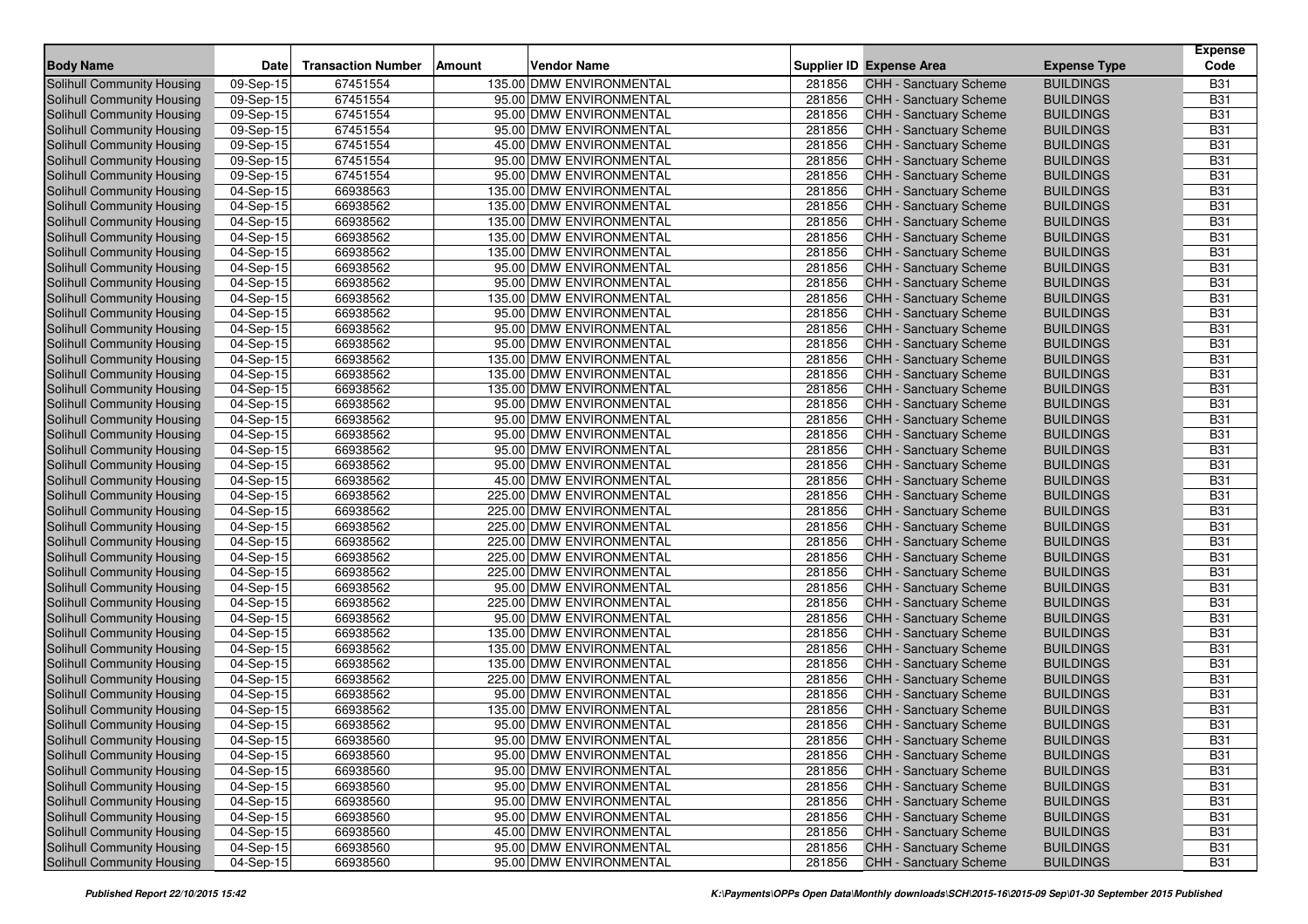| Body Name | Date | Transaction Number | Amount | Vendor Name | Supplier ID | Expense Area | Expense Type | Expense Code |
|---|---|---|---|---|---|---|---|---|
| Solihull Community Housing | 09-Sep-15 | 67451554 | 135.00 | DMW ENVIRONMENTAL | 281856 | CHH - Sanctuary Scheme | BUILDINGS | B31 |
| Solihull Community Housing | 09-Sep-15 | 67451554 | 95.00 | DMW ENVIRONMENTAL | 281856 | CHH - Sanctuary Scheme | BUILDINGS | B31 |
| Solihull Community Housing | 09-Sep-15 | 67451554 | 95.00 | DMW ENVIRONMENTAL | 281856 | CHH - Sanctuary Scheme | BUILDINGS | B31 |
| Solihull Community Housing | 09-Sep-15 | 67451554 | 95.00 | DMW ENVIRONMENTAL | 281856 | CHH - Sanctuary Scheme | BUILDINGS | B31 |
| Solihull Community Housing | 09-Sep-15 | 67451554 | 45.00 | DMW ENVIRONMENTAL | 281856 | CHH - Sanctuary Scheme | BUILDINGS | B31 |
| Solihull Community Housing | 09-Sep-15 | 67451554 | 95.00 | DMW ENVIRONMENTAL | 281856 | CHH - Sanctuary Scheme | BUILDINGS | B31 |
| Solihull Community Housing | 09-Sep-15 | 67451554 | 95.00 | DMW ENVIRONMENTAL | 281856 | CHH - Sanctuary Scheme | BUILDINGS | B31 |
| Solihull Community Housing | 04-Sep-15 | 66938563 | 135.00 | DMW ENVIRONMENTAL | 281856 | CHH - Sanctuary Scheme | BUILDINGS | B31 |
| Solihull Community Housing | 04-Sep-15 | 66938562 | 135.00 | DMW ENVIRONMENTAL | 281856 | CHH - Sanctuary Scheme | BUILDINGS | B31 |
| Solihull Community Housing | 04-Sep-15 | 66938562 | 135.00 | DMW ENVIRONMENTAL | 281856 | CHH - Sanctuary Scheme | BUILDINGS | B31 |
| Solihull Community Housing | 04-Sep-15 | 66938562 | 135.00 | DMW ENVIRONMENTAL | 281856 | CHH - Sanctuary Scheme | BUILDINGS | B31 |
| Solihull Community Housing | 04-Sep-15 | 66938562 | 135.00 | DMW ENVIRONMENTAL | 281856 | CHH - Sanctuary Scheme | BUILDINGS | B31 |
| Solihull Community Housing | 04-Sep-15 | 66938562 | 95.00 | DMW ENVIRONMENTAL | 281856 | CHH - Sanctuary Scheme | BUILDINGS | B31 |
| Solihull Community Housing | 04-Sep-15 | 66938562 | 95.00 | DMW ENVIRONMENTAL | 281856 | CHH - Sanctuary Scheme | BUILDINGS | B31 |
| Solihull Community Housing | 04-Sep-15 | 66938562 | 135.00 | DMW ENVIRONMENTAL | 281856 | CHH - Sanctuary Scheme | BUILDINGS | B31 |
| Solihull Community Housing | 04-Sep-15 | 66938562 | 95.00 | DMW ENVIRONMENTAL | 281856 | CHH - Sanctuary Scheme | BUILDINGS | B31 |
| Solihull Community Housing | 04-Sep-15 | 66938562 | 95.00 | DMW ENVIRONMENTAL | 281856 | CHH - Sanctuary Scheme | BUILDINGS | B31 |
| Solihull Community Housing | 04-Sep-15 | 66938562 | 95.00 | DMW ENVIRONMENTAL | 281856 | CHH - Sanctuary Scheme | BUILDINGS | B31 |
| Solihull Community Housing | 04-Sep-15 | 66938562 | 135.00 | DMW ENVIRONMENTAL | 281856 | CHH - Sanctuary Scheme | BUILDINGS | B31 |
| Solihull Community Housing | 04-Sep-15 | 66938562 | 135.00 | DMW ENVIRONMENTAL | 281856 | CHH - Sanctuary Scheme | BUILDINGS | B31 |
| Solihull Community Housing | 04-Sep-15 | 66938562 | 135.00 | DMW ENVIRONMENTAL | 281856 | CHH - Sanctuary Scheme | BUILDINGS | B31 |
| Solihull Community Housing | 04-Sep-15 | 66938562 | 95.00 | DMW ENVIRONMENTAL | 281856 | CHH - Sanctuary Scheme | BUILDINGS | B31 |
| Solihull Community Housing | 04-Sep-15 | 66938562 | 95.00 | DMW ENVIRONMENTAL | 281856 | CHH - Sanctuary Scheme | BUILDINGS | B31 |
| Solihull Community Housing | 04-Sep-15 | 66938562 | 95.00 | DMW ENVIRONMENTAL | 281856 | CHH - Sanctuary Scheme | BUILDINGS | B31 |
| Solihull Community Housing | 04-Sep-15 | 66938562 | 95.00 | DMW ENVIRONMENTAL | 281856 | CHH - Sanctuary Scheme | BUILDINGS | B31 |
| Solihull Community Housing | 04-Sep-15 | 66938562 | 95.00 | DMW ENVIRONMENTAL | 281856 | CHH - Sanctuary Scheme | BUILDINGS | B31 |
| Solihull Community Housing | 04-Sep-15 | 66938562 | 45.00 | DMW ENVIRONMENTAL | 281856 | CHH - Sanctuary Scheme | BUILDINGS | B31 |
| Solihull Community Housing | 04-Sep-15 | 66938562 | 225.00 | DMW ENVIRONMENTAL | 281856 | CHH - Sanctuary Scheme | BUILDINGS | B31 |
| Solihull Community Housing | 04-Sep-15 | 66938562 | 225.00 | DMW ENVIRONMENTAL | 281856 | CHH - Sanctuary Scheme | BUILDINGS | B31 |
| Solihull Community Housing | 04-Sep-15 | 66938562 | 225.00 | DMW ENVIRONMENTAL | 281856 | CHH - Sanctuary Scheme | BUILDINGS | B31 |
| Solihull Community Housing | 04-Sep-15 | 66938562 | 225.00 | DMW ENVIRONMENTAL | 281856 | CHH - Sanctuary Scheme | BUILDINGS | B31 |
| Solihull Community Housing | 04-Sep-15 | 66938562 | 225.00 | DMW ENVIRONMENTAL | 281856 | CHH - Sanctuary Scheme | BUILDINGS | B31 |
| Solihull Community Housing | 04-Sep-15 | 66938562 | 225.00 | DMW ENVIRONMENTAL | 281856 | CHH - Sanctuary Scheme | BUILDINGS | B31 |
| Solihull Community Housing | 04-Sep-15 | 66938562 | 95.00 | DMW ENVIRONMENTAL | 281856 | CHH - Sanctuary Scheme | BUILDINGS | B31 |
| Solihull Community Housing | 04-Sep-15 | 66938562 | 225.00 | DMW ENVIRONMENTAL | 281856 | CHH - Sanctuary Scheme | BUILDINGS | B31 |
| Solihull Community Housing | 04-Sep-15 | 66938562 | 95.00 | DMW ENVIRONMENTAL | 281856 | CHH - Sanctuary Scheme | BUILDINGS | B31 |
| Solihull Community Housing | 04-Sep-15 | 66938562 | 135.00 | DMW ENVIRONMENTAL | 281856 | CHH - Sanctuary Scheme | BUILDINGS | B31 |
| Solihull Community Housing | 04-Sep-15 | 66938562 | 135.00 | DMW ENVIRONMENTAL | 281856 | CHH - Sanctuary Scheme | BUILDINGS | B31 |
| Solihull Community Housing | 04-Sep-15 | 66938562 | 135.00 | DMW ENVIRONMENTAL | 281856 | CHH - Sanctuary Scheme | BUILDINGS | B31 |
| Solihull Community Housing | 04-Sep-15 | 66938562 | 225.00 | DMW ENVIRONMENTAL | 281856 | CHH - Sanctuary Scheme | BUILDINGS | B31 |
| Solihull Community Housing | 04-Sep-15 | 66938562 | 95.00 | DMW ENVIRONMENTAL | 281856 | CHH - Sanctuary Scheme | BUILDINGS | B31 |
| Solihull Community Housing | 04-Sep-15 | 66938562 | 135.00 | DMW ENVIRONMENTAL | 281856 | CHH - Sanctuary Scheme | BUILDINGS | B31 |
| Solihull Community Housing | 04-Sep-15 | 66938562 | 95.00 | DMW ENVIRONMENTAL | 281856 | CHH - Sanctuary Scheme | BUILDINGS | B31 |
| Solihull Community Housing | 04-Sep-15 | 66938560 | 95.00 | DMW ENVIRONMENTAL | 281856 | CHH - Sanctuary Scheme | BUILDINGS | B31 |
| Solihull Community Housing | 04-Sep-15 | 66938560 | 95.00 | DMW ENVIRONMENTAL | 281856 | CHH - Sanctuary Scheme | BUILDINGS | B31 |
| Solihull Community Housing | 04-Sep-15 | 66938560 | 95.00 | DMW ENVIRONMENTAL | 281856 | CHH - Sanctuary Scheme | BUILDINGS | B31 |
| Solihull Community Housing | 04-Sep-15 | 66938560 | 95.00 | DMW ENVIRONMENTAL | 281856 | CHH - Sanctuary Scheme | BUILDINGS | B31 |
| Solihull Community Housing | 04-Sep-15 | 66938560 | 95.00 | DMW ENVIRONMENTAL | 281856 | CHH - Sanctuary Scheme | BUILDINGS | B31 |
| Solihull Community Housing | 04-Sep-15 | 66938560 | 95.00 | DMW ENVIRONMENTAL | 281856 | CHH - Sanctuary Scheme | BUILDINGS | B31 |
| Solihull Community Housing | 04-Sep-15 | 66938560 | 45.00 | DMW ENVIRONMENTAL | 281856 | CHH - Sanctuary Scheme | BUILDINGS | B31 |
| Solihull Community Housing | 04-Sep-15 | 66938560 | 95.00 | DMW ENVIRONMENTAL | 281856 | CHH - Sanctuary Scheme | BUILDINGS | B31 |
| Solihull Community Housing | 04-Sep-15 | 66938560 | 95.00 | DMW ENVIRONMENTAL | 281856 | CHH - Sanctuary Scheme | BUILDINGS | B31 |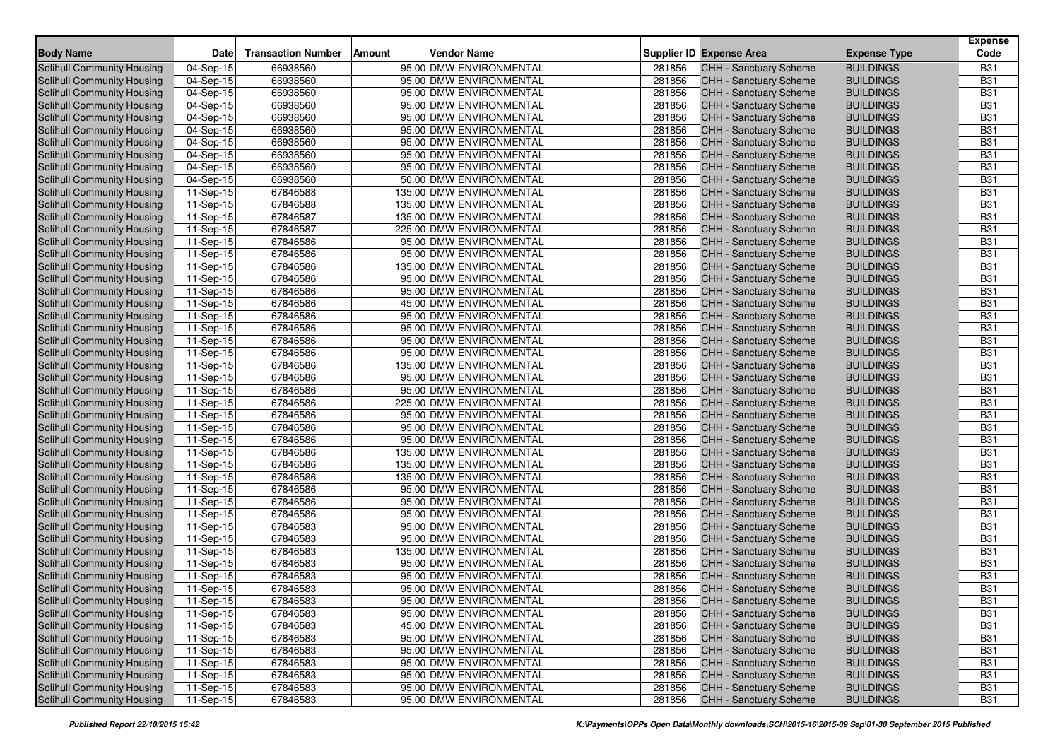| Body Name | Date | Transaction Number | Amount | Vendor Name | Supplier ID | Expense Area | Expense Type | Expense Code |
|---|---|---|---|---|---|---|---|---|
| Solihull Community Housing | 04-Sep-15 | 66938560 | 95.00 | DMW ENVIRONMENTAL | 281856 | CHH - Sanctuary Scheme | BUILDINGS | B31 |
| Solihull Community Housing | 04-Sep-15 | 66938560 | 95.00 | DMW ENVIRONMENTAL | 281856 | CHH - Sanctuary Scheme | BUILDINGS | B31 |
| Solihull Community Housing | 04-Sep-15 | 66938560 | 95.00 | DMW ENVIRONMENTAL | 281856 | CHH - Sanctuary Scheme | BUILDINGS | B31 |
| Solihull Community Housing | 04-Sep-15 | 66938560 | 95.00 | DMW ENVIRONMENTAL | 281856 | CHH - Sanctuary Scheme | BUILDINGS | B31 |
| Solihull Community Housing | 04-Sep-15 | 66938560 | 95.00 | DMW ENVIRONMENTAL | 281856 | CHH - Sanctuary Scheme | BUILDINGS | B31 |
| Solihull Community Housing | 04-Sep-15 | 66938560 | 95.00 | DMW ENVIRONMENTAL | 281856 | CHH - Sanctuary Scheme | BUILDINGS | B31 |
| Solihull Community Housing | 04-Sep-15 | 66938560 | 95.00 | DMW ENVIRONMENTAL | 281856 | CHH - Sanctuary Scheme | BUILDINGS | B31 |
| Solihull Community Housing | 04-Sep-15 | 66938560 | 95.00 | DMW ENVIRONMENTAL | 281856 | CHH - Sanctuary Scheme | BUILDINGS | B31 |
| Solihull Community Housing | 04-Sep-15 | 66938560 | 95.00 | DMW ENVIRONMENTAL | 281856 | CHH - Sanctuary Scheme | BUILDINGS | B31 |
| Solihull Community Housing | 04-Sep-15 | 66938560 | 50.00 | DMW ENVIRONMENTAL | 281856 | CHH - Sanctuary Scheme | BUILDINGS | B31 |
| Solihull Community Housing | 11-Sep-15 | 67846588 | 135.00 | DMW ENVIRONMENTAL | 281856 | CHH - Sanctuary Scheme | BUILDINGS | B31 |
| Solihull Community Housing | 11-Sep-15 | 67846588 | 135.00 | DMW ENVIRONMENTAL | 281856 | CHH - Sanctuary Scheme | BUILDINGS | B31 |
| Solihull Community Housing | 11-Sep-15 | 67846587 | 135.00 | DMW ENVIRONMENTAL | 281856 | CHH - Sanctuary Scheme | BUILDINGS | B31 |
| Solihull Community Housing | 11-Sep-15 | 67846587 | 225.00 | DMW ENVIRONMENTAL | 281856 | CHH - Sanctuary Scheme | BUILDINGS | B31 |
| Solihull Community Housing | 11-Sep-15 | 67846586 | 95.00 | DMW ENVIRONMENTAL | 281856 | CHH - Sanctuary Scheme | BUILDINGS | B31 |
| Solihull Community Housing | 11-Sep-15 | 67846586 | 95.00 | DMW ENVIRONMENTAL | 281856 | CHH - Sanctuary Scheme | BUILDINGS | B31 |
| Solihull Community Housing | 11-Sep-15 | 67846586 | 135.00 | DMW ENVIRONMENTAL | 281856 | CHH - Sanctuary Scheme | BUILDINGS | B31 |
| Solihull Community Housing | 11-Sep-15 | 67846586 | 95.00 | DMW ENVIRONMENTAL | 281856 | CHH - Sanctuary Scheme | BUILDINGS | B31 |
| Solihull Community Housing | 11-Sep-15 | 67846586 | 95.00 | DMW ENVIRONMENTAL | 281856 | CHH - Sanctuary Scheme | BUILDINGS | B31 |
| Solihull Community Housing | 11-Sep-15 | 67846586 | 45.00 | DMW ENVIRONMENTAL | 281856 | CHH - Sanctuary Scheme | BUILDINGS | B31 |
| Solihull Community Housing | 11-Sep-15 | 67846586 | 95.00 | DMW ENVIRONMENTAL | 281856 | CHH - Sanctuary Scheme | BUILDINGS | B31 |
| Solihull Community Housing | 11-Sep-15 | 67846586 | 95.00 | DMW ENVIRONMENTAL | 281856 | CHH - Sanctuary Scheme | BUILDINGS | B31 |
| Solihull Community Housing | 11-Sep-15 | 67846586 | 95.00 | DMW ENVIRONMENTAL | 281856 | CHH - Sanctuary Scheme | BUILDINGS | B31 |
| Solihull Community Housing | 11-Sep-15 | 67846586 | 95.00 | DMW ENVIRONMENTAL | 281856 | CHH - Sanctuary Scheme | BUILDINGS | B31 |
| Solihull Community Housing | 11-Sep-15 | 67846586 | 135.00 | DMW ENVIRONMENTAL | 281856 | CHH - Sanctuary Scheme | BUILDINGS | B31 |
| Solihull Community Housing | 11-Sep-15 | 67846586 | 95.00 | DMW ENVIRONMENTAL | 281856 | CHH - Sanctuary Scheme | BUILDINGS | B31 |
| Solihull Community Housing | 11-Sep-15 | 67846586 | 95.00 | DMW ENVIRONMENTAL | 281856 | CHH - Sanctuary Scheme | BUILDINGS | B31 |
| Solihull Community Housing | 11-Sep-15 | 67846586 | 225.00 | DMW ENVIRONMENTAL | 281856 | CHH - Sanctuary Scheme | BUILDINGS | B31 |
| Solihull Community Housing | 11-Sep-15 | 67846586 | 95.00 | DMW ENVIRONMENTAL | 281856 | CHH - Sanctuary Scheme | BUILDINGS | B31 |
| Solihull Community Housing | 11-Sep-15 | 67846586 | 95.00 | DMW ENVIRONMENTAL | 281856 | CHH - Sanctuary Scheme | BUILDINGS | B31 |
| Solihull Community Housing | 11-Sep-15 | 67846586 | 95.00 | DMW ENVIRONMENTAL | 281856 | CHH - Sanctuary Scheme | BUILDINGS | B31 |
| Solihull Community Housing | 11-Sep-15 | 67846586 | 135.00 | DMW ENVIRONMENTAL | 281856 | CHH - Sanctuary Scheme | BUILDINGS | B31 |
| Solihull Community Housing | 11-Sep-15 | 67846586 | 135.00 | DMW ENVIRONMENTAL | 281856 | CHH - Sanctuary Scheme | BUILDINGS | B31 |
| Solihull Community Housing | 11-Sep-15 | 67846586 | 135.00 | DMW ENVIRONMENTAL | 281856 | CHH - Sanctuary Scheme | BUILDINGS | B31 |
| Solihull Community Housing | 11-Sep-15 | 67846586 | 95.00 | DMW ENVIRONMENTAL | 281856 | CHH - Sanctuary Scheme | BUILDINGS | B31 |
| Solihull Community Housing | 11-Sep-15 | 67846586 | 95.00 | DMW ENVIRONMENTAL | 281856 | CHH - Sanctuary Scheme | BUILDINGS | B31 |
| Solihull Community Housing | 11-Sep-15 | 67846586 | 95.00 | DMW ENVIRONMENTAL | 281856 | CHH - Sanctuary Scheme | BUILDINGS | B31 |
| Solihull Community Housing | 11-Sep-15 | 67846583 | 95.00 | DMW ENVIRONMENTAL | 281856 | CHH - Sanctuary Scheme | BUILDINGS | B31 |
| Solihull Community Housing | 11-Sep-15 | 67846583 | 95.00 | DMW ENVIRONMENTAL | 281856 | CHH - Sanctuary Scheme | BUILDINGS | B31 |
| Solihull Community Housing | 11-Sep-15 | 67846583 | 135.00 | DMW ENVIRONMENTAL | 281856 | CHH - Sanctuary Scheme | BUILDINGS | B31 |
| Solihull Community Housing | 11-Sep-15 | 67846583 | 95.00 | DMW ENVIRONMENTAL | 281856 | CHH - Sanctuary Scheme | BUILDINGS | B31 |
| Solihull Community Housing | 11-Sep-15 | 67846583 | 95.00 | DMW ENVIRONMENTAL | 281856 | CHH - Sanctuary Scheme | BUILDINGS | B31 |
| Solihull Community Housing | 11-Sep-15 | 67846583 | 95.00 | DMW ENVIRONMENTAL | 281856 | CHH - Sanctuary Scheme | BUILDINGS | B31 |
| Solihull Community Housing | 11-Sep-15 | 67846583 | 95.00 | DMW ENVIRONMENTAL | 281856 | CHH - Sanctuary Scheme | BUILDINGS | B31 |
| Solihull Community Housing | 11-Sep-15 | 67846583 | 95.00 | DMW ENVIRONMENTAL | 281856 | CHH - Sanctuary Scheme | BUILDINGS | B31 |
| Solihull Community Housing | 11-Sep-15 | 67846583 | 45.00 | DMW ENVIRONMENTAL | 281856 | CHH - Sanctuary Scheme | BUILDINGS | B31 |
| Solihull Community Housing | 11-Sep-15 | 67846583 | 95.00 | DMW ENVIRONMENTAL | 281856 | CHH - Sanctuary Scheme | BUILDINGS | B31 |
| Solihull Community Housing | 11-Sep-15 | 67846583 | 95.00 | DMW ENVIRONMENTAL | 281856 | CHH - Sanctuary Scheme | BUILDINGS | B31 |
| Solihull Community Housing | 11-Sep-15 | 67846583 | 95.00 | DMW ENVIRONMENTAL | 281856 | CHH - Sanctuary Scheme | BUILDINGS | B31 |
| Solihull Community Housing | 11-Sep-15 | 67846583 | 95.00 | DMW ENVIRONMENTAL | 281856 | CHH - Sanctuary Scheme | BUILDINGS | B31 |
| Solihull Community Housing | 11-Sep-15 | 67846583 | 95.00 | DMW ENVIRONMENTAL | 281856 | CHH - Sanctuary Scheme | BUILDINGS | B31 |
| Solihull Community Housing | 11-Sep-15 | 67846583 | 95.00 | DMW ENVIRONMENTAL | 281856 | CHH - Sanctuary Scheme | BUILDINGS | B31 |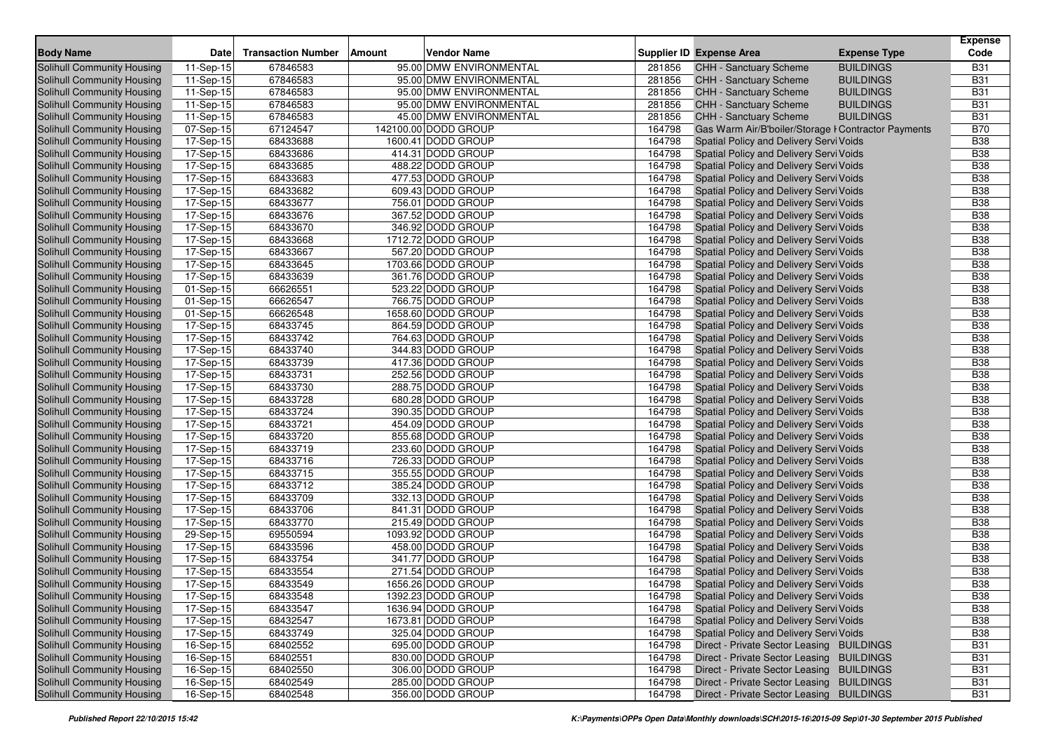| Body Name | Date | Transaction Number | Amount | Vendor Name | Supplier ID | Expense Area | Expense Type | Expense Code |
|---|---|---|---|---|---|---|---|---|
| Solihull Community Housing | 11-Sep-15 | 67846583 | 95.00 | DMW ENVIRONMENTAL | 281856 | CHH - Sanctuary Scheme | BUILDINGS | B31 |
| Solihull Community Housing | 11-Sep-15 | 67846583 | 95.00 | DMW ENVIRONMENTAL | 281856 | CHH - Sanctuary Scheme | BUILDINGS | B31 |
| Solihull Community Housing | 11-Sep-15 | 67846583 | 95.00 | DMW ENVIRONMENTAL | 281856 | CHH - Sanctuary Scheme | BUILDINGS | B31 |
| Solihull Community Housing | 11-Sep-15 | 67846583 | 95.00 | DMW ENVIRONMENTAL | 281856 | CHH - Sanctuary Scheme | BUILDINGS | B31 |
| Solihull Community Housing | 11-Sep-15 | 67846583 | 45.00 | DMW ENVIRONMENTAL | 281856 | CHH - Sanctuary Scheme | BUILDINGS | B31 |
| Solihull Community Housing | 07-Sep-15 | 67124547 | 142100.00 | DODD GROUP | 164798 | Gas Warm Air/B'boiler/Storage H | Contractor Payments | B70 |
| Solihull Community Housing | 17-Sep-15 | 68433688 | 1600.41 | DODD GROUP | 164798 | Spatial Policy and Delivery Servi | Voids | B38 |
| Solihull Community Housing | 17-Sep-15 | 68433686 | 414.31 | DODD GROUP | 164798 | Spatial Policy and Delivery Servi | Voids | B38 |
| Solihull Community Housing | 17-Sep-15 | 68433685 | 488.22 | DODD GROUP | 164798 | Spatial Policy and Delivery Servi | Voids | B38 |
| Solihull Community Housing | 17-Sep-15 | 68433683 | 477.53 | DODD GROUP | 164798 | Spatial Policy and Delivery Servi | Voids | B38 |
| Solihull Community Housing | 17-Sep-15 | 68433682 | 609.43 | DODD GROUP | 164798 | Spatial Policy and Delivery Servi | Voids | B38 |
| Solihull Community Housing | 17-Sep-15 | 68433677 | 756.01 | DODD GROUP | 164798 | Spatial Policy and Delivery Servi | Voids | B38 |
| Solihull Community Housing | 17-Sep-15 | 68433676 | 367.52 | DODD GROUP | 164798 | Spatial Policy and Delivery Servi | Voids | B38 |
| Solihull Community Housing | 17-Sep-15 | 68433670 | 346.92 | DODD GROUP | 164798 | Spatial Policy and Delivery Servi | Voids | B38 |
| Solihull Community Housing | 17-Sep-15 | 68433668 | 1712.72 | DODD GROUP | 164798 | Spatial Policy and Delivery Servi | Voids | B38 |
| Solihull Community Housing | 17-Sep-15 | 68433667 | 567.20 | DODD GROUP | 164798 | Spatial Policy and Delivery Servi | Voids | B38 |
| Solihull Community Housing | 17-Sep-15 | 68433645 | 1703.66 | DODD GROUP | 164798 | Spatial Policy and Delivery Servi | Voids | B38 |
| Solihull Community Housing | 17-Sep-15 | 68433639 | 361.76 | DODD GROUP | 164798 | Spatial Policy and Delivery Servi | Voids | B38 |
| Solihull Community Housing | 01-Sep-15 | 66626551 | 523.22 | DODD GROUP | 164798 | Spatial Policy and Delivery Servi | Voids | B38 |
| Solihull Community Housing | 01-Sep-15 | 66626547 | 766.75 | DODD GROUP | 164798 | Spatial Policy and Delivery Servi | Voids | B38 |
| Solihull Community Housing | 01-Sep-15 | 66626548 | 1658.60 | DODD GROUP | 164798 | Spatial Policy and Delivery Servi | Voids | B38 |
| Solihull Community Housing | 17-Sep-15 | 68433745 | 864.59 | DODD GROUP | 164798 | Spatial Policy and Delivery Servi | Voids | B38 |
| Solihull Community Housing | 17-Sep-15 | 68433742 | 764.63 | DODD GROUP | 164798 | Spatial Policy and Delivery Servi | Voids | B38 |
| Solihull Community Housing | 17-Sep-15 | 68433740 | 344.83 | DODD GROUP | 164798 | Spatial Policy and Delivery Servi | Voids | B38 |
| Solihull Community Housing | 17-Sep-15 | 68433739 | 417.36 | DODD GROUP | 164798 | Spatial Policy and Delivery Servi | Voids | B38 |
| Solihull Community Housing | 17-Sep-15 | 68433731 | 252.56 | DODD GROUP | 164798 | Spatial Policy and Delivery Servi | Voids | B38 |
| Solihull Community Housing | 17-Sep-15 | 68433730 | 288.75 | DODD GROUP | 164798 | Spatial Policy and Delivery Servi | Voids | B38 |
| Solihull Community Housing | 17-Sep-15 | 68433728 | 680.28 | DODD GROUP | 164798 | Spatial Policy and Delivery Servi | Voids | B38 |
| Solihull Community Housing | 17-Sep-15 | 68433724 | 390.35 | DODD GROUP | 164798 | Spatial Policy and Delivery Servi | Voids | B38 |
| Solihull Community Housing | 17-Sep-15 | 68433721 | 454.09 | DODD GROUP | 164798 | Spatial Policy and Delivery Servi | Voids | B38 |
| Solihull Community Housing | 17-Sep-15 | 68433720 | 855.68 | DODD GROUP | 164798 | Spatial Policy and Delivery Servi | Voids | B38 |
| Solihull Community Housing | 17-Sep-15 | 68433719 | 233.60 | DODD GROUP | 164798 | Spatial Policy and Delivery Servi | Voids | B38 |
| Solihull Community Housing | 17-Sep-15 | 68433716 | 726.33 | DODD GROUP | 164798 | Spatial Policy and Delivery Servi | Voids | B38 |
| Solihull Community Housing | 17-Sep-15 | 68433715 | 355.55 | DODD GROUP | 164798 | Spatial Policy and Delivery Servi | Voids | B38 |
| Solihull Community Housing | 17-Sep-15 | 68433712 | 385.24 | DODD GROUP | 164798 | Spatial Policy and Delivery Servi | Voids | B38 |
| Solihull Community Housing | 17-Sep-15 | 68433709 | 332.13 | DODD GROUP | 164798 | Spatial Policy and Delivery Servi | Voids | B38 |
| Solihull Community Housing | 17-Sep-15 | 68433706 | 841.31 | DODD GROUP | 164798 | Spatial Policy and Delivery Servi | Voids | B38 |
| Solihull Community Housing | 17-Sep-15 | 68433770 | 215.49 | DODD GROUP | 164798 | Spatial Policy and Delivery Servi | Voids | B38 |
| Solihull Community Housing | 29-Sep-15 | 69550594 | 1093.92 | DODD GROUP | 164798 | Spatial Policy and Delivery Servi | Voids | B38 |
| Solihull Community Housing | 17-Sep-15 | 68433596 | 458.00 | DODD GROUP | 164798 | Spatial Policy and Delivery Servi | Voids | B38 |
| Solihull Community Housing | 17-Sep-15 | 68433754 | 341.77 | DODD GROUP | 164798 | Spatial Policy and Delivery Servi | Voids | B38 |
| Solihull Community Housing | 17-Sep-15 | 68433554 | 271.54 | DODD GROUP | 164798 | Spatial Policy and Delivery Servi | Voids | B38 |
| Solihull Community Housing | 17-Sep-15 | 68433549 | 1656.26 | DODD GROUP | 164798 | Spatial Policy and Delivery Servi | Voids | B38 |
| Solihull Community Housing | 17-Sep-15 | 68433548 | 1392.23 | DODD GROUP | 164798 | Spatial Policy and Delivery Servi | Voids | B38 |
| Solihull Community Housing | 17-Sep-15 | 68433547 | 1636.94 | DODD GROUP | 164798 | Spatial Policy and Delivery Servi | Voids | B38 |
| Solihull Community Housing | 17-Sep-15 | 68432547 | 1673.81 | DODD GROUP | 164798 | Spatial Policy and Delivery Servi | Voids | B38 |
| Solihull Community Housing | 17-Sep-15 | 68433749 | 325.04 | DODD GROUP | 164798 | Spatial Policy and Delivery Servi | Voids | B38 |
| Solihull Community Housing | 16-Sep-15 | 68402552 | 695.00 | DODD GROUP | 164798 | Direct - Private Sector Leasing | BUILDINGS | B31 |
| Solihull Community Housing | 16-Sep-15 | 68402551 | 830.00 | DODD GROUP | 164798 | Direct - Private Sector Leasing | BUILDINGS | B31 |
| Solihull Community Housing | 16-Sep-15 | 68402550 | 306.00 | DODD GROUP | 164798 | Direct - Private Sector Leasing | BUILDINGS | B31 |
| Solihull Community Housing | 16-Sep-15 | 68402549 | 285.00 | DODD GROUP | 164798 | Direct - Private Sector Leasing | BUILDINGS | B31 |
| Solihull Community Housing | 16-Sep-15 | 68402548 | 356.00 | DODD GROUP | 164798 | Direct - Private Sector Leasing | BUILDINGS | B31 |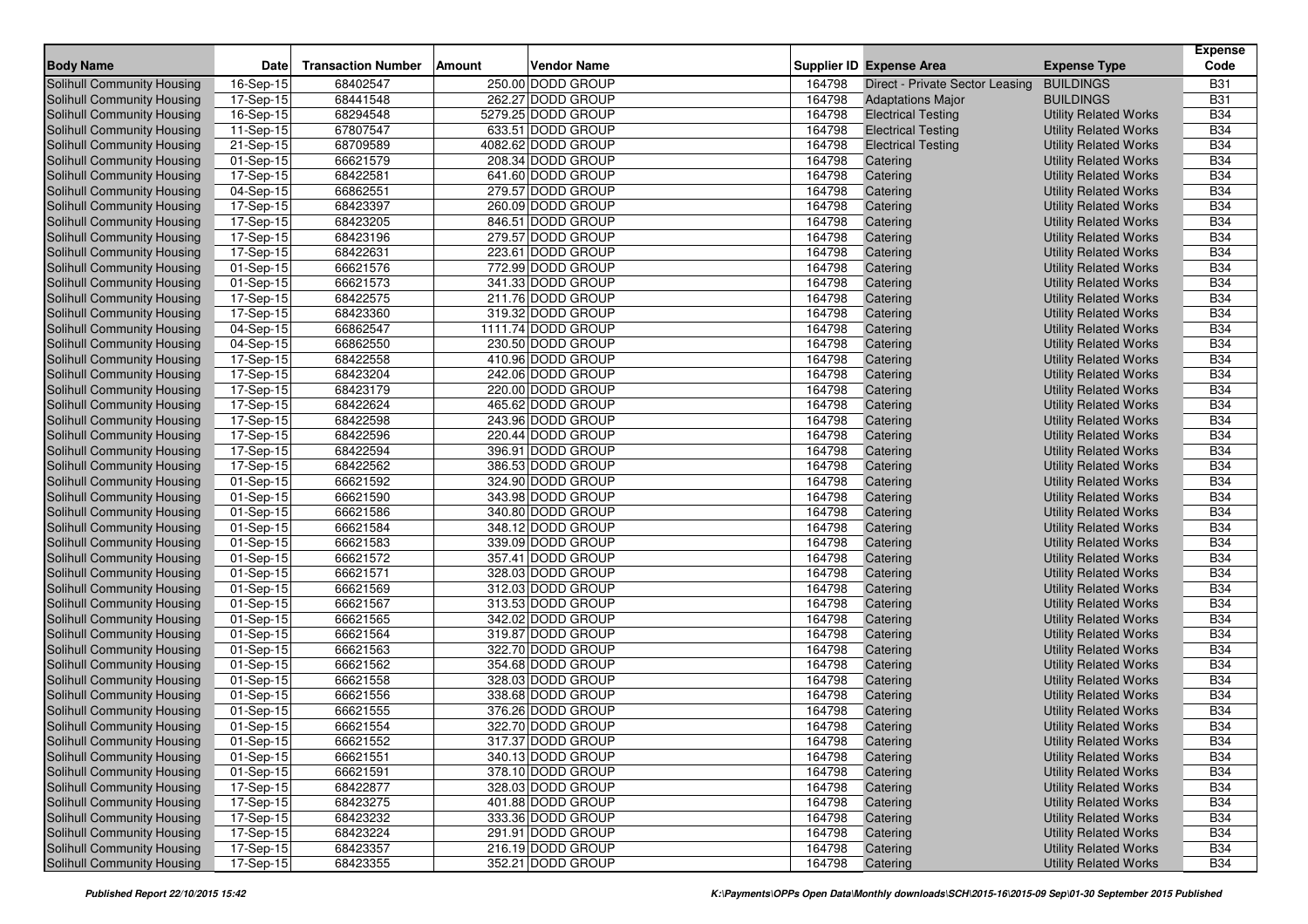| Body Name | Date | Transaction Number | Amount | Vendor Name | Supplier ID | Expense Area | Expense Type | Expense Code |
|---|---|---|---|---|---|---|---|---|
| Solihull Community Housing | 16-Sep-15 | 68402547 | 250.00 | DODD GROUP | 164798 | Direct - Private Sector Leasing | BUILDINGS | B31 |
| Solihull Community Housing | 17-Sep-15 | 68441548 | 262.27 | DODD GROUP | 164798 | Adaptations Major | BUILDINGS | B31 |
| Solihull Community Housing | 16-Sep-15 | 68294548 | 5279.25 | DODD GROUP | 164798 | Electrical Testing | Utility Related Works | B34 |
| Solihull Community Housing | 11-Sep-15 | 67807547 | 633.51 | DODD GROUP | 164798 | Electrical Testing | Utility Related Works | B34 |
| Solihull Community Housing | 21-Sep-15 | 68709589 | 4082.62 | DODD GROUP | 164798 | Electrical Testing | Utility Related Works | B34 |
| Solihull Community Housing | 01-Sep-15 | 66621579 | 208.34 | DODD GROUP | 164798 | Catering | Utility Related Works | B34 |
| Solihull Community Housing | 17-Sep-15 | 68422581 | 641.60 | DODD GROUP | 164798 | Catering | Utility Related Works | B34 |
| Solihull Community Housing | 04-Sep-15 | 66862551 | 279.57 | DODD GROUP | 164798 | Catering | Utility Related Works | B34 |
| Solihull Community Housing | 17-Sep-15 | 68423397 | 260.09 | DODD GROUP | 164798 | Catering | Utility Related Works | B34 |
| Solihull Community Housing | 17-Sep-15 | 68423205 | 846.51 | DODD GROUP | 164798 | Catering | Utility Related Works | B34 |
| Solihull Community Housing | 17-Sep-15 | 68423196 | 279.57 | DODD GROUP | 164798 | Catering | Utility Related Works | B34 |
| Solihull Community Housing | 17-Sep-15 | 68422631 | 223.61 | DODD GROUP | 164798 | Catering | Utility Related Works | B34 |
| Solihull Community Housing | 01-Sep-15 | 66621576 | 772.99 | DODD GROUP | 164798 | Catering | Utility Related Works | B34 |
| Solihull Community Housing | 01-Sep-15 | 66621573 | 341.33 | DODD GROUP | 164798 | Catering | Utility Related Works | B34 |
| Solihull Community Housing | 17-Sep-15 | 68422575 | 211.76 | DODD GROUP | 164798 | Catering | Utility Related Works | B34 |
| Solihull Community Housing | 17-Sep-15 | 68423360 | 319.32 | DODD GROUP | 164798 | Catering | Utility Related Works | B34 |
| Solihull Community Housing | 04-Sep-15 | 66862547 | 1111.74 | DODD GROUP | 164798 | Catering | Utility Related Works | B34 |
| Solihull Community Housing | 04-Sep-15 | 66862550 | 230.50 | DODD GROUP | 164798 | Catering | Utility Related Works | B34 |
| Solihull Community Housing | 17-Sep-15 | 68422558 | 410.96 | DODD GROUP | 164798 | Catering | Utility Related Works | B34 |
| Solihull Community Housing | 17-Sep-15 | 68423204 | 242.06 | DODD GROUP | 164798 | Catering | Utility Related Works | B34 |
| Solihull Community Housing | 17-Sep-15 | 68423179 | 220.00 | DODD GROUP | 164798 | Catering | Utility Related Works | B34 |
| Solihull Community Housing | 17-Sep-15 | 68422624 | 465.62 | DODD GROUP | 164798 | Catering | Utility Related Works | B34 |
| Solihull Community Housing | 17-Sep-15 | 68422598 | 243.96 | DODD GROUP | 164798 | Catering | Utility Related Works | B34 |
| Solihull Community Housing | 17-Sep-15 | 68422596 | 220.44 | DODD GROUP | 164798 | Catering | Utility Related Works | B34 |
| Solihull Community Housing | 17-Sep-15 | 68422594 | 396.91 | DODD GROUP | 164798 | Catering | Utility Related Works | B34 |
| Solihull Community Housing | 17-Sep-15 | 68422562 | 386.53 | DODD GROUP | 164798 | Catering | Utility Related Works | B34 |
| Solihull Community Housing | 01-Sep-15 | 66621592 | 324.90 | DODD GROUP | 164798 | Catering | Utility Related Works | B34 |
| Solihull Community Housing | 01-Sep-15 | 66621590 | 343.98 | DODD GROUP | 164798 | Catering | Utility Related Works | B34 |
| Solihull Community Housing | 01-Sep-15 | 66621586 | 340.80 | DODD GROUP | 164798 | Catering | Utility Related Works | B34 |
| Solihull Community Housing | 01-Sep-15 | 66621584 | 348.12 | DODD GROUP | 164798 | Catering | Utility Related Works | B34 |
| Solihull Community Housing | 01-Sep-15 | 66621583 | 339.09 | DODD GROUP | 164798 | Catering | Utility Related Works | B34 |
| Solihull Community Housing | 01-Sep-15 | 66621572 | 357.41 | DODD GROUP | 164798 | Catering | Utility Related Works | B34 |
| Solihull Community Housing | 01-Sep-15 | 66621571 | 328.03 | DODD GROUP | 164798 | Catering | Utility Related Works | B34 |
| Solihull Community Housing | 01-Sep-15 | 66621569 | 312.03 | DODD GROUP | 164798 | Catering | Utility Related Works | B34 |
| Solihull Community Housing | 01-Sep-15 | 66621567 | 313.53 | DODD GROUP | 164798 | Catering | Utility Related Works | B34 |
| Solihull Community Housing | 01-Sep-15 | 66621565 | 342.02 | DODD GROUP | 164798 | Catering | Utility Related Works | B34 |
| Solihull Community Housing | 01-Sep-15 | 66621564 | 319.87 | DODD GROUP | 164798 | Catering | Utility Related Works | B34 |
| Solihull Community Housing | 01-Sep-15 | 66621563 | 322.70 | DODD GROUP | 164798 | Catering | Utility Related Works | B34 |
| Solihull Community Housing | 01-Sep-15 | 66621562 | 354.68 | DODD GROUP | 164798 | Catering | Utility Related Works | B34 |
| Solihull Community Housing | 01-Sep-15 | 66621558 | 328.03 | DODD GROUP | 164798 | Catering | Utility Related Works | B34 |
| Solihull Community Housing | 01-Sep-15 | 66621556 | 338.68 | DODD GROUP | 164798 | Catering | Utility Related Works | B34 |
| Solihull Community Housing | 01-Sep-15 | 66621555 | 376.26 | DODD GROUP | 164798 | Catering | Utility Related Works | B34 |
| Solihull Community Housing | 01-Sep-15 | 66621554 | 322.70 | DODD GROUP | 164798 | Catering | Utility Related Works | B34 |
| Solihull Community Housing | 01-Sep-15 | 66621552 | 317.37 | DODD GROUP | 164798 | Catering | Utility Related Works | B34 |
| Solihull Community Housing | 01-Sep-15 | 66621551 | 340.13 | DODD GROUP | 164798 | Catering | Utility Related Works | B34 |
| Solihull Community Housing | 01-Sep-15 | 66621591 | 378.10 | DODD GROUP | 164798 | Catering | Utility Related Works | B34 |
| Solihull Community Housing | 17-Sep-15 | 68422877 | 328.03 | DODD GROUP | 164798 | Catering | Utility Related Works | B34 |
| Solihull Community Housing | 17-Sep-15 | 68423275 | 401.88 | DODD GROUP | 164798 | Catering | Utility Related Works | B34 |
| Solihull Community Housing | 17-Sep-15 | 68423232 | 333.36 | DODD GROUP | 164798 | Catering | Utility Related Works | B34 |
| Solihull Community Housing | 17-Sep-15 | 68423224 | 291.91 | DODD GROUP | 164798 | Catering | Utility Related Works | B34 |
| Solihull Community Housing | 17-Sep-15 | 68423357 | 216.19 | DODD GROUP | 164798 | Catering | Utility Related Works | B34 |
| Solihull Community Housing | 17-Sep-15 | 68423355 | 352.21 | DODD GROUP | 164798 | Catering | Utility Related Works | B34 |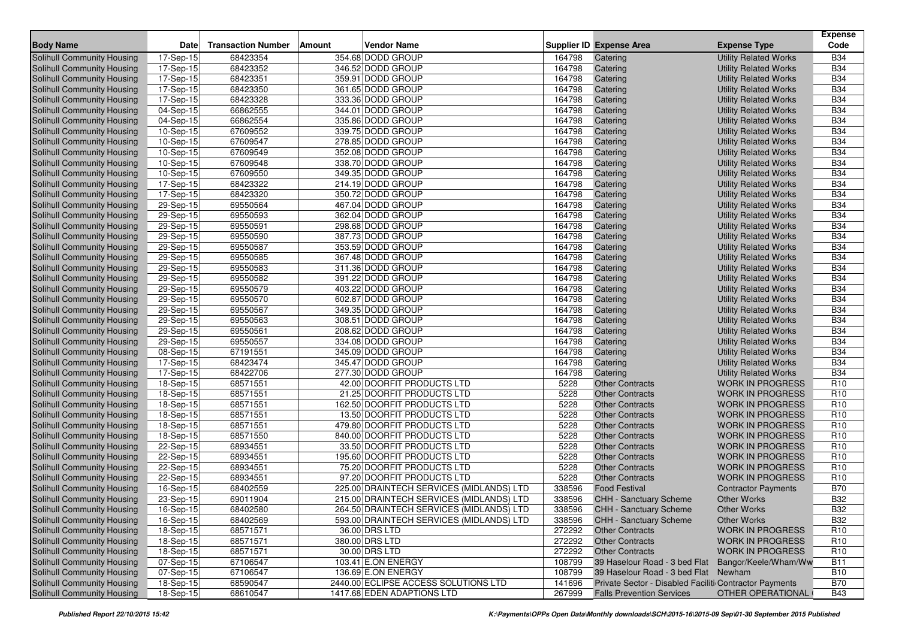| Body Name | Date | Transaction Number | Amount | Vendor Name | Supplier ID | Expense Area | Expense Type | Expense Code |
|---|---|---|---|---|---|---|---|---|
| Solihull Community Housing | 17-Sep-15 | 68423354 | 354.68 | DODD GROUP | 164798 | Catering | Utility Related Works | B34 |
| Solihull Community Housing | 17-Sep-15 | 68423352 | 346.52 | DODD GROUP | 164798 | Catering | Utility Related Works | B34 |
| Solihull Community Housing | 17-Sep-15 | 68423351 | 359.91 | DODD GROUP | 164798 | Catering | Utility Related Works | B34 |
| Solihull Community Housing | 17-Sep-15 | 68423350 | 361.65 | DODD GROUP | 164798 | Catering | Utility Related Works | B34 |
| Solihull Community Housing | 17-Sep-15 | 68423328 | 333.36 | DODD GROUP | 164798 | Catering | Utility Related Works | B34 |
| Solihull Community Housing | 04-Sep-15 | 66862555 | 344.01 | DODD GROUP | 164798 | Catering | Utility Related Works | B34 |
| Solihull Community Housing | 04-Sep-15 | 66862554 | 335.86 | DODD GROUP | 164798 | Catering | Utility Related Works | B34 |
| Solihull Community Housing | 10-Sep-15 | 67609552 | 339.75 | DODD GROUP | 164798 | Catering | Utility Related Works | B34 |
| Solihull Community Housing | 10-Sep-15 | 67609547 | 278.85 | DODD GROUP | 164798 | Catering | Utility Related Works | B34 |
| Solihull Community Housing | 10-Sep-15 | 67609549 | 352.08 | DODD GROUP | 164798 | Catering | Utility Related Works | B34 |
| Solihull Community Housing | 10-Sep-15 | 67609548 | 338.70 | DODD GROUP | 164798 | Catering | Utility Related Works | B34 |
| Solihull Community Housing | 10-Sep-15 | 67609550 | 349.35 | DODD GROUP | 164798 | Catering | Utility Related Works | B34 |
| Solihull Community Housing | 17-Sep-15 | 68423322 | 214.19 | DODD GROUP | 164798 | Catering | Utility Related Works | B34 |
| Solihull Community Housing | 17-Sep-15 | 68423320 | 350.72 | DODD GROUP | 164798 | Catering | Utility Related Works | B34 |
| Solihull Community Housing | 29-Sep-15 | 69550564 | 467.04 | DODD GROUP | 164798 | Catering | Utility Related Works | B34 |
| Solihull Community Housing | 29-Sep-15 | 69550593 | 362.04 | DODD GROUP | 164798 | Catering | Utility Related Works | B34 |
| Solihull Community Housing | 29-Sep-15 | 69550591 | 298.68 | DODD GROUP | 164798 | Catering | Utility Related Works | B34 |
| Solihull Community Housing | 29-Sep-15 | 69550590 | 387.73 | DODD GROUP | 164798 | Catering | Utility Related Works | B34 |
| Solihull Community Housing | 29-Sep-15 | 69550587 | 353.59 | DODD GROUP | 164798 | Catering | Utility Related Works | B34 |
| Solihull Community Housing | 29-Sep-15 | 69550585 | 367.48 | DODD GROUP | 164798 | Catering | Utility Related Works | B34 |
| Solihull Community Housing | 29-Sep-15 | 69550583 | 311.36 | DODD GROUP | 164798 | Catering | Utility Related Works | B34 |
| Solihull Community Housing | 29-Sep-15 | 69550582 | 391.22 | DODD GROUP | 164798 | Catering | Utility Related Works | B34 |
| Solihull Community Housing | 29-Sep-15 | 69550579 | 403.22 | DODD GROUP | 164798 | Catering | Utility Related Works | B34 |
| Solihull Community Housing | 29-Sep-15 | 69550570 | 602.87 | DODD GROUP | 164798 | Catering | Utility Related Works | B34 |
| Solihull Community Housing | 29-Sep-15 | 69550567 | 349.35 | DODD GROUP | 164798 | Catering | Utility Related Works | B34 |
| Solihull Community Housing | 29-Sep-15 | 69550563 | 308.51 | DODD GROUP | 164798 | Catering | Utility Related Works | B34 |
| Solihull Community Housing | 29-Sep-15 | 69550561 | 208.62 | DODD GROUP | 164798 | Catering | Utility Related Works | B34 |
| Solihull Community Housing | 29-Sep-15 | 69550557 | 334.08 | DODD GROUP | 164798 | Catering | Utility Related Works | B34 |
| Solihull Community Housing | 08-Sep-15 | 67191551 | 345.09 | DODD GROUP | 164798 | Catering | Utility Related Works | B34 |
| Solihull Community Housing | 17-Sep-15 | 68423474 | 345.47 | DODD GROUP | 164798 | Catering | Utility Related Works | B34 |
| Solihull Community Housing | 17-Sep-15 | 68422706 | 277.30 | DODD GROUP | 164798 | Catering | Utility Related Works | B34 |
| Solihull Community Housing | 18-Sep-15 | 68571551 | 42.00 | DOORFIT PRODUCTS LTD | 5228 | Other Contracts | WORK IN PROGRESS | R10 |
| Solihull Community Housing | 18-Sep-15 | 68571551 | 21.25 | DOORFIT PRODUCTS LTD | 5228 | Other Contracts | WORK IN PROGRESS | R10 |
| Solihull Community Housing | 18-Sep-15 | 68571551 | 162.50 | DOORFIT PRODUCTS LTD | 5228 | Other Contracts | WORK IN PROGRESS | R10 |
| Solihull Community Housing | 18-Sep-15 | 68571551 | 13.50 | DOORFIT PRODUCTS LTD | 5228 | Other Contracts | WORK IN PROGRESS | R10 |
| Solihull Community Housing | 18-Sep-15 | 68571551 | 479.80 | DOORFIT PRODUCTS LTD | 5228 | Other Contracts | WORK IN PROGRESS | R10 |
| Solihull Community Housing | 18-Sep-15 | 68571550 | 840.00 | DOORFIT PRODUCTS LTD | 5228 | Other Contracts | WORK IN PROGRESS | R10 |
| Solihull Community Housing | 22-Sep-15 | 68934551 | 33.50 | DOORFIT PRODUCTS LTD | 5228 | Other Contracts | WORK IN PROGRESS | R10 |
| Solihull Community Housing | 22-Sep-15 | 68934551 | 195.60 | DOORFIT PRODUCTS LTD | 5228 | Other Contracts | WORK IN PROGRESS | R10 |
| Solihull Community Housing | 22-Sep-15 | 68934551 | 75.20 | DOORFIT PRODUCTS LTD | 5228 | Other Contracts | WORK IN PROGRESS | R10 |
| Solihull Community Housing | 22-Sep-15 | 68934551 | 97.20 | DOORFIT PRODUCTS LTD | 5228 | Other Contracts | WORK IN PROGRESS | R10 |
| Solihull Community Housing | 16-Sep-15 | 68402559 | 225.00 | DRAINTECH SERVICES (MIDLANDS) LTD | 338596 | Food Festival | Contractor Payments | B70 |
| Solihull Community Housing | 23-Sep-15 | 69011904 | 215.00 | DRAINTECH SERVICES (MIDLANDS) LTD | 338596 | CHH - Sanctuary Scheme | Other Works | B32 |
| Solihull Community Housing | 16-Sep-15 | 68402580 | 264.50 | DRAINTECH SERVICES (MIDLANDS) LTD | 338596 | CHH - Sanctuary Scheme | Other Works | B32 |
| Solihull Community Housing | 16-Sep-15 | 68402569 | 593.00 | DRAINTECH SERVICES (MIDLANDS) LTD | 338596 | CHH - Sanctuary Scheme | Other Works | B32 |
| Solihull Community Housing | 18-Sep-15 | 68571571 | 36.00 | DRS LTD | 272292 | Other Contracts | WORK IN PROGRESS | R10 |
| Solihull Community Housing | 18-Sep-15 | 68571571 | 380.00 | DRS LTD | 272292 | Other Contracts | WORK IN PROGRESS | R10 |
| Solihull Community Housing | 18-Sep-15 | 68571571 | 30.00 | DRS LTD | 272292 | Other Contracts | WORK IN PROGRESS | R10 |
| Solihull Community Housing | 07-Sep-15 | 67106547 | 103.41 | E.ON ENERGY | 108799 | 39 Haselour Road - 3 bed Flat | Bangor/Keele/Wham/Ww | B11 |
| Solihull Community Housing | 07-Sep-15 | 67106547 | 136.69 | E.ON ENERGY | 108799 | 39 Haselour Road - 3 bed Flat | Newham | B10 |
| Solihull Community Housing | 18-Sep-15 | 68590547 | 2440.00 | ECLIPSE ACCESS SOLUTIONS LTD | 141696 | Private Sector - Disabled Faciliti | Contractor Payments | B70 |
| Solihull Community Housing | 18-Sep-15 | 68610547 | 1417.68 | EDEN ADAPTIONS LTD | 267999 | Falls Prevention Services | OTHER OPERATIONAL | B43 |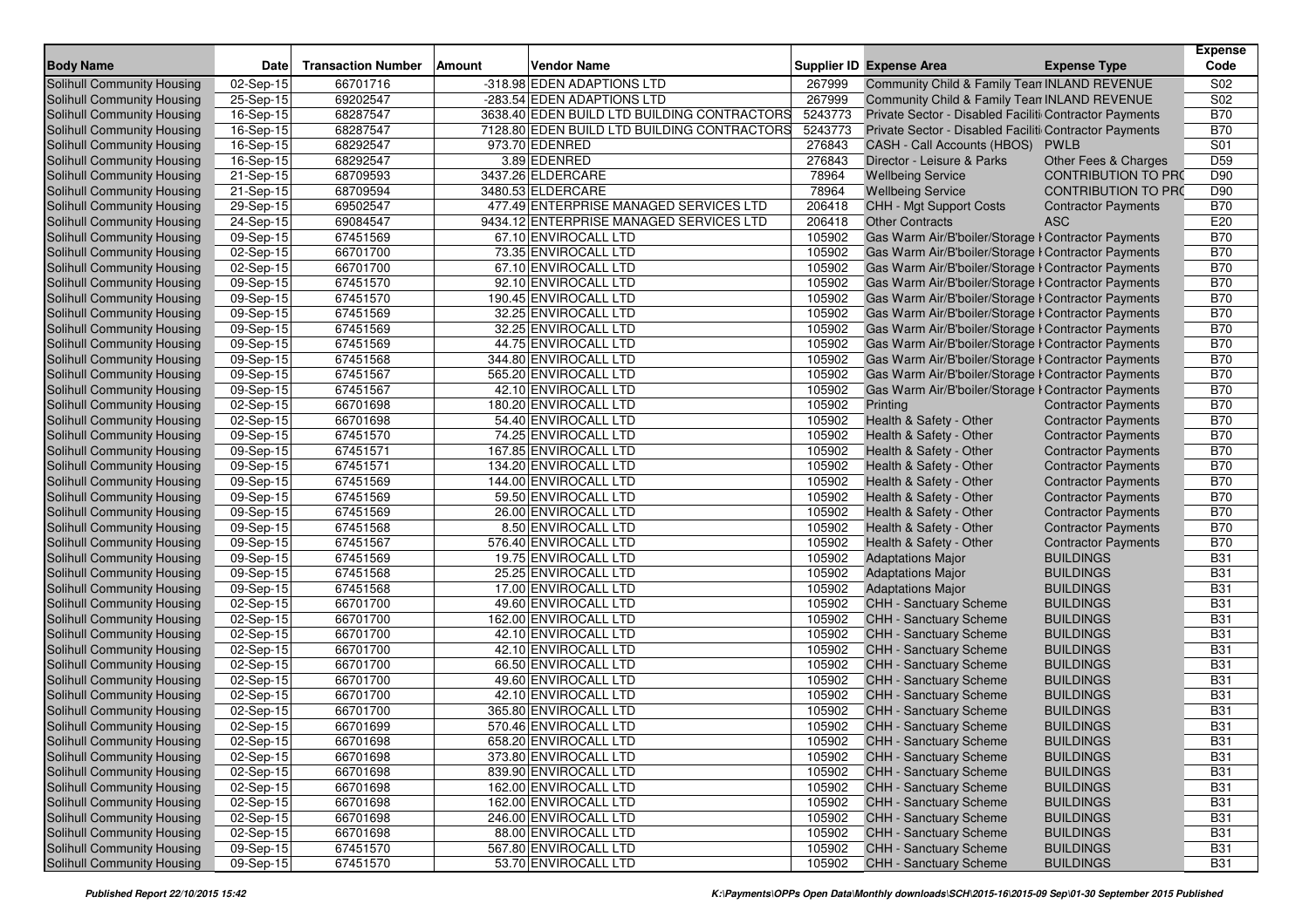| Body Name | Date | Transaction Number | Amount | Vendor Name | Supplier ID | Expense Area | Expense Type | Expense Code |
|---|---|---|---|---|---|---|---|---|
| Solihull Community Housing | 02-Sep-15 | 66701716 | -318.98 | EDEN ADAPTIONS LTD | 267999 | Community Child & Family Tean | INLAND REVENUE | S02 |
| Solihull Community Housing | 25-Sep-15 | 69202547 | -283.54 | EDEN ADAPTIONS LTD | 267999 | Community Child & Family Tean | INLAND REVENUE | S02 |
| Solihull Community Housing | 16-Sep-15 | 68287547 | 3638.40 | EDEN BUILD LTD BUILDING CONTRACTORS | 5243773 | Private Sector - Disabled Faciliti | Contractor Payments | B70 |
| Solihull Community Housing | 16-Sep-15 | 68287547 | 7128.80 | EDEN BUILD LTD BUILDING CONTRACTORS | 5243773 | Private Sector - Disabled Faciliti | Contractor Payments | B70 |
| Solihull Community Housing | 16-Sep-15 | 68292547 | 973.70 | EDENRED | 276843 | CASH - Call Accounts (HBOS) | PWLB | S01 |
| Solihull Community Housing | 16-Sep-15 | 68292547 | 3.89 | EDENRED | 276843 | Director - Leisure & Parks | Other Fees & Charges | D59 |
| Solihull Community Housing | 21-Sep-15 | 68709593 | 3437.26 | ELDERCARE | 78964 | Wellbeing Service | CONTRIBUTION TO PRO | D90 |
| Solihull Community Housing | 21-Sep-15 | 68709594 | 3480.53 | ELDERCARE | 78964 | Wellbeing Service | CONTRIBUTION TO PRO | D90 |
| Solihull Community Housing | 29-Sep-15 | 69502547 | 477.49 | ENTERPRISE MANAGED SERVICES LTD | 206418 | CHH - Mgt Support Costs | Contractor Payments | B70 |
| Solihull Community Housing | 24-Sep-15 | 69084547 | 9434.12 | ENTERPRISE MANAGED SERVICES LTD | 206418 | Other Contracts | ASC | E20 |
| Solihull Community Housing | 09-Sep-15 | 67451569 | 67.10 | ENVIROCALL LTD | 105902 | Gas Warm Air/B'boiler/Storage H | Contractor Payments | B70 |
| Solihull Community Housing | 02-Sep-15 | 66701700 | 73.35 | ENVIROCALL LTD | 105902 | Gas Warm Air/B'boiler/Storage H | Contractor Payments | B70 |
| Solihull Community Housing | 02-Sep-15 | 66701700 | 67.10 | ENVIROCALL LTD | 105902 | Gas Warm Air/B'boiler/Storage H | Contractor Payments | B70 |
| Solihull Community Housing | 09-Sep-15 | 67451570 | 92.10 | ENVIROCALL LTD | 105902 | Gas Warm Air/B'boiler/Storage H | Contractor Payments | B70 |
| Solihull Community Housing | 09-Sep-15 | 67451570 | 190.45 | ENVIROCALL LTD | 105902 | Gas Warm Air/B'boiler/Storage H | Contractor Payments | B70 |
| Solihull Community Housing | 09-Sep-15 | 67451569 | 32.25 | ENVIROCALL LTD | 105902 | Gas Warm Air/B'boiler/Storage H | Contractor Payments | B70 |
| Solihull Community Housing | 09-Sep-15 | 67451569 | 32.25 | ENVIROCALL LTD | 105902 | Gas Warm Air/B'boiler/Storage H | Contractor Payments | B70 |
| Solihull Community Housing | 09-Sep-15 | 67451569 | 44.75 | ENVIROCALL LTD | 105902 | Gas Warm Air/B'boiler/Storage H | Contractor Payments | B70 |
| Solihull Community Housing | 09-Sep-15 | 67451568 | 344.80 | ENVIROCALL LTD | 105902 | Gas Warm Air/B'boiler/Storage H | Contractor Payments | B70 |
| Solihull Community Housing | 09-Sep-15 | 67451567 | 565.20 | ENVIROCALL LTD | 105902 | Gas Warm Air/B'boiler/Storage H | Contractor Payments | B70 |
| Solihull Community Housing | 09-Sep-15 | 67451567 | 42.10 | ENVIROCALL LTD | 105902 | Gas Warm Air/B'boiler/Storage H | Contractor Payments | B70 |
| Solihull Community Housing | 02-Sep-15 | 66701698 | 180.20 | ENVIROCALL LTD | 105902 | Printing | Contractor Payments | B70 |
| Solihull Community Housing | 02-Sep-15 | 66701698 | 54.40 | ENVIROCALL LTD | 105902 | Health & Safety - Other | Contractor Payments | B70 |
| Solihull Community Housing | 09-Sep-15 | 67451570 | 74.25 | ENVIROCALL LTD | 105902 | Health & Safety - Other | Contractor Payments | B70 |
| Solihull Community Housing | 09-Sep-15 | 67451571 | 167.85 | ENVIROCALL LTD | 105902 | Health & Safety - Other | Contractor Payments | B70 |
| Solihull Community Housing | 09-Sep-15 | 67451571 | 134.20 | ENVIROCALL LTD | 105902 | Health & Safety - Other | Contractor Payments | B70 |
| Solihull Community Housing | 09-Sep-15 | 67451569 | 144.00 | ENVIROCALL LTD | 105902 | Health & Safety - Other | Contractor Payments | B70 |
| Solihull Community Housing | 09-Sep-15 | 67451569 | 59.50 | ENVIROCALL LTD | 105902 | Health & Safety - Other | Contractor Payments | B70 |
| Solihull Community Housing | 09-Sep-15 | 67451569 | 26.00 | ENVIROCALL LTD | 105902 | Health & Safety - Other | Contractor Payments | B70 |
| Solihull Community Housing | 09-Sep-15 | 67451568 | 8.50 | ENVIROCALL LTD | 105902 | Health & Safety - Other | Contractor Payments | B70 |
| Solihull Community Housing | 09-Sep-15 | 67451567 | 576.40 | ENVIROCALL LTD | 105902 | Health & Safety - Other | Contractor Payments | B70 |
| Solihull Community Housing | 09-Sep-15 | 67451569 | 19.75 | ENVIROCALL LTD | 105902 | Adaptations Major | BUILDINGS | B31 |
| Solihull Community Housing | 09-Sep-15 | 67451568 | 25.25 | ENVIROCALL LTD | 105902 | Adaptations Major | BUILDINGS | B31 |
| Solihull Community Housing | 09-Sep-15 | 67451568 | 17.00 | ENVIROCALL LTD | 105902 | Adaptations Major | BUILDINGS | B31 |
| Solihull Community Housing | 02-Sep-15 | 66701700 | 49.60 | ENVIROCALL LTD | 105902 | CHH - Sanctuary Scheme | BUILDINGS | B31 |
| Solihull Community Housing | 02-Sep-15 | 66701700 | 162.00 | ENVIROCALL LTD | 105902 | CHH - Sanctuary Scheme | BUILDINGS | B31 |
| Solihull Community Housing | 02-Sep-15 | 66701700 | 42.10 | ENVIROCALL LTD | 105902 | CHH - Sanctuary Scheme | BUILDINGS | B31 |
| Solihull Community Housing | 02-Sep-15 | 66701700 | 42.10 | ENVIROCALL LTD | 105902 | CHH - Sanctuary Scheme | BUILDINGS | B31 |
| Solihull Community Housing | 02-Sep-15 | 66701700 | 66.50 | ENVIROCALL LTD | 105902 | CHH - Sanctuary Scheme | BUILDINGS | B31 |
| Solihull Community Housing | 02-Sep-15 | 66701700 | 49.60 | ENVIROCALL LTD | 105902 | CHH - Sanctuary Scheme | BUILDINGS | B31 |
| Solihull Community Housing | 02-Sep-15 | 66701700 | 42.10 | ENVIROCALL LTD | 105902 | CHH - Sanctuary Scheme | BUILDINGS | B31 |
| Solihull Community Housing | 02-Sep-15 | 66701700 | 365.80 | ENVIROCALL LTD | 105902 | CHH - Sanctuary Scheme | BUILDINGS | B31 |
| Solihull Community Housing | 02-Sep-15 | 66701699 | 570.46 | ENVIROCALL LTD | 105902 | CHH - Sanctuary Scheme | BUILDINGS | B31 |
| Solihull Community Housing | 02-Sep-15 | 66701698 | 658.20 | ENVIROCALL LTD | 105902 | CHH - Sanctuary Scheme | BUILDINGS | B31 |
| Solihull Community Housing | 02-Sep-15 | 66701698 | 373.80 | ENVIROCALL LTD | 105902 | CHH - Sanctuary Scheme | BUILDINGS | B31 |
| Solihull Community Housing | 02-Sep-15 | 66701698 | 839.90 | ENVIROCALL LTD | 105902 | CHH - Sanctuary Scheme | BUILDINGS | B31 |
| Solihull Community Housing | 02-Sep-15 | 66701698 | 162.00 | ENVIROCALL LTD | 105902 | CHH - Sanctuary Scheme | BUILDINGS | B31 |
| Solihull Community Housing | 02-Sep-15 | 66701698 | 162.00 | ENVIROCALL LTD | 105902 | CHH - Sanctuary Scheme | BUILDINGS | B31 |
| Solihull Community Housing | 02-Sep-15 | 66701698 | 246.00 | ENVIROCALL LTD | 105902 | CHH - Sanctuary Scheme | BUILDINGS | B31 |
| Solihull Community Housing | 02-Sep-15 | 66701698 | 88.00 | ENVIROCALL LTD | 105902 | CHH - Sanctuary Scheme | BUILDINGS | B31 |
| Solihull Community Housing | 09-Sep-15 | 67451570 | 567.80 | ENVIROCALL LTD | 105902 | CHH - Sanctuary Scheme | BUILDINGS | B31 |
| Solihull Community Housing | 09-Sep-15 | 67451570 | 53.70 | ENVIROCALL LTD | 105902 | CHH - Sanctuary Scheme | BUILDINGS | B31 |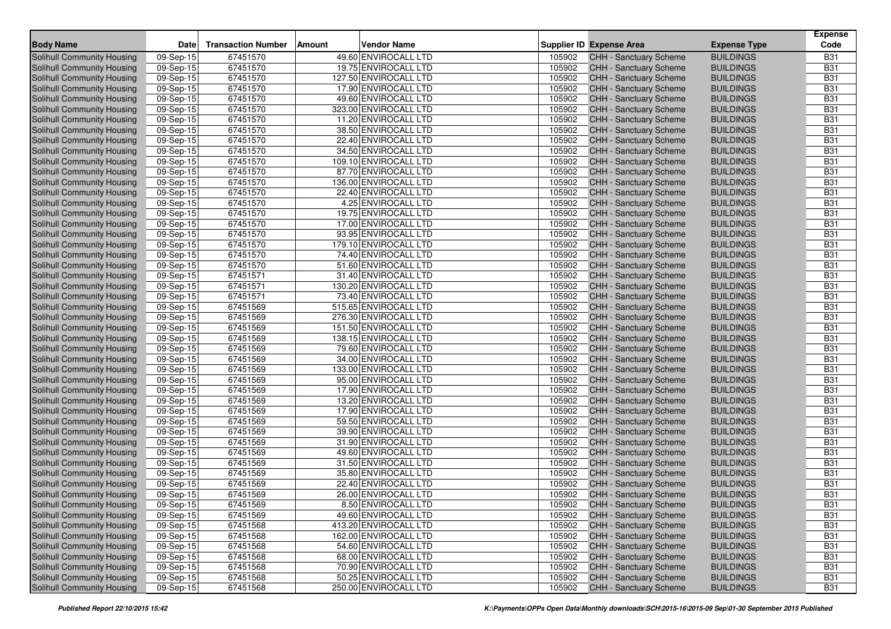| Body Name | Date | Transaction Number | Amount | Vendor Name | Supplier ID | Expense Area | Expense Type | Expense Code |
|---|---|---|---|---|---|---|---|---|
| Solihull Community Housing | 09-Sep-15 | 67451570 | 49.60 | ENVIROCALL LTD | 105902 | CHH - Sanctuary Scheme | BUILDINGS | B31 |
| Solihull Community Housing | 09-Sep-15 | 67451570 | 19.75 | ENVIROCALL LTD | 105902 | CHH - Sanctuary Scheme | BUILDINGS | B31 |
| Solihull Community Housing | 09-Sep-15 | 67451570 | 127.50 | ENVIROCALL LTD | 105902 | CHH - Sanctuary Scheme | BUILDINGS | B31 |
| Solihull Community Housing | 09-Sep-15 | 67451570 | 17.90 | ENVIROCALL LTD | 105902 | CHH - Sanctuary Scheme | BUILDINGS | B31 |
| Solihull Community Housing | 09-Sep-15 | 67451570 | 49.60 | ENVIROCALL LTD | 105902 | CHH - Sanctuary Scheme | BUILDINGS | B31 |
| Solihull Community Housing | 09-Sep-15 | 67451570 | 323.00 | ENVIROCALL LTD | 105902 | CHH - Sanctuary Scheme | BUILDINGS | B31 |
| Solihull Community Housing | 09-Sep-15 | 67451570 | 11.20 | ENVIROCALL LTD | 105902 | CHH - Sanctuary Scheme | BUILDINGS | B31 |
| Solihull Community Housing | 09-Sep-15 | 67451570 | 38.50 | ENVIROCALL LTD | 105902 | CHH - Sanctuary Scheme | BUILDINGS | B31 |
| Solihull Community Housing | 09-Sep-15 | 67451570 | 22.40 | ENVIROCALL LTD | 105902 | CHH - Sanctuary Scheme | BUILDINGS | B31 |
| Solihull Community Housing | 09-Sep-15 | 67451570 | 34.50 | ENVIROCALL LTD | 105902 | CHH - Sanctuary Scheme | BUILDINGS | B31 |
| Solihull Community Housing | 09-Sep-15 | 67451570 | 109.10 | ENVIROCALL LTD | 105902 | CHH - Sanctuary Scheme | BUILDINGS | B31 |
| Solihull Community Housing | 09-Sep-15 | 67451570 | 87.70 | ENVIROCALL LTD | 105902 | CHH - Sanctuary Scheme | BUILDINGS | B31 |
| Solihull Community Housing | 09-Sep-15 | 67451570 | 136.00 | ENVIROCALL LTD | 105902 | CHH - Sanctuary Scheme | BUILDINGS | B31 |
| Solihull Community Housing | 09-Sep-15 | 67451570 | 22.40 | ENVIROCALL LTD | 105902 | CHH - Sanctuary Scheme | BUILDINGS | B31 |
| Solihull Community Housing | 09-Sep-15 | 67451570 | 4.25 | ENVIROCALL LTD | 105902 | CHH - Sanctuary Scheme | BUILDINGS | B31 |
| Solihull Community Housing | 09-Sep-15 | 67451570 | 19.75 | ENVIROCALL LTD | 105902 | CHH - Sanctuary Scheme | BUILDINGS | B31 |
| Solihull Community Housing | 09-Sep-15 | 67451570 | 17.00 | ENVIROCALL LTD | 105902 | CHH - Sanctuary Scheme | BUILDINGS | B31 |
| Solihull Community Housing | 09-Sep-15 | 67451570 | 93.95 | ENVIROCALL LTD | 105902 | CHH - Sanctuary Scheme | BUILDINGS | B31 |
| Solihull Community Housing | 09-Sep-15 | 67451570 | 179.10 | ENVIROCALL LTD | 105902 | CHH - Sanctuary Scheme | BUILDINGS | B31 |
| Solihull Community Housing | 09-Sep-15 | 67451570 | 74.40 | ENVIROCALL LTD | 105902 | CHH - Sanctuary Scheme | BUILDINGS | B31 |
| Solihull Community Housing | 09-Sep-15 | 67451570 | 51.60 | ENVIROCALL LTD | 105902 | CHH - Sanctuary Scheme | BUILDINGS | B31 |
| Solihull Community Housing | 09-Sep-15 | 67451571 | 31.40 | ENVIROCALL LTD | 105902 | CHH - Sanctuary Scheme | BUILDINGS | B31 |
| Solihull Community Housing | 09-Sep-15 | 67451571 | 130.20 | ENVIROCALL LTD | 105902 | CHH - Sanctuary Scheme | BUILDINGS | B31 |
| Solihull Community Housing | 09-Sep-15 | 67451571 | 73.40 | ENVIROCALL LTD | 105902 | CHH - Sanctuary Scheme | BUILDINGS | B31 |
| Solihull Community Housing | 09-Sep-15 | 67451569 | 515.65 | ENVIROCALL LTD | 105902 | CHH - Sanctuary Scheme | BUILDINGS | B31 |
| Solihull Community Housing | 09-Sep-15 | 67451569 | 276.30 | ENVIROCALL LTD | 105902 | CHH - Sanctuary Scheme | BUILDINGS | B31 |
| Solihull Community Housing | 09-Sep-15 | 67451569 | 151.50 | ENVIROCALL LTD | 105902 | CHH - Sanctuary Scheme | BUILDINGS | B31 |
| Solihull Community Housing | 09-Sep-15 | 67451569 | 138.15 | ENVIROCALL LTD | 105902 | CHH - Sanctuary Scheme | BUILDINGS | B31 |
| Solihull Community Housing | 09-Sep-15 | 67451569 | 79.60 | ENVIROCALL LTD | 105902 | CHH - Sanctuary Scheme | BUILDINGS | B31 |
| Solihull Community Housing | 09-Sep-15 | 67451569 | 34.00 | ENVIROCALL LTD | 105902 | CHH - Sanctuary Scheme | BUILDINGS | B31 |
| Solihull Community Housing | 09-Sep-15 | 67451569 | 133.00 | ENVIROCALL LTD | 105902 | CHH - Sanctuary Scheme | BUILDINGS | B31 |
| Solihull Community Housing | 09-Sep-15 | 67451569 | 95.00 | ENVIROCALL LTD | 105902 | CHH - Sanctuary Scheme | BUILDINGS | B31 |
| Solihull Community Housing | 09-Sep-15 | 67451569 | 17.90 | ENVIROCALL LTD | 105902 | CHH - Sanctuary Scheme | BUILDINGS | B31 |
| Solihull Community Housing | 09-Sep-15 | 67451569 | 13.20 | ENVIROCALL LTD | 105902 | CHH - Sanctuary Scheme | BUILDINGS | B31 |
| Solihull Community Housing | 09-Sep-15 | 67451569 | 17.90 | ENVIROCALL LTD | 105902 | CHH - Sanctuary Scheme | BUILDINGS | B31 |
| Solihull Community Housing | 09-Sep-15 | 67451569 | 59.50 | ENVIROCALL LTD | 105902 | CHH - Sanctuary Scheme | BUILDINGS | B31 |
| Solihull Community Housing | 09-Sep-15 | 67451569 | 39.90 | ENVIROCALL LTD | 105902 | CHH - Sanctuary Scheme | BUILDINGS | B31 |
| Solihull Community Housing | 09-Sep-15 | 67451569 | 31.90 | ENVIROCALL LTD | 105902 | CHH - Sanctuary Scheme | BUILDINGS | B31 |
| Solihull Community Housing | 09-Sep-15 | 67451569 | 49.60 | ENVIROCALL LTD | 105902 | CHH - Sanctuary Scheme | BUILDINGS | B31 |
| Solihull Community Housing | 09-Sep-15 | 67451569 | 31.50 | ENVIROCALL LTD | 105902 | CHH - Sanctuary Scheme | BUILDINGS | B31 |
| Solihull Community Housing | 09-Sep-15 | 67451569 | 35.80 | ENVIROCALL LTD | 105902 | CHH - Sanctuary Scheme | BUILDINGS | B31 |
| Solihull Community Housing | 09-Sep-15 | 67451569 | 22.40 | ENVIROCALL LTD | 105902 | CHH - Sanctuary Scheme | BUILDINGS | B31 |
| Solihull Community Housing | 09-Sep-15 | 67451569 | 26.00 | ENVIROCALL LTD | 105902 | CHH - Sanctuary Scheme | BUILDINGS | B31 |
| Solihull Community Housing | 09-Sep-15 | 67451569 | 8.50 | ENVIROCALL LTD | 105902 | CHH - Sanctuary Scheme | BUILDINGS | B31 |
| Solihull Community Housing | 09-Sep-15 | 67451569 | 49.60 | ENVIROCALL LTD | 105902 | CHH - Sanctuary Scheme | BUILDINGS | B31 |
| Solihull Community Housing | 09-Sep-15 | 67451568 | 413.20 | ENVIROCALL LTD | 105902 | CHH - Sanctuary Scheme | BUILDINGS | B31 |
| Solihull Community Housing | 09-Sep-15 | 67451568 | 162.00 | ENVIROCALL LTD | 105902 | CHH - Sanctuary Scheme | BUILDINGS | B31 |
| Solihull Community Housing | 09-Sep-15 | 67451568 | 54.60 | ENVIROCALL LTD | 105902 | CHH - Sanctuary Scheme | BUILDINGS | B31 |
| Solihull Community Housing | 09-Sep-15 | 67451568 | 68.00 | ENVIROCALL LTD | 105902 | CHH - Sanctuary Scheme | BUILDINGS | B31 |
| Solihull Community Housing | 09-Sep-15 | 67451568 | 70.90 | ENVIROCALL LTD | 105902 | CHH - Sanctuary Scheme | BUILDINGS | B31 |
| Solihull Community Housing | 09-Sep-15 | 67451568 | 50.25 | ENVIROCALL LTD | 105902 | CHH - Sanctuary Scheme | BUILDINGS | B31 |
| Solihull Community Housing | 09-Sep-15 | 67451568 | 250.00 | ENVIROCALL LTD | 105902 | CHH - Sanctuary Scheme | BUILDINGS | B31 |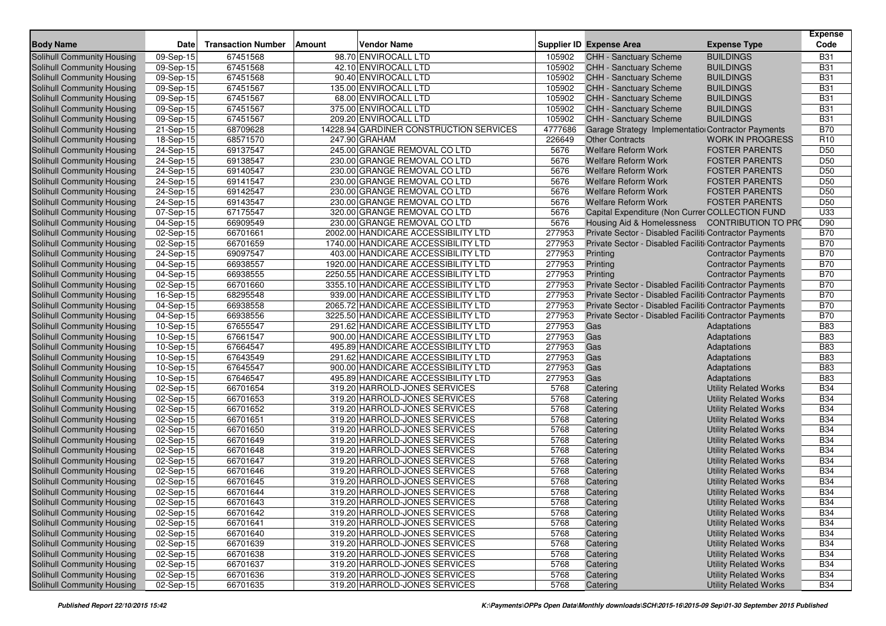| Body Name | Date | Transaction Number | Amount | Vendor Name | Supplier ID | Expense Area | Expense Type | Expense Code |
|---|---|---|---|---|---|---|---|---|
| Solihull Community Housing | 09-Sep-15 | 67451568 | 98.70 | ENVIROCALL LTD | 105902 | CHH - Sanctuary Scheme | BUILDINGS | B31 |
| Solihull Community Housing | 09-Sep-15 | 67451568 | 42.10 | ENVIROCALL LTD | 105902 | CHH - Sanctuary Scheme | BUILDINGS | B31 |
| Solihull Community Housing | 09-Sep-15 | 67451568 | 90.40 | ENVIROCALL LTD | 105902 | CHH - Sanctuary Scheme | BUILDINGS | B31 |
| Solihull Community Housing | 09-Sep-15 | 67451567 | 135.00 | ENVIROCALL LTD | 105902 | CHH - Sanctuary Scheme | BUILDINGS | B31 |
| Solihull Community Housing | 09-Sep-15 | 67451567 | 68.00 | ENVIROCALL LTD | 105902 | CHH - Sanctuary Scheme | BUILDINGS | B31 |
| Solihull Community Housing | 09-Sep-15 | 67451567 | 375.00 | ENVIROCALL LTD | 105902 | CHH - Sanctuary Scheme | BUILDINGS | B31 |
| Solihull Community Housing | 09-Sep-15 | 67451567 | 209.20 | ENVIROCALL LTD | 105902 | CHH - Sanctuary Scheme | BUILDINGS | B31 |
| Solihull Community Housing | 21-Sep-15 | 68709628 | 14228.94 | GARDINER CONSTRUCTION SERVICES | 4777686 | Garage Strategy Implementation | Contractor Payments | B70 |
| Solihull Community Housing | 18-Sep-15 | 68571570 | 247.90 | GRAHAM | 226649 | Other Contracts | WORK IN PROGRESS | R10 |
| Solihull Community Housing | 24-Sep-15 | 69137547 | 245.00 | GRANGE REMOVAL CO LTD | 5676 | Welfare Reform Work | FOSTER PARENTS | D50 |
| Solihull Community Housing | 24-Sep-15 | 69138547 | 230.00 | GRANGE REMOVAL CO LTD | 5676 | Welfare Reform Work | FOSTER PARENTS | D50 |
| Solihull Community Housing | 24-Sep-15 | 69140547 | 230.00 | GRANGE REMOVAL CO LTD | 5676 | Welfare Reform Work | FOSTER PARENTS | D50 |
| Solihull Community Housing | 24-Sep-15 | 69141547 | 230.00 | GRANGE REMOVAL CO LTD | 5676 | Welfare Reform Work | FOSTER PARENTS | D50 |
| Solihull Community Housing | 24-Sep-15 | 69142547 | 230.00 | GRANGE REMOVAL CO LTD | 5676 | Welfare Reform Work | FOSTER PARENTS | D50 |
| Solihull Community Housing | 24-Sep-15 | 69143547 | 230.00 | GRANGE REMOVAL CO LTD | 5676 | Welfare Reform Work | FOSTER PARENTS | D50 |
| Solihull Community Housing | 07-Sep-15 | 67175547 | 320.00 | GRANGE REMOVAL CO LTD | 5676 | Capital Expenditure (Non Curren | COLLECTION FUND | U33 |
| Solihull Community Housing | 04-Sep-15 | 66909549 | 230.00 | GRANGE REMOVAL CO LTD | 5676 | Housing Aid & Homelessness | CONTRIBUTION TO PRO | D90 |
| Solihull Community Housing | 02-Sep-15 | 66701661 | 2002.00 | HANDICARE ACCESSIBILITY LTD | 277953 | Private Sector - Disabled Faciliti | Contractor Payments | B70 |
| Solihull Community Housing | 02-Sep-15 | 66701659 | 1740.00 | HANDICARE ACCESSIBILITY LTD | 277953 | Private Sector - Disabled Faciliti | Contractor Payments | B70 |
| Solihull Community Housing | 24-Sep-15 | 69097547 | 403.00 | HANDICARE ACCESSIBILITY LTD | 277953 | Printing | Contractor Payments | B70 |
| Solihull Community Housing | 04-Sep-15 | 66938557 | 1920.00 | HANDICARE ACCESSIBILITY LTD | 277953 | Printing | Contractor Payments | B70 |
| Solihull Community Housing | 04-Sep-15 | 66938555 | 2250.55 | HANDICARE ACCESSIBILITY LTD | 277953 | Printing | Contractor Payments | B70 |
| Solihull Community Housing | 02-Sep-15 | 66701660 | 3355.10 | HANDICARE ACCESSIBILITY LTD | 277953 | Private Sector - Disabled Faciliti | Contractor Payments | B70 |
| Solihull Community Housing | 16-Sep-15 | 68295548 | 939.00 | HANDICARE ACCESSIBILITY LTD | 277953 | Private Sector - Disabled Faciliti | Contractor Payments | B70 |
| Solihull Community Housing | 04-Sep-15 | 66938558 | 2065.72 | HANDICARE ACCESSIBILITY LTD | 277953 | Private Sector - Disabled Faciliti | Contractor Payments | B70 |
| Solihull Community Housing | 04-Sep-15 | 66938556 | 3225.50 | HANDICARE ACCESSIBILITY LTD | 277953 | Private Sector - Disabled Faciliti | Contractor Payments | B70 |
| Solihull Community Housing | 10-Sep-15 | 67655547 | 291.62 | HANDICARE ACCESSIBILITY LTD | 277953 | Gas | Adaptations | B83 |
| Solihull Community Housing | 10-Sep-15 | 67661547 | 900.00 | HANDICARE ACCESSIBILITY LTD | 277953 | Gas | Adaptations | B83 |
| Solihull Community Housing | 10-Sep-15 | 67664547 | 495.89 | HANDICARE ACCESSIBILITY LTD | 277953 | Gas | Adaptations | B83 |
| Solihull Community Housing | 10-Sep-15 | 67643549 | 291.62 | HANDICARE ACCESSIBILITY LTD | 277953 | Gas | Adaptations | B83 |
| Solihull Community Housing | 10-Sep-15 | 67645547 | 900.00 | HANDICARE ACCESSIBILITY LTD | 277953 | Gas | Adaptations | B83 |
| Solihull Community Housing | 10-Sep-15 | 67646547 | 495.89 | HANDICARE ACCESSIBILITY LTD | 277953 | Gas | Adaptations | B83 |
| Solihull Community Housing | 02-Sep-15 | 66701654 | 319.20 | HARROLD-JONES SERVICES | 5768 | Catering | Utility Related Works | B34 |
| Solihull Community Housing | 02-Sep-15 | 66701653 | 319.20 | HARROLD-JONES SERVICES | 5768 | Catering | Utility Related Works | B34 |
| Solihull Community Housing | 02-Sep-15 | 66701652 | 319.20 | HARROLD-JONES SERVICES | 5768 | Catering | Utility Related Works | B34 |
| Solihull Community Housing | 02-Sep-15 | 66701651 | 319.20 | HARROLD-JONES SERVICES | 5768 | Catering | Utility Related Works | B34 |
| Solihull Community Housing | 02-Sep-15 | 66701650 | 319.20 | HARROLD-JONES SERVICES | 5768 | Catering | Utility Related Works | B34 |
| Solihull Community Housing | 02-Sep-15 | 66701649 | 319.20 | HARROLD-JONES SERVICES | 5768 | Catering | Utility Related Works | B34 |
| Solihull Community Housing | 02-Sep-15 | 66701648 | 319.20 | HARROLD-JONES SERVICES | 5768 | Catering | Utility Related Works | B34 |
| Solihull Community Housing | 02-Sep-15 | 66701647 | 319.20 | HARROLD-JONES SERVICES | 5768 | Catering | Utility Related Works | B34 |
| Solihull Community Housing | 02-Sep-15 | 66701646 | 319.20 | HARROLD-JONES SERVICES | 5768 | Catering | Utility Related Works | B34 |
| Solihull Community Housing | 02-Sep-15 | 66701645 | 319.20 | HARROLD-JONES SERVICES | 5768 | Catering | Utility Related Works | B34 |
| Solihull Community Housing | 02-Sep-15 | 66701644 | 319.20 | HARROLD-JONES SERVICES | 5768 | Catering | Utility Related Works | B34 |
| Solihull Community Housing | 02-Sep-15 | 66701643 | 319.20 | HARROLD-JONES SERVICES | 5768 | Catering | Utility Related Works | B34 |
| Solihull Community Housing | 02-Sep-15 | 66701642 | 319.20 | HARROLD-JONES SERVICES | 5768 | Catering | Utility Related Works | B34 |
| Solihull Community Housing | 02-Sep-15 | 66701641 | 319.20 | HARROLD-JONES SERVICES | 5768 | Catering | Utility Related Works | B34 |
| Solihull Community Housing | 02-Sep-15 | 66701640 | 319.20 | HARROLD-JONES SERVICES | 5768 | Catering | Utility Related Works | B34 |
| Solihull Community Housing | 02-Sep-15 | 66701639 | 319.20 | HARROLD-JONES SERVICES | 5768 | Catering | Utility Related Works | B34 |
| Solihull Community Housing | 02-Sep-15 | 66701638 | 319.20 | HARROLD-JONES SERVICES | 5768 | Catering | Utility Related Works | B34 |
| Solihull Community Housing | 02-Sep-15 | 66701637 | 319.20 | HARROLD-JONES SERVICES | 5768 | Catering | Utility Related Works | B34 |
| Solihull Community Housing | 02-Sep-15 | 66701636 | 319.20 | HARROLD-JONES SERVICES | 5768 | Catering | Utility Related Works | B34 |
| Solihull Community Housing | 02-Sep-15 | 66701635 | 319.20 | HARROLD-JONES SERVICES | 5768 | Catering | Utility Related Works | B34 |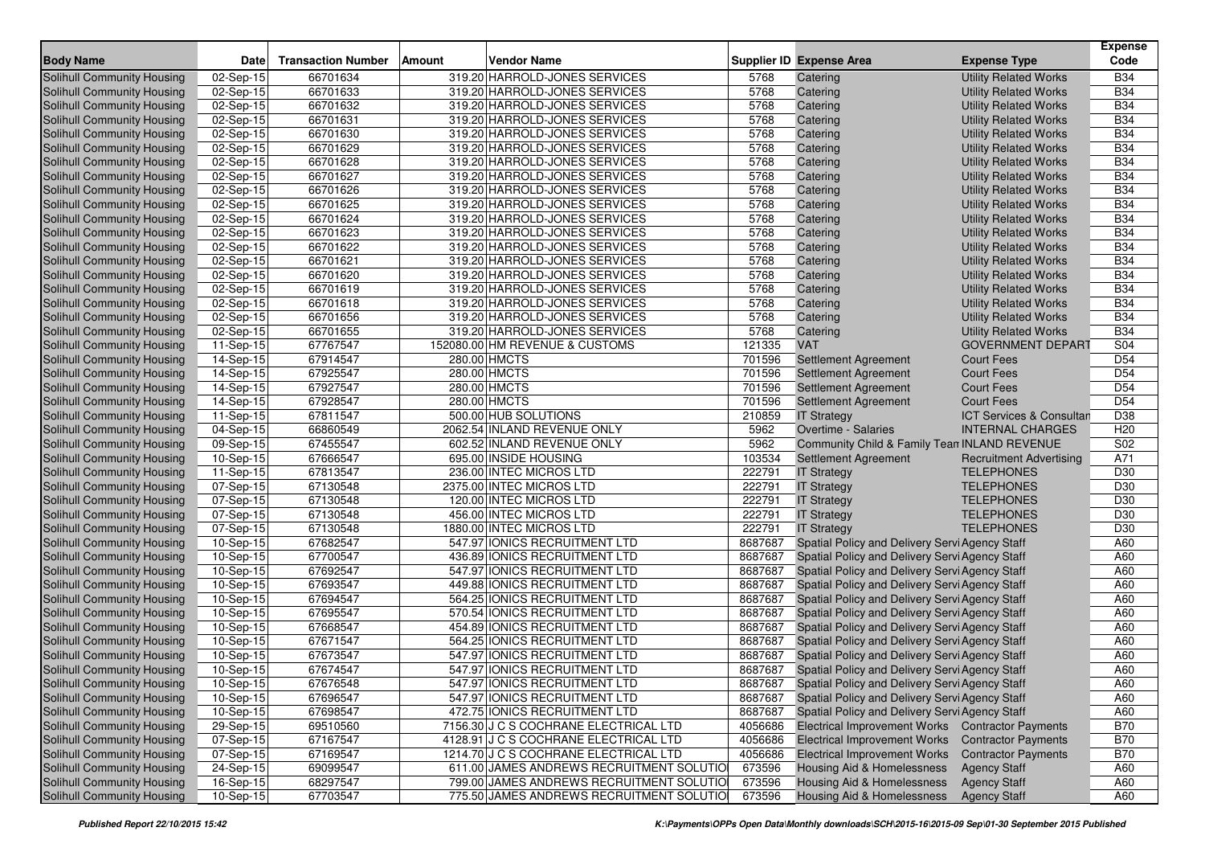| Body Name | Date | Transaction Number | Amount | Vendor Name | Supplier ID | Expense Area | Expense Type | Expense Code |
|---|---|---|---|---|---|---|---|---|
| Solihull Community Housing | 02-Sep-15 | 66701634 | 319.20 | HARROLD-JONES SERVICES | 5768 | Catering | Utility Related Works | B34 |
| Solihull Community Housing | 02-Sep-15 | 66701633 | 319.20 | HARROLD-JONES SERVICES | 5768 | Catering | Utility Related Works | B34 |
| Solihull Community Housing | 02-Sep-15 | 66701632 | 319.20 | HARROLD-JONES SERVICES | 5768 | Catering | Utility Related Works | B34 |
| Solihull Community Housing | 02-Sep-15 | 66701631 | 319.20 | HARROLD-JONES SERVICES | 5768 | Catering | Utility Related Works | B34 |
| Solihull Community Housing | 02-Sep-15 | 66701630 | 319.20 | HARROLD-JONES SERVICES | 5768 | Catering | Utility Related Works | B34 |
| Solihull Community Housing | 02-Sep-15 | 66701629 | 319.20 | HARROLD-JONES SERVICES | 5768 | Catering | Utility Related Works | B34 |
| Solihull Community Housing | 02-Sep-15 | 66701628 | 319.20 | HARROLD-JONES SERVICES | 5768 | Catering | Utility Related Works | B34 |
| Solihull Community Housing | 02-Sep-15 | 66701627 | 319.20 | HARROLD-JONES SERVICES | 5768 | Catering | Utility Related Works | B34 |
| Solihull Community Housing | 02-Sep-15 | 66701626 | 319.20 | HARROLD-JONES SERVICES | 5768 | Catering | Utility Related Works | B34 |
| Solihull Community Housing | 02-Sep-15 | 66701625 | 319.20 | HARROLD-JONES SERVICES | 5768 | Catering | Utility Related Works | B34 |
| Solihull Community Housing | 02-Sep-15 | 66701624 | 319.20 | HARROLD-JONES SERVICES | 5768 | Catering | Utility Related Works | B34 |
| Solihull Community Housing | 02-Sep-15 | 66701623 | 319.20 | HARROLD-JONES SERVICES | 5768 | Catering | Utility Related Works | B34 |
| Solihull Community Housing | 02-Sep-15 | 66701622 | 319.20 | HARROLD-JONES SERVICES | 5768 | Catering | Utility Related Works | B34 |
| Solihull Community Housing | 02-Sep-15 | 66701621 | 319.20 | HARROLD-JONES SERVICES | 5768 | Catering | Utility Related Works | B34 |
| Solihull Community Housing | 02-Sep-15 | 66701620 | 319.20 | HARROLD-JONES SERVICES | 5768 | Catering | Utility Related Works | B34 |
| Solihull Community Housing | 02-Sep-15 | 66701619 | 319.20 | HARROLD-JONES SERVICES | 5768 | Catering | Utility Related Works | B34 |
| Solihull Community Housing | 02-Sep-15 | 66701618 | 319.20 | HARROLD-JONES SERVICES | 5768 | Catering | Utility Related Works | B34 |
| Solihull Community Housing | 02-Sep-15 | 66701656 | 319.20 | HARROLD-JONES SERVICES | 5768 | Catering | Utility Related Works | B34 |
| Solihull Community Housing | 02-Sep-15 | 66701655 | 319.20 | HARROLD-JONES SERVICES | 5768 | Catering | Utility Related Works | B34 |
| Solihull Community Housing | 11-Sep-15 | 67767547 | 152080.00 | HM REVENUE & CUSTOMS | 121335 | VAT | GOVERNMENT DEPART | S04 |
| Solihull Community Housing | 14-Sep-15 | 67914547 | 280.00 | HMCTS | 701596 | Settlement Agreement | Court Fees | D54 |
| Solihull Community Housing | 14-Sep-15 | 67925547 | 280.00 | HMCTS | 701596 | Settlement Agreement | Court Fees | D54 |
| Solihull Community Housing | 14-Sep-15 | 67927547 | 280.00 | HMCTS | 701596 | Settlement Agreement | Court Fees | D54 |
| Solihull Community Housing | 14-Sep-15 | 67928547 | 280.00 | HMCTS | 701596 | Settlement Agreement | Court Fees | D54 |
| Solihull Community Housing | 11-Sep-15 | 67811547 | 500.00 | HUB SOLUTIONS | 210859 | IT Strategy | ICT Services & Consultan | D38 |
| Solihull Community Housing | 04-Sep-15 | 66860549 | 2062.54 | INLAND REVENUE ONLY | 5962 | Overtime - Salaries | INTERNAL CHARGES | H20 |
| Solihull Community Housing | 09-Sep-15 | 67455547 | 602.52 | INLAND REVENUE ONLY | 5962 | Community Child & Family Tean | INLAND REVENUE | S02 |
| Solihull Community Housing | 10-Sep-15 | 67666547 | 695.00 | INSIDE HOUSING | 103534 | Settlement Agreement | Recruitment Advertising | A71 |
| Solihull Community Housing | 11-Sep-15 | 67813547 | 236.00 | INTEC MICROS LTD | 222791 | IT Strategy | TELEPHONES | D30 |
| Solihull Community Housing | 07-Sep-15 | 67130548 | 2375.00 | INTEC MICROS LTD | 222791 | IT Strategy | TELEPHONES | D30 |
| Solihull Community Housing | 07-Sep-15 | 67130548 | 120.00 | INTEC MICROS LTD | 222791 | IT Strategy | TELEPHONES | D30 |
| Solihull Community Housing | 07-Sep-15 | 67130548 | 456.00 | INTEC MICROS LTD | 222791 | IT Strategy | TELEPHONES | D30 |
| Solihull Community Housing | 07-Sep-15 | 67130548 | 1880.00 | INTEC MICROS LTD | 222791 | IT Strategy | TELEPHONES | D30 |
| Solihull Community Housing | 10-Sep-15 | 67682547 | 547.97 | IONICS RECRUITMENT LTD | 8687687 | Spatial Policy and Delivery Servi | Agency Staff | A60 |
| Solihull Community Housing | 10-Sep-15 | 67700547 | 436.89 | IONICS RECRUITMENT LTD | 8687687 | Spatial Policy and Delivery Servi | Agency Staff | A60 |
| Solihull Community Housing | 10-Sep-15 | 67692547 | 547.97 | IONICS RECRUITMENT LTD | 8687687 | Spatial Policy and Delivery Servi | Agency Staff | A60 |
| Solihull Community Housing | 10-Sep-15 | 67693547 | 449.88 | IONICS RECRUITMENT LTD | 8687687 | Spatial Policy and Delivery Servi | Agency Staff | A60 |
| Solihull Community Housing | 10-Sep-15 | 67694547 | 564.25 | IONICS RECRUITMENT LTD | 8687687 | Spatial Policy and Delivery Servi | Agency Staff | A60 |
| Solihull Community Housing | 10-Sep-15 | 67695547 | 570.54 | IONICS RECRUITMENT LTD | 8687687 | Spatial Policy and Delivery Servi | Agency Staff | A60 |
| Solihull Community Housing | 10-Sep-15 | 67668547 | 454.89 | IONICS RECRUITMENT LTD | 8687687 | Spatial Policy and Delivery Servi | Agency Staff | A60 |
| Solihull Community Housing | 10-Sep-15 | 67671547 | 564.25 | IONICS RECRUITMENT LTD | 8687687 | Spatial Policy and Delivery Servi | Agency Staff | A60 |
| Solihull Community Housing | 10-Sep-15 | 67673547 | 547.97 | IONICS RECRUITMENT LTD | 8687687 | Spatial Policy and Delivery Servi | Agency Staff | A60 |
| Solihull Community Housing | 10-Sep-15 | 67674547 | 547.97 | IONICS RECRUITMENT LTD | 8687687 | Spatial Policy and Delivery Servi | Agency Staff | A60 |
| Solihull Community Housing | 10-Sep-15 | 67676548 | 547.97 | IONICS RECRUITMENT LTD | 8687687 | Spatial Policy and Delivery Servi | Agency Staff | A60 |
| Solihull Community Housing | 10-Sep-15 | 67696547 | 547.97 | IONICS RECRUITMENT LTD | 8687687 | Spatial Policy and Delivery Servi | Agency Staff | A60 |
| Solihull Community Housing | 10-Sep-15 | 67698547 | 472.75 | IONICS RECRUITMENT LTD | 8687687 | Spatial Policy and Delivery Servi | Agency Staff | A60 |
| Solihull Community Housing | 29-Sep-15 | 69510560 | 7156.30 | J C S COCHRANE ELECTRICAL LTD | 4056686 | Electrical Improvement Works | Contractor Payments | B70 |
| Solihull Community Housing | 07-Sep-15 | 67167547 | 4128.91 | J C S COCHRANE ELECTRICAL LTD | 4056686 | Electrical Improvement Works | Contractor Payments | B70 |
| Solihull Community Housing | 07-Sep-15 | 67169547 | 1214.70 | J C S COCHRANE ELECTRICAL LTD | 4056686 | Electrical Improvement Works | Contractor Payments | B70 |
| Solihull Community Housing | 24-Sep-15 | 69099547 | 611.00 | JAMES ANDREWS RECRUITMENT SOLUTIO | 673596 | Housing Aid & Homelessness | Agency Staff | A60 |
| Solihull Community Housing | 16-Sep-15 | 68297547 | 799.00 | JAMES ANDREWS RECRUITMENT SOLUTIO | 673596 | Housing Aid & Homelessness | Agency Staff | A60 |
| Solihull Community Housing | 10-Sep-15 | 67703547 | 775.50 | JAMES ANDREWS RECRUITMENT SOLUTIO | 673596 | Housing Aid & Homelessness | Agency Staff | A60 |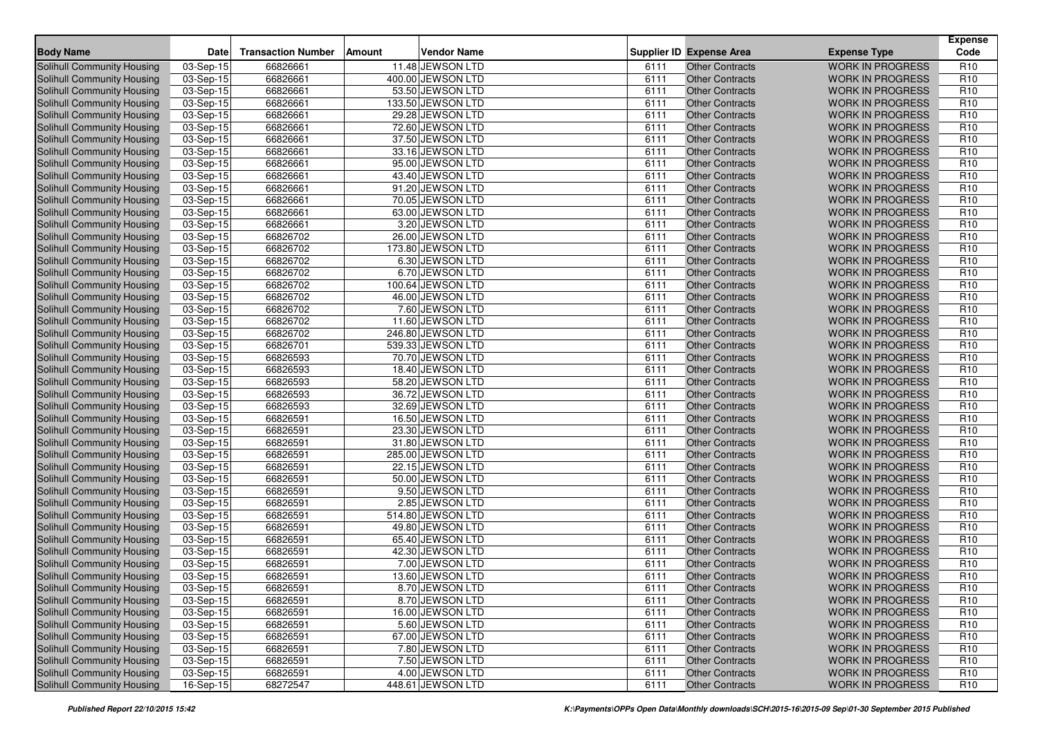| Body Name | Date | Transaction Number | Amount | Vendor Name | Supplier ID | Expense Area | Expense Type | Expense Code |
|---|---|---|---|---|---|---|---|---|
| Solihull Community Housing | 03-Sep-15 | 66826661 | 11.48 | JEWSON LTD | 6111 | Other Contracts | WORK IN PROGRESS | R10 |
| Solihull Community Housing | 03-Sep-15 | 66826661 | 400.00 | JEWSON LTD | 6111 | Other Contracts | WORK IN PROGRESS | R10 |
| Solihull Community Housing | 03-Sep-15 | 66826661 | 53.50 | JEWSON LTD | 6111 | Other Contracts | WORK IN PROGRESS | R10 |
| Solihull Community Housing | 03-Sep-15 | 66826661 | 133.50 | JEWSON LTD | 6111 | Other Contracts | WORK IN PROGRESS | R10 |
| Solihull Community Housing | 03-Sep-15 | 66826661 | 29.28 | JEWSON LTD | 6111 | Other Contracts | WORK IN PROGRESS | R10 |
| Solihull Community Housing | 03-Sep-15 | 66826661 | 72.60 | JEWSON LTD | 6111 | Other Contracts | WORK IN PROGRESS | R10 |
| Solihull Community Housing | 03-Sep-15 | 66826661 | 37.50 | JEWSON LTD | 6111 | Other Contracts | WORK IN PROGRESS | R10 |
| Solihull Community Housing | 03-Sep-15 | 66826661 | 33.16 | JEWSON LTD | 6111 | Other Contracts | WORK IN PROGRESS | R10 |
| Solihull Community Housing | 03-Sep-15 | 66826661 | 95.00 | JEWSON LTD | 6111 | Other Contracts | WORK IN PROGRESS | R10 |
| Solihull Community Housing | 03-Sep-15 | 66826661 | 43.40 | JEWSON LTD | 6111 | Other Contracts | WORK IN PROGRESS | R10 |
| Solihull Community Housing | 03-Sep-15 | 66826661 | 91.20 | JEWSON LTD | 6111 | Other Contracts | WORK IN PROGRESS | R10 |
| Solihull Community Housing | 03-Sep-15 | 66826661 | 70.05 | JEWSON LTD | 6111 | Other Contracts | WORK IN PROGRESS | R10 |
| Solihull Community Housing | 03-Sep-15 | 66826661 | 63.00 | JEWSON LTD | 6111 | Other Contracts | WORK IN PROGRESS | R10 |
| Solihull Community Housing | 03-Sep-15 | 66826661 | 3.20 | JEWSON LTD | 6111 | Other Contracts | WORK IN PROGRESS | R10 |
| Solihull Community Housing | 03-Sep-15 | 66826702 | 26.00 | JEWSON LTD | 6111 | Other Contracts | WORK IN PROGRESS | R10 |
| Solihull Community Housing | 03-Sep-15 | 66826702 | 173.80 | JEWSON LTD | 6111 | Other Contracts | WORK IN PROGRESS | R10 |
| Solihull Community Housing | 03-Sep-15 | 66826702 | 6.30 | JEWSON LTD | 6111 | Other Contracts | WORK IN PROGRESS | R10 |
| Solihull Community Housing | 03-Sep-15 | 66826702 | 6.70 | JEWSON LTD | 6111 | Other Contracts | WORK IN PROGRESS | R10 |
| Solihull Community Housing | 03-Sep-15 | 66826702 | 100.64 | JEWSON LTD | 6111 | Other Contracts | WORK IN PROGRESS | R10 |
| Solihull Community Housing | 03-Sep-15 | 66826702 | 46.00 | JEWSON LTD | 6111 | Other Contracts | WORK IN PROGRESS | R10 |
| Solihull Community Housing | 03-Sep-15 | 66826702 | 7.60 | JEWSON LTD | 6111 | Other Contracts | WORK IN PROGRESS | R10 |
| Solihull Community Housing | 03-Sep-15 | 66826702 | 11.60 | JEWSON LTD | 6111 | Other Contracts | WORK IN PROGRESS | R10 |
| Solihull Community Housing | 03-Sep-15 | 66826702 | 246.80 | JEWSON LTD | 6111 | Other Contracts | WORK IN PROGRESS | R10 |
| Solihull Community Housing | 03-Sep-15 | 66826701 | 539.33 | JEWSON LTD | 6111 | Other Contracts | WORK IN PROGRESS | R10 |
| Solihull Community Housing | 03-Sep-15 | 66826593 | 70.70 | JEWSON LTD | 6111 | Other Contracts | WORK IN PROGRESS | R10 |
| Solihull Community Housing | 03-Sep-15 | 66826593 | 18.40 | JEWSON LTD | 6111 | Other Contracts | WORK IN PROGRESS | R10 |
| Solihull Community Housing | 03-Sep-15 | 66826593 | 58.20 | JEWSON LTD | 6111 | Other Contracts | WORK IN PROGRESS | R10 |
| Solihull Community Housing | 03-Sep-15 | 66826593 | 36.72 | JEWSON LTD | 6111 | Other Contracts | WORK IN PROGRESS | R10 |
| Solihull Community Housing | 03-Sep-15 | 66826593 | 32.69 | JEWSON LTD | 6111 | Other Contracts | WORK IN PROGRESS | R10 |
| Solihull Community Housing | 03-Sep-15 | 66826591 | 16.50 | JEWSON LTD | 6111 | Other Contracts | WORK IN PROGRESS | R10 |
| Solihull Community Housing | 03-Sep-15 | 66826591 | 23.30 | JEWSON LTD | 6111 | Other Contracts | WORK IN PROGRESS | R10 |
| Solihull Community Housing | 03-Sep-15 | 66826591 | 31.80 | JEWSON LTD | 6111 | Other Contracts | WORK IN PROGRESS | R10 |
| Solihull Community Housing | 03-Sep-15 | 66826591 | 285.00 | JEWSON LTD | 6111 | Other Contracts | WORK IN PROGRESS | R10 |
| Solihull Community Housing | 03-Sep-15 | 66826591 | 22.15 | JEWSON LTD | 6111 | Other Contracts | WORK IN PROGRESS | R10 |
| Solihull Community Housing | 03-Sep-15 | 66826591 | 50.00 | JEWSON LTD | 6111 | Other Contracts | WORK IN PROGRESS | R10 |
| Solihull Community Housing | 03-Sep-15 | 66826591 | 9.50 | JEWSON LTD | 6111 | Other Contracts | WORK IN PROGRESS | R10 |
| Solihull Community Housing | 03-Sep-15 | 66826591 | 2.85 | JEWSON LTD | 6111 | Other Contracts | WORK IN PROGRESS | R10 |
| Solihull Community Housing | 03-Sep-15 | 66826591 | 514.80 | JEWSON LTD | 6111 | Other Contracts | WORK IN PROGRESS | R10 |
| Solihull Community Housing | 03-Sep-15 | 66826591 | 49.80 | JEWSON LTD | 6111 | Other Contracts | WORK IN PROGRESS | R10 |
| Solihull Community Housing | 03-Sep-15 | 66826591 | 65.40 | JEWSON LTD | 6111 | Other Contracts | WORK IN PROGRESS | R10 |
| Solihull Community Housing | 03-Sep-15 | 66826591 | 42.30 | JEWSON LTD | 6111 | Other Contracts | WORK IN PROGRESS | R10 |
| Solihull Community Housing | 03-Sep-15 | 66826591 | 7.00 | JEWSON LTD | 6111 | Other Contracts | WORK IN PROGRESS | R10 |
| Solihull Community Housing | 03-Sep-15 | 66826591 | 13.60 | JEWSON LTD | 6111 | Other Contracts | WORK IN PROGRESS | R10 |
| Solihull Community Housing | 03-Sep-15 | 66826591 | 8.70 | JEWSON LTD | 6111 | Other Contracts | WORK IN PROGRESS | R10 |
| Solihull Community Housing | 03-Sep-15 | 66826591 | 8.70 | JEWSON LTD | 6111 | Other Contracts | WORK IN PROGRESS | R10 |
| Solihull Community Housing | 03-Sep-15 | 66826591 | 16.00 | JEWSON LTD | 6111 | Other Contracts | WORK IN PROGRESS | R10 |
| Solihull Community Housing | 03-Sep-15 | 66826591 | 5.60 | JEWSON LTD | 6111 | Other Contracts | WORK IN PROGRESS | R10 |
| Solihull Community Housing | 03-Sep-15 | 66826591 | 67.00 | JEWSON LTD | 6111 | Other Contracts | WORK IN PROGRESS | R10 |
| Solihull Community Housing | 03-Sep-15 | 66826591 | 7.80 | JEWSON LTD | 6111 | Other Contracts | WORK IN PROGRESS | R10 |
| Solihull Community Housing | 03-Sep-15 | 66826591 | 7.50 | JEWSON LTD | 6111 | Other Contracts | WORK IN PROGRESS | R10 |
| Solihull Community Housing | 03-Sep-15 | 66826591 | 4.00 | JEWSON LTD | 6111 | Other Contracts | WORK IN PROGRESS | R10 |
| Solihull Community Housing | 16-Sep-15 | 68272547 | 448.61 | JEWSON LTD | 6111 | Other Contracts | WORK IN PROGRESS | R10 |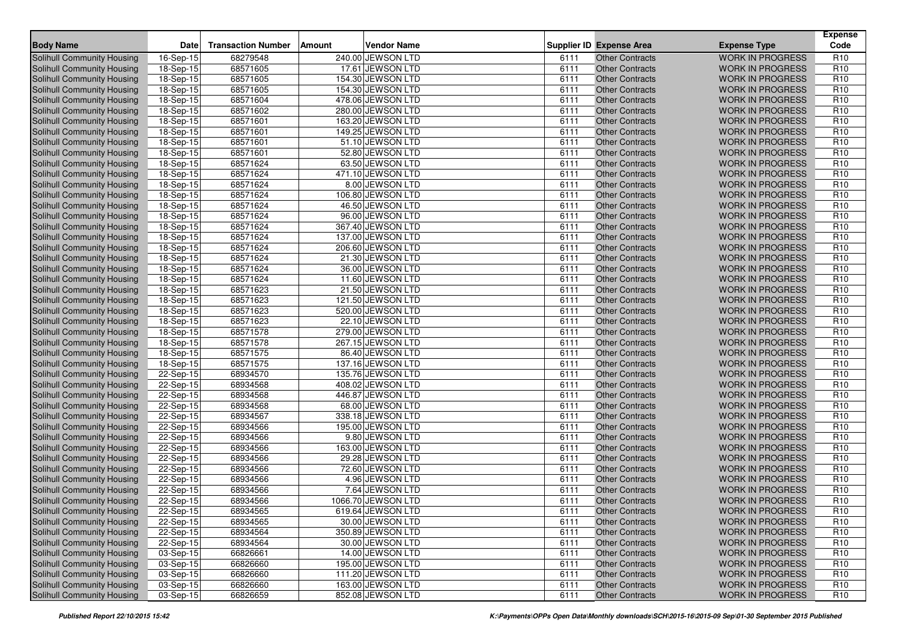| Body Name | Date | Transaction Number | Amount | Vendor Name | Supplier ID | Expense Area | Expense Type | Expense Code |
|---|---|---|---|---|---|---|---|---|
| Solihull Community Housing | 16-Sep-15 | 68279548 | 240.00 | JEWSON LTD | 6111 | Other Contracts | WORK IN PROGRESS | R10 |
| Solihull Community Housing | 18-Sep-15 | 68571605 | 17.61 | JEWSON LTD | 6111 | Other Contracts | WORK IN PROGRESS | R10 |
| Solihull Community Housing | 18-Sep-15 | 68571605 | 154.30 | JEWSON LTD | 6111 | Other Contracts | WORK IN PROGRESS | R10 |
| Solihull Community Housing | 18-Sep-15 | 68571605 | 154.30 | JEWSON LTD | 6111 | Other Contracts | WORK IN PROGRESS | R10 |
| Solihull Community Housing | 18-Sep-15 | 68571604 | 478.06 | JEWSON LTD | 6111 | Other Contracts | WORK IN PROGRESS | R10 |
| Solihull Community Housing | 18-Sep-15 | 68571602 | 280.00 | JEWSON LTD | 6111 | Other Contracts | WORK IN PROGRESS | R10 |
| Solihull Community Housing | 18-Sep-15 | 68571601 | 163.20 | JEWSON LTD | 6111 | Other Contracts | WORK IN PROGRESS | R10 |
| Solihull Community Housing | 18-Sep-15 | 68571601 | 149.25 | JEWSON LTD | 6111 | Other Contracts | WORK IN PROGRESS | R10 |
| Solihull Community Housing | 18-Sep-15 | 68571601 | 51.10 | JEWSON LTD | 6111 | Other Contracts | WORK IN PROGRESS | R10 |
| Solihull Community Housing | 18-Sep-15 | 68571601 | 52.80 | JEWSON LTD | 6111 | Other Contracts | WORK IN PROGRESS | R10 |
| Solihull Community Housing | 18-Sep-15 | 68571624 | 63.50 | JEWSON LTD | 6111 | Other Contracts | WORK IN PROGRESS | R10 |
| Solihull Community Housing | 18-Sep-15 | 68571624 | 471.10 | JEWSON LTD | 6111 | Other Contracts | WORK IN PROGRESS | R10 |
| Solihull Community Housing | 18-Sep-15 | 68571624 | 8.00 | JEWSON LTD | 6111 | Other Contracts | WORK IN PROGRESS | R10 |
| Solihull Community Housing | 18-Sep-15 | 68571624 | 106.80 | JEWSON LTD | 6111 | Other Contracts | WORK IN PROGRESS | R10 |
| Solihull Community Housing | 18-Sep-15 | 68571624 | 46.50 | JEWSON LTD | 6111 | Other Contracts | WORK IN PROGRESS | R10 |
| Solihull Community Housing | 18-Sep-15 | 68571624 | 96.00 | JEWSON LTD | 6111 | Other Contracts | WORK IN PROGRESS | R10 |
| Solihull Community Housing | 18-Sep-15 | 68571624 | 367.40 | JEWSON LTD | 6111 | Other Contracts | WORK IN PROGRESS | R10 |
| Solihull Community Housing | 18-Sep-15 | 68571624 | 137.00 | JEWSON LTD | 6111 | Other Contracts | WORK IN PROGRESS | R10 |
| Solihull Community Housing | 18-Sep-15 | 68571624 | 206.60 | JEWSON LTD | 6111 | Other Contracts | WORK IN PROGRESS | R10 |
| Solihull Community Housing | 18-Sep-15 | 68571624 | 21.30 | JEWSON LTD | 6111 | Other Contracts | WORK IN PROGRESS | R10 |
| Solihull Community Housing | 18-Sep-15 | 68571624 | 36.00 | JEWSON LTD | 6111 | Other Contracts | WORK IN PROGRESS | R10 |
| Solihull Community Housing | 18-Sep-15 | 68571624 | 11.60 | JEWSON LTD | 6111 | Other Contracts | WORK IN PROGRESS | R10 |
| Solihull Community Housing | 18-Sep-15 | 68571623 | 21.50 | JEWSON LTD | 6111 | Other Contracts | WORK IN PROGRESS | R10 |
| Solihull Community Housing | 18-Sep-15 | 68571623 | 121.50 | JEWSON LTD | 6111 | Other Contracts | WORK IN PROGRESS | R10 |
| Solihull Community Housing | 18-Sep-15 | 68571623 | 520.00 | JEWSON LTD | 6111 | Other Contracts | WORK IN PROGRESS | R10 |
| Solihull Community Housing | 18-Sep-15 | 68571623 | 22.10 | JEWSON LTD | 6111 | Other Contracts | WORK IN PROGRESS | R10 |
| Solihull Community Housing | 18-Sep-15 | 68571578 | 279.00 | JEWSON LTD | 6111 | Other Contracts | WORK IN PROGRESS | R10 |
| Solihull Community Housing | 18-Sep-15 | 68571578 | 267.15 | JEWSON LTD | 6111 | Other Contracts | WORK IN PROGRESS | R10 |
| Solihull Community Housing | 18-Sep-15 | 68571575 | 86.40 | JEWSON LTD | 6111 | Other Contracts | WORK IN PROGRESS | R10 |
| Solihull Community Housing | 18-Sep-15 | 68571575 | 137.16 | JEWSON LTD | 6111 | Other Contracts | WORK IN PROGRESS | R10 |
| Solihull Community Housing | 22-Sep-15 | 68934570 | 135.76 | JEWSON LTD | 6111 | Other Contracts | WORK IN PROGRESS | R10 |
| Solihull Community Housing | 22-Sep-15 | 68934568 | 408.02 | JEWSON LTD | 6111 | Other Contracts | WORK IN PROGRESS | R10 |
| Solihull Community Housing | 22-Sep-15 | 68934568 | 446.87 | JEWSON LTD | 6111 | Other Contracts | WORK IN PROGRESS | R10 |
| Solihull Community Housing | 22-Sep-15 | 68934568 | 68.00 | JEWSON LTD | 6111 | Other Contracts | WORK IN PROGRESS | R10 |
| Solihull Community Housing | 22-Sep-15 | 68934567 | 338.18 | JEWSON LTD | 6111 | Other Contracts | WORK IN PROGRESS | R10 |
| Solihull Community Housing | 22-Sep-15 | 68934566 | 195.00 | JEWSON LTD | 6111 | Other Contracts | WORK IN PROGRESS | R10 |
| Solihull Community Housing | 22-Sep-15 | 68934566 | 9.80 | JEWSON LTD | 6111 | Other Contracts | WORK IN PROGRESS | R10 |
| Solihull Community Housing | 22-Sep-15 | 68934566 | 163.00 | JEWSON LTD | 6111 | Other Contracts | WORK IN PROGRESS | R10 |
| Solihull Community Housing | 22-Sep-15 | 68934566 | 29.28 | JEWSON LTD | 6111 | Other Contracts | WORK IN PROGRESS | R10 |
| Solihull Community Housing | 22-Sep-15 | 68934566 | 72.60 | JEWSON LTD | 6111 | Other Contracts | WORK IN PROGRESS | R10 |
| Solihull Community Housing | 22-Sep-15 | 68934566 | 4.96 | JEWSON LTD | 6111 | Other Contracts | WORK IN PROGRESS | R10 |
| Solihull Community Housing | 22-Sep-15 | 68934566 | 7.64 | JEWSON LTD | 6111 | Other Contracts | WORK IN PROGRESS | R10 |
| Solihull Community Housing | 22-Sep-15 | 68934566 | 1066.70 | JEWSON LTD | 6111 | Other Contracts | WORK IN PROGRESS | R10 |
| Solihull Community Housing | 22-Sep-15 | 68934565 | 619.64 | JEWSON LTD | 6111 | Other Contracts | WORK IN PROGRESS | R10 |
| Solihull Community Housing | 22-Sep-15 | 68934565 | 30.00 | JEWSON LTD | 6111 | Other Contracts | WORK IN PROGRESS | R10 |
| Solihull Community Housing | 22-Sep-15 | 68934564 | 350.89 | JEWSON LTD | 6111 | Other Contracts | WORK IN PROGRESS | R10 |
| Solihull Community Housing | 22-Sep-15 | 68934564 | 30.00 | JEWSON LTD | 6111 | Other Contracts | WORK IN PROGRESS | R10 |
| Solihull Community Housing | 03-Sep-15 | 66826661 | 14.00 | JEWSON LTD | 6111 | Other Contracts | WORK IN PROGRESS | R10 |
| Solihull Community Housing | 03-Sep-15 | 66826660 | 195.00 | JEWSON LTD | 6111 | Other Contracts | WORK IN PROGRESS | R10 |
| Solihull Community Housing | 03-Sep-15 | 66826660 | 111.20 | JEWSON LTD | 6111 | Other Contracts | WORK IN PROGRESS | R10 |
| Solihull Community Housing | 03-Sep-15 | 66826660 | 163.00 | JEWSON LTD | 6111 | Other Contracts | WORK IN PROGRESS | R10 |
| Solihull Community Housing | 03-Sep-15 | 66826659 | 852.08 | JEWSON LTD | 6111 | Other Contracts | WORK IN PROGRESS | R10 |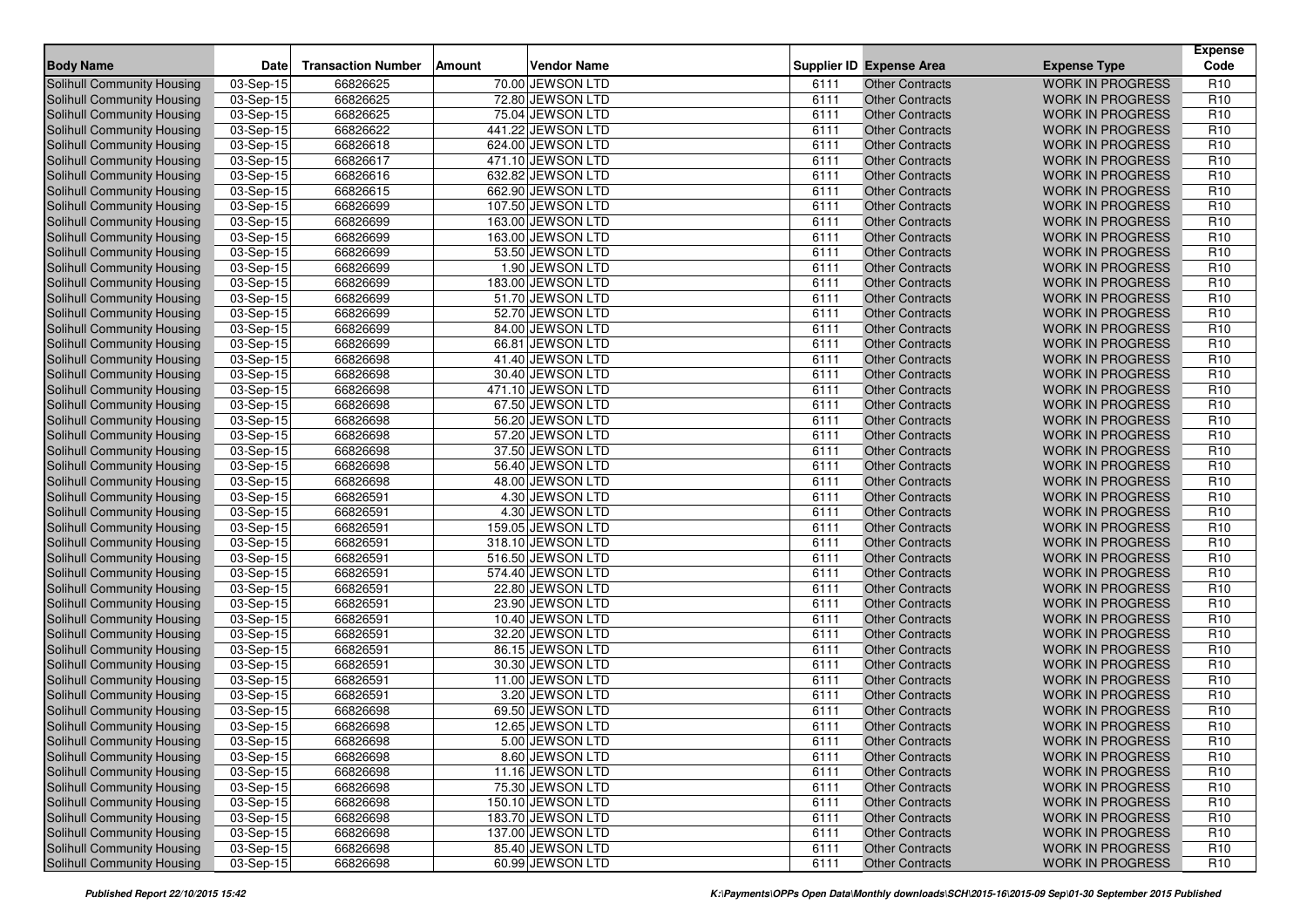| Body Name | Date | Transaction Number | Amount | Vendor Name | Supplier ID | Expense Area | Expense Type | Expense Code |
|---|---|---|---|---|---|---|---|---|
| Solihull Community Housing | 03-Sep-15 | 66826625 | 70.00 | JEWSON LTD | 6111 | Other Contracts | WORK IN PROGRESS | R10 |
| Solihull Community Housing | 03-Sep-15 | 66826625 | 72.80 | JEWSON LTD | 6111 | Other Contracts | WORK IN PROGRESS | R10 |
| Solihull Community Housing | 03-Sep-15 | 66826625 | 75.04 | JEWSON LTD | 6111 | Other Contracts | WORK IN PROGRESS | R10 |
| Solihull Community Housing | 03-Sep-15 | 66826622 | 441.22 | JEWSON LTD | 6111 | Other Contracts | WORK IN PROGRESS | R10 |
| Solihull Community Housing | 03-Sep-15 | 66826618 | 624.00 | JEWSON LTD | 6111 | Other Contracts | WORK IN PROGRESS | R10 |
| Solihull Community Housing | 03-Sep-15 | 66826617 | 471.10 | JEWSON LTD | 6111 | Other Contracts | WORK IN PROGRESS | R10 |
| Solihull Community Housing | 03-Sep-15 | 66826616 | 632.82 | JEWSON LTD | 6111 | Other Contracts | WORK IN PROGRESS | R10 |
| Solihull Community Housing | 03-Sep-15 | 66826615 | 662.90 | JEWSON LTD | 6111 | Other Contracts | WORK IN PROGRESS | R10 |
| Solihull Community Housing | 03-Sep-15 | 66826699 | 107.50 | JEWSON LTD | 6111 | Other Contracts | WORK IN PROGRESS | R10 |
| Solihull Community Housing | 03-Sep-15 | 66826699 | 163.00 | JEWSON LTD | 6111 | Other Contracts | WORK IN PROGRESS | R10 |
| Solihull Community Housing | 03-Sep-15 | 66826699 | 163.00 | JEWSON LTD | 6111 | Other Contracts | WORK IN PROGRESS | R10 |
| Solihull Community Housing | 03-Sep-15 | 66826699 | 53.50 | JEWSON LTD | 6111 | Other Contracts | WORK IN PROGRESS | R10 |
| Solihull Community Housing | 03-Sep-15 | 66826699 | 1.90 | JEWSON LTD | 6111 | Other Contracts | WORK IN PROGRESS | R10 |
| Solihull Community Housing | 03-Sep-15 | 66826699 | 183.00 | JEWSON LTD | 6111 | Other Contracts | WORK IN PROGRESS | R10 |
| Solihull Community Housing | 03-Sep-15 | 66826699 | 51.70 | JEWSON LTD | 6111 | Other Contracts | WORK IN PROGRESS | R10 |
| Solihull Community Housing | 03-Sep-15 | 66826699 | 52.70 | JEWSON LTD | 6111 | Other Contracts | WORK IN PROGRESS | R10 |
| Solihull Community Housing | 03-Sep-15 | 66826699 | 84.00 | JEWSON LTD | 6111 | Other Contracts | WORK IN PROGRESS | R10 |
| Solihull Community Housing | 03-Sep-15 | 66826699 | 66.81 | JEWSON LTD | 6111 | Other Contracts | WORK IN PROGRESS | R10 |
| Solihull Community Housing | 03-Sep-15 | 66826698 | 41.40 | JEWSON LTD | 6111 | Other Contracts | WORK IN PROGRESS | R10 |
| Solihull Community Housing | 03-Sep-15 | 66826698 | 30.40 | JEWSON LTD | 6111 | Other Contracts | WORK IN PROGRESS | R10 |
| Solihull Community Housing | 03-Sep-15 | 66826698 | 471.10 | JEWSON LTD | 6111 | Other Contracts | WORK IN PROGRESS | R10 |
| Solihull Community Housing | 03-Sep-15 | 66826698 | 67.50 | JEWSON LTD | 6111 | Other Contracts | WORK IN PROGRESS | R10 |
| Solihull Community Housing | 03-Sep-15 | 66826698 | 56.20 | JEWSON LTD | 6111 | Other Contracts | WORK IN PROGRESS | R10 |
| Solihull Community Housing | 03-Sep-15 | 66826698 | 57.20 | JEWSON LTD | 6111 | Other Contracts | WORK IN PROGRESS | R10 |
| Solihull Community Housing | 03-Sep-15 | 66826698 | 37.50 | JEWSON LTD | 6111 | Other Contracts | WORK IN PROGRESS | R10 |
| Solihull Community Housing | 03-Sep-15 | 66826698 | 56.40 | JEWSON LTD | 6111 | Other Contracts | WORK IN PROGRESS | R10 |
| Solihull Community Housing | 03-Sep-15 | 66826698 | 48.00 | JEWSON LTD | 6111 | Other Contracts | WORK IN PROGRESS | R10 |
| Solihull Community Housing | 03-Sep-15 | 66826591 | 4.30 | JEWSON LTD | 6111 | Other Contracts | WORK IN PROGRESS | R10 |
| Solihull Community Housing | 03-Sep-15 | 66826591 | 4.30 | JEWSON LTD | 6111 | Other Contracts | WORK IN PROGRESS | R10 |
| Solihull Community Housing | 03-Sep-15 | 66826591 | 159.05 | JEWSON LTD | 6111 | Other Contracts | WORK IN PROGRESS | R10 |
| Solihull Community Housing | 03-Sep-15 | 66826591 | 318.10 | JEWSON LTD | 6111 | Other Contracts | WORK IN PROGRESS | R10 |
| Solihull Community Housing | 03-Sep-15 | 66826591 | 516.50 | JEWSON LTD | 6111 | Other Contracts | WORK IN PROGRESS | R10 |
| Solihull Community Housing | 03-Sep-15 | 66826591 | 574.40 | JEWSON LTD | 6111 | Other Contracts | WORK IN PROGRESS | R10 |
| Solihull Community Housing | 03-Sep-15 | 66826591 | 22.80 | JEWSON LTD | 6111 | Other Contracts | WORK IN PROGRESS | R10 |
| Solihull Community Housing | 03-Sep-15 | 66826591 | 23.90 | JEWSON LTD | 6111 | Other Contracts | WORK IN PROGRESS | R10 |
| Solihull Community Housing | 03-Sep-15 | 66826591 | 10.40 | JEWSON LTD | 6111 | Other Contracts | WORK IN PROGRESS | R10 |
| Solihull Community Housing | 03-Sep-15 | 66826591 | 32.20 | JEWSON LTD | 6111 | Other Contracts | WORK IN PROGRESS | R10 |
| Solihull Community Housing | 03-Sep-15 | 66826591 | 86.15 | JEWSON LTD | 6111 | Other Contracts | WORK IN PROGRESS | R10 |
| Solihull Community Housing | 03-Sep-15 | 66826591 | 30.30 | JEWSON LTD | 6111 | Other Contracts | WORK IN PROGRESS | R10 |
| Solihull Community Housing | 03-Sep-15 | 66826591 | 11.00 | JEWSON LTD | 6111 | Other Contracts | WORK IN PROGRESS | R10 |
| Solihull Community Housing | 03-Sep-15 | 66826591 | 3.20 | JEWSON LTD | 6111 | Other Contracts | WORK IN PROGRESS | R10 |
| Solihull Community Housing | 03-Sep-15 | 66826698 | 69.50 | JEWSON LTD | 6111 | Other Contracts | WORK IN PROGRESS | R10 |
| Solihull Community Housing | 03-Sep-15 | 66826698 | 12.65 | JEWSON LTD | 6111 | Other Contracts | WORK IN PROGRESS | R10 |
| Solihull Community Housing | 03-Sep-15 | 66826698 | 5.00 | JEWSON LTD | 6111 | Other Contracts | WORK IN PROGRESS | R10 |
| Solihull Community Housing | 03-Sep-15 | 66826698 | 8.60 | JEWSON LTD | 6111 | Other Contracts | WORK IN PROGRESS | R10 |
| Solihull Community Housing | 03-Sep-15 | 66826698 | 11.16 | JEWSON LTD | 6111 | Other Contracts | WORK IN PROGRESS | R10 |
| Solihull Community Housing | 03-Sep-15 | 66826698 | 75.30 | JEWSON LTD | 6111 | Other Contracts | WORK IN PROGRESS | R10 |
| Solihull Community Housing | 03-Sep-15 | 66826698 | 150.10 | JEWSON LTD | 6111 | Other Contracts | WORK IN PROGRESS | R10 |
| Solihull Community Housing | 03-Sep-15 | 66826698 | 183.70 | JEWSON LTD | 6111 | Other Contracts | WORK IN PROGRESS | R10 |
| Solihull Community Housing | 03-Sep-15 | 66826698 | 137.00 | JEWSON LTD | 6111 | Other Contracts | WORK IN PROGRESS | R10 |
| Solihull Community Housing | 03-Sep-15 | 66826698 | 85.40 | JEWSON LTD | 6111 | Other Contracts | WORK IN PROGRESS | R10 |
| Solihull Community Housing | 03-Sep-15 | 66826698 | 60.99 | JEWSON LTD | 6111 | Other Contracts | WORK IN PROGRESS | R10 |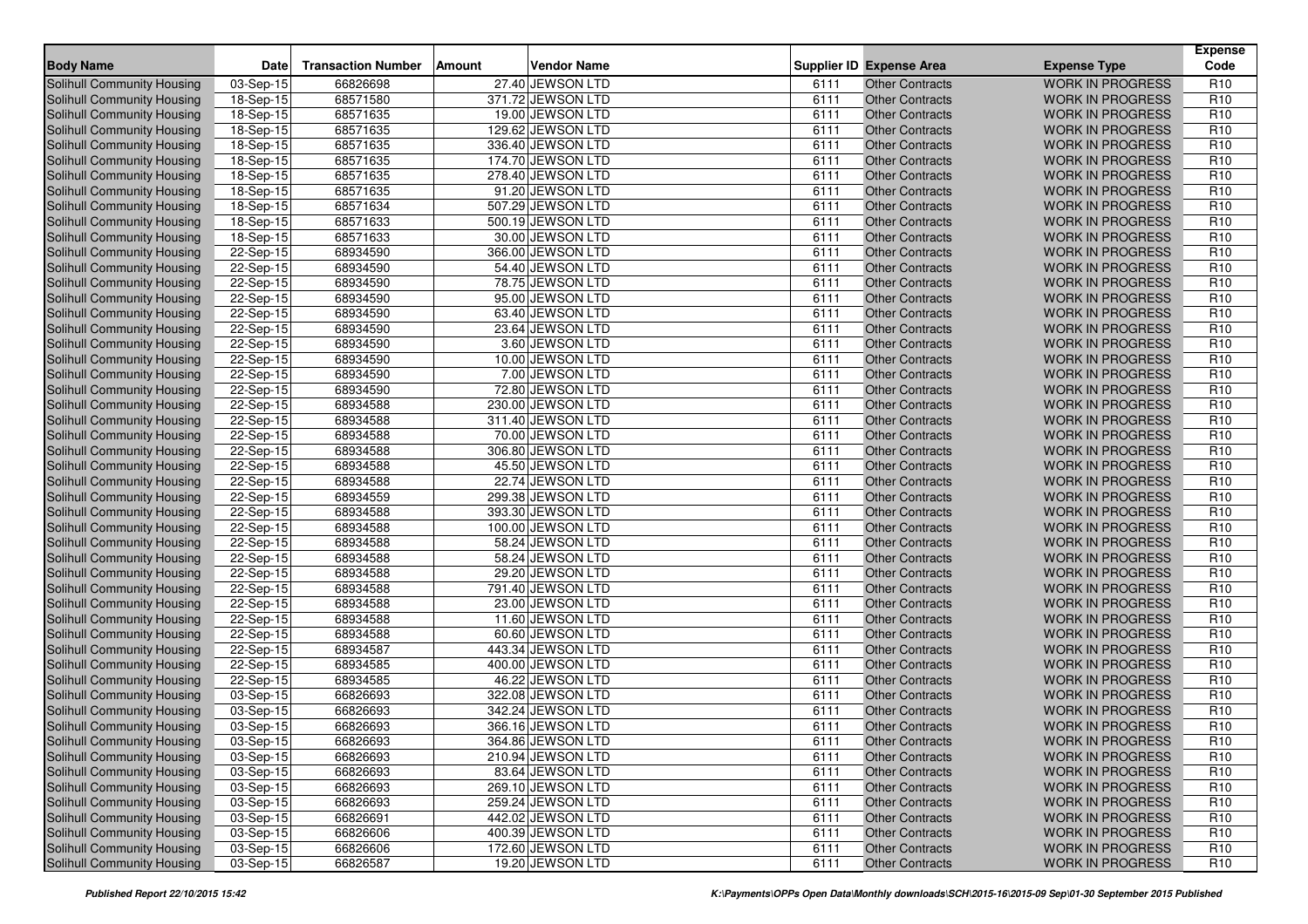| Body Name | Date | Transaction Number | Amount | Vendor Name | Supplier ID | Expense Area | Expense Type | Expense Code |
|---|---|---|---|---|---|---|---|---|
| Solihull Community Housing | 03-Sep-15 | 66826698 | 27.40 | JEWSON LTD | 6111 | Other Contracts | WORK IN PROGRESS | R10 |
| Solihull Community Housing | 18-Sep-15 | 68571580 | 371.72 | JEWSON LTD | 6111 | Other Contracts | WORK IN PROGRESS | R10 |
| Solihull Community Housing | 18-Sep-15 | 68571635 | 19.00 | JEWSON LTD | 6111 | Other Contracts | WORK IN PROGRESS | R10 |
| Solihull Community Housing | 18-Sep-15 | 68571635 | 129.62 | JEWSON LTD | 6111 | Other Contracts | WORK IN PROGRESS | R10 |
| Solihull Community Housing | 18-Sep-15 | 68571635 | 336.40 | JEWSON LTD | 6111 | Other Contracts | WORK IN PROGRESS | R10 |
| Solihull Community Housing | 18-Sep-15 | 68571635 | 174.70 | JEWSON LTD | 6111 | Other Contracts | WORK IN PROGRESS | R10 |
| Solihull Community Housing | 18-Sep-15 | 68571635 | 278.40 | JEWSON LTD | 6111 | Other Contracts | WORK IN PROGRESS | R10 |
| Solihull Community Housing | 18-Sep-15 | 68571635 | 91.20 | JEWSON LTD | 6111 | Other Contracts | WORK IN PROGRESS | R10 |
| Solihull Community Housing | 18-Sep-15 | 68571634 | 507.29 | JEWSON LTD | 6111 | Other Contracts | WORK IN PROGRESS | R10 |
| Solihull Community Housing | 18-Sep-15 | 68571633 | 500.19 | JEWSON LTD | 6111 | Other Contracts | WORK IN PROGRESS | R10 |
| Solihull Community Housing | 18-Sep-15 | 68571633 | 30.00 | JEWSON LTD | 6111 | Other Contracts | WORK IN PROGRESS | R10 |
| Solihull Community Housing | 22-Sep-15 | 68934590 | 366.00 | JEWSON LTD | 6111 | Other Contracts | WORK IN PROGRESS | R10 |
| Solihull Community Housing | 22-Sep-15 | 68934590 | 54.40 | JEWSON LTD | 6111 | Other Contracts | WORK IN PROGRESS | R10 |
| Solihull Community Housing | 22-Sep-15 | 68934590 | 78.75 | JEWSON LTD | 6111 | Other Contracts | WORK IN PROGRESS | R10 |
| Solihull Community Housing | 22-Sep-15 | 68934590 | 95.00 | JEWSON LTD | 6111 | Other Contracts | WORK IN PROGRESS | R10 |
| Solihull Community Housing | 22-Sep-15 | 68934590 | 63.40 | JEWSON LTD | 6111 | Other Contracts | WORK IN PROGRESS | R10 |
| Solihull Community Housing | 22-Sep-15 | 68934590 | 23.64 | JEWSON LTD | 6111 | Other Contracts | WORK IN PROGRESS | R10 |
| Solihull Community Housing | 22-Sep-15 | 68934590 | 3.60 | JEWSON LTD | 6111 | Other Contracts | WORK IN PROGRESS | R10 |
| Solihull Community Housing | 22-Sep-15 | 68934590 | 10.00 | JEWSON LTD | 6111 | Other Contracts | WORK IN PROGRESS | R10 |
| Solihull Community Housing | 22-Sep-15 | 68934590 | 7.00 | JEWSON LTD | 6111 | Other Contracts | WORK IN PROGRESS | R10 |
| Solihull Community Housing | 22-Sep-15 | 68934590 | 72.80 | JEWSON LTD | 6111 | Other Contracts | WORK IN PROGRESS | R10 |
| Solihull Community Housing | 22-Sep-15 | 68934588 | 230.00 | JEWSON LTD | 6111 | Other Contracts | WORK IN PROGRESS | R10 |
| Solihull Community Housing | 22-Sep-15 | 68934588 | 311.40 | JEWSON LTD | 6111 | Other Contracts | WORK IN PROGRESS | R10 |
| Solihull Community Housing | 22-Sep-15 | 68934588 | 70.00 | JEWSON LTD | 6111 | Other Contracts | WORK IN PROGRESS | R10 |
| Solihull Community Housing | 22-Sep-15 | 68934588 | 306.80 | JEWSON LTD | 6111 | Other Contracts | WORK IN PROGRESS | R10 |
| Solihull Community Housing | 22-Sep-15 | 68934588 | 45.50 | JEWSON LTD | 6111 | Other Contracts | WORK IN PROGRESS | R10 |
| Solihull Community Housing | 22-Sep-15 | 68934588 | 22.74 | JEWSON LTD | 6111 | Other Contracts | WORK IN PROGRESS | R10 |
| Solihull Community Housing | 22-Sep-15 | 68934559 | 299.38 | JEWSON LTD | 6111 | Other Contracts | WORK IN PROGRESS | R10 |
| Solihull Community Housing | 22-Sep-15 | 68934588 | 393.30 | JEWSON LTD | 6111 | Other Contracts | WORK IN PROGRESS | R10 |
| Solihull Community Housing | 22-Sep-15 | 68934588 | 100.00 | JEWSON LTD | 6111 | Other Contracts | WORK IN PROGRESS | R10 |
| Solihull Community Housing | 22-Sep-15 | 68934588 | 58.24 | JEWSON LTD | 6111 | Other Contracts | WORK IN PROGRESS | R10 |
| Solihull Community Housing | 22-Sep-15 | 68934588 | 58.24 | JEWSON LTD | 6111 | Other Contracts | WORK IN PROGRESS | R10 |
| Solihull Community Housing | 22-Sep-15 | 68934588 | 29.20 | JEWSON LTD | 6111 | Other Contracts | WORK IN PROGRESS | R10 |
| Solihull Community Housing | 22-Sep-15 | 68934588 | 791.40 | JEWSON LTD | 6111 | Other Contracts | WORK IN PROGRESS | R10 |
| Solihull Community Housing | 22-Sep-15 | 68934588 | 23.00 | JEWSON LTD | 6111 | Other Contracts | WORK IN PROGRESS | R10 |
| Solihull Community Housing | 22-Sep-15 | 68934588 | 11.60 | JEWSON LTD | 6111 | Other Contracts | WORK IN PROGRESS | R10 |
| Solihull Community Housing | 22-Sep-15 | 68934588 | 60.60 | JEWSON LTD | 6111 | Other Contracts | WORK IN PROGRESS | R10 |
| Solihull Community Housing | 22-Sep-15 | 68934587 | 443.34 | JEWSON LTD | 6111 | Other Contracts | WORK IN PROGRESS | R10 |
| Solihull Community Housing | 22-Sep-15 | 68934585 | 400.00 | JEWSON LTD | 6111 | Other Contracts | WORK IN PROGRESS | R10 |
| Solihull Community Housing | 22-Sep-15 | 68934585 | 46.22 | JEWSON LTD | 6111 | Other Contracts | WORK IN PROGRESS | R10 |
| Solihull Community Housing | 03-Sep-15 | 66826693 | 322.08 | JEWSON LTD | 6111 | Other Contracts | WORK IN PROGRESS | R10 |
| Solihull Community Housing | 03-Sep-15 | 66826693 | 342.24 | JEWSON LTD | 6111 | Other Contracts | WORK IN PROGRESS | R10 |
| Solihull Community Housing | 03-Sep-15 | 66826693 | 366.16 | JEWSON LTD | 6111 | Other Contracts | WORK IN PROGRESS | R10 |
| Solihull Community Housing | 03-Sep-15 | 66826693 | 364.86 | JEWSON LTD | 6111 | Other Contracts | WORK IN PROGRESS | R10 |
| Solihull Community Housing | 03-Sep-15 | 66826693 | 210.94 | JEWSON LTD | 6111 | Other Contracts | WORK IN PROGRESS | R10 |
| Solihull Community Housing | 03-Sep-15 | 66826693 | 83.64 | JEWSON LTD | 6111 | Other Contracts | WORK IN PROGRESS | R10 |
| Solihull Community Housing | 03-Sep-15 | 66826693 | 269.10 | JEWSON LTD | 6111 | Other Contracts | WORK IN PROGRESS | R10 |
| Solihull Community Housing | 03-Sep-15 | 66826693 | 259.24 | JEWSON LTD | 6111 | Other Contracts | WORK IN PROGRESS | R10 |
| Solihull Community Housing | 03-Sep-15 | 66826691 | 442.02 | JEWSON LTD | 6111 | Other Contracts | WORK IN PROGRESS | R10 |
| Solihull Community Housing | 03-Sep-15 | 66826606 | 400.39 | JEWSON LTD | 6111 | Other Contracts | WORK IN PROGRESS | R10 |
| Solihull Community Housing | 03-Sep-15 | 66826606 | 172.60 | JEWSON LTD | 6111 | Other Contracts | WORK IN PROGRESS | R10 |
| Solihull Community Housing | 03-Sep-15 | 66826587 | 19.20 | JEWSON LTD | 6111 | Other Contracts | WORK IN PROGRESS | R10 |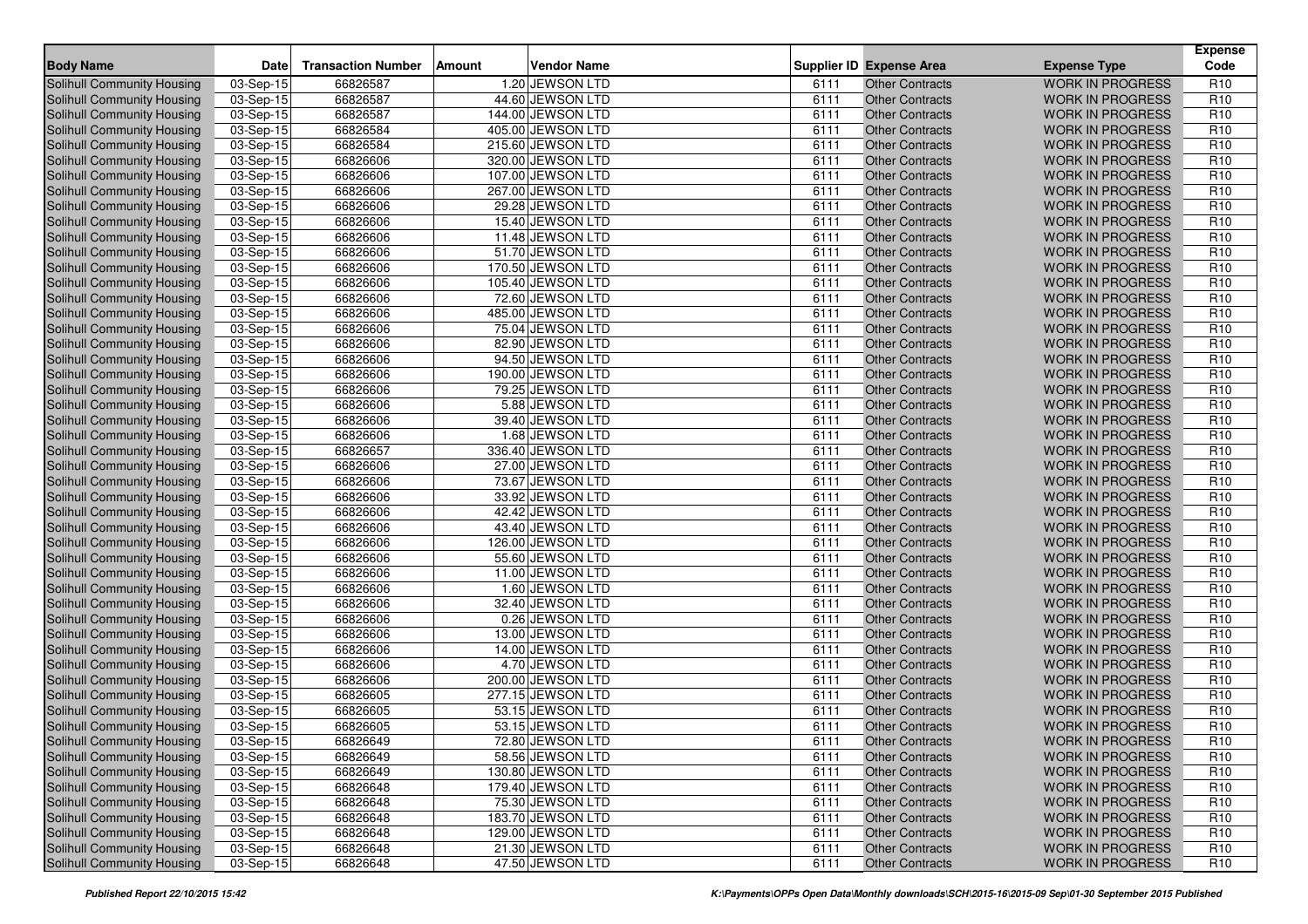| Body Name | Date | Transaction Number | Amount | Vendor Name | Supplier ID | Expense Area | Expense Type | Expense Code |
|---|---|---|---|---|---|---|---|---|
| Solihull Community Housing | 03-Sep-15 | 66826587 | 1.20 | JEWSON LTD | 6111 | Other Contracts | WORK IN PROGRESS | R10 |
| Solihull Community Housing | 03-Sep-15 | 66826587 | 44.60 | JEWSON LTD | 6111 | Other Contracts | WORK IN PROGRESS | R10 |
| Solihull Community Housing | 03-Sep-15 | 66826587 | 144.00 | JEWSON LTD | 6111 | Other Contracts | WORK IN PROGRESS | R10 |
| Solihull Community Housing | 03-Sep-15 | 66826584 | 405.00 | JEWSON LTD | 6111 | Other Contracts | WORK IN PROGRESS | R10 |
| Solihull Community Housing | 03-Sep-15 | 66826584 | 215.60 | JEWSON LTD | 6111 | Other Contracts | WORK IN PROGRESS | R10 |
| Solihull Community Housing | 03-Sep-15 | 66826606 | 320.00 | JEWSON LTD | 6111 | Other Contracts | WORK IN PROGRESS | R10 |
| Solihull Community Housing | 03-Sep-15 | 66826606 | 107.00 | JEWSON LTD | 6111 | Other Contracts | WORK IN PROGRESS | R10 |
| Solihull Community Housing | 03-Sep-15 | 66826606 | 267.00 | JEWSON LTD | 6111 | Other Contracts | WORK IN PROGRESS | R10 |
| Solihull Community Housing | 03-Sep-15 | 66826606 | 29.28 | JEWSON LTD | 6111 | Other Contracts | WORK IN PROGRESS | R10 |
| Solihull Community Housing | 03-Sep-15 | 66826606 | 15.40 | JEWSON LTD | 6111 | Other Contracts | WORK IN PROGRESS | R10 |
| Solihull Community Housing | 03-Sep-15 | 66826606 | 11.48 | JEWSON LTD | 6111 | Other Contracts | WORK IN PROGRESS | R10 |
| Solihull Community Housing | 03-Sep-15 | 66826606 | 51.70 | JEWSON LTD | 6111 | Other Contracts | WORK IN PROGRESS | R10 |
| Solihull Community Housing | 03-Sep-15 | 66826606 | 170.50 | JEWSON LTD | 6111 | Other Contracts | WORK IN PROGRESS | R10 |
| Solihull Community Housing | 03-Sep-15 | 66826606 | 105.40 | JEWSON LTD | 6111 | Other Contracts | WORK IN PROGRESS | R10 |
| Solihull Community Housing | 03-Sep-15 | 66826606 | 72.60 | JEWSON LTD | 6111 | Other Contracts | WORK IN PROGRESS | R10 |
| Solihull Community Housing | 03-Sep-15 | 66826606 | 485.00 | JEWSON LTD | 6111 | Other Contracts | WORK IN PROGRESS | R10 |
| Solihull Community Housing | 03-Sep-15 | 66826606 | 75.04 | JEWSON LTD | 6111 | Other Contracts | WORK IN PROGRESS | R10 |
| Solihull Community Housing | 03-Sep-15 | 66826606 | 82.90 | JEWSON LTD | 6111 | Other Contracts | WORK IN PROGRESS | R10 |
| Solihull Community Housing | 03-Sep-15 | 66826606 | 94.50 | JEWSON LTD | 6111 | Other Contracts | WORK IN PROGRESS | R10 |
| Solihull Community Housing | 03-Sep-15 | 66826606 | 190.00 | JEWSON LTD | 6111 | Other Contracts | WORK IN PROGRESS | R10 |
| Solihull Community Housing | 03-Sep-15 | 66826606 | 79.25 | JEWSON LTD | 6111 | Other Contracts | WORK IN PROGRESS | R10 |
| Solihull Community Housing | 03-Sep-15 | 66826606 | 5.88 | JEWSON LTD | 6111 | Other Contracts | WORK IN PROGRESS | R10 |
| Solihull Community Housing | 03-Sep-15 | 66826606 | 39.40 | JEWSON LTD | 6111 | Other Contracts | WORK IN PROGRESS | R10 |
| Solihull Community Housing | 03-Sep-15 | 66826606 | 1.68 | JEWSON LTD | 6111 | Other Contracts | WORK IN PROGRESS | R10 |
| Solihull Community Housing | 03-Sep-15 | 66826657 | 336.40 | JEWSON LTD | 6111 | Other Contracts | WORK IN PROGRESS | R10 |
| Solihull Community Housing | 03-Sep-15 | 66826606 | 27.00 | JEWSON LTD | 6111 | Other Contracts | WORK IN PROGRESS | R10 |
| Solihull Community Housing | 03-Sep-15 | 66826606 | 73.67 | JEWSON LTD | 6111 | Other Contracts | WORK IN PROGRESS | R10 |
| Solihull Community Housing | 03-Sep-15 | 66826606 | 33.92 | JEWSON LTD | 6111 | Other Contracts | WORK IN PROGRESS | R10 |
| Solihull Community Housing | 03-Sep-15 | 66826606 | 42.42 | JEWSON LTD | 6111 | Other Contracts | WORK IN PROGRESS | R10 |
| Solihull Community Housing | 03-Sep-15 | 66826606 | 43.40 | JEWSON LTD | 6111 | Other Contracts | WORK IN PROGRESS | R10 |
| Solihull Community Housing | 03-Sep-15 | 66826606 | 126.00 | JEWSON LTD | 6111 | Other Contracts | WORK IN PROGRESS | R10 |
| Solihull Community Housing | 03-Sep-15 | 66826606 | 55.60 | JEWSON LTD | 6111 | Other Contracts | WORK IN PROGRESS | R10 |
| Solihull Community Housing | 03-Sep-15 | 66826606 | 11.00 | JEWSON LTD | 6111 | Other Contracts | WORK IN PROGRESS | R10 |
| Solihull Community Housing | 03-Sep-15 | 66826606 | 1.60 | JEWSON LTD | 6111 | Other Contracts | WORK IN PROGRESS | R10 |
| Solihull Community Housing | 03-Sep-15 | 66826606 | 32.40 | JEWSON LTD | 6111 | Other Contracts | WORK IN PROGRESS | R10 |
| Solihull Community Housing | 03-Sep-15 | 66826606 | 0.26 | JEWSON LTD | 6111 | Other Contracts | WORK IN PROGRESS | R10 |
| Solihull Community Housing | 03-Sep-15 | 66826606 | 13.00 | JEWSON LTD | 6111 | Other Contracts | WORK IN PROGRESS | R10 |
| Solihull Community Housing | 03-Sep-15 | 66826606 | 14.00 | JEWSON LTD | 6111 | Other Contracts | WORK IN PROGRESS | R10 |
| Solihull Community Housing | 03-Sep-15 | 66826606 | 4.70 | JEWSON LTD | 6111 | Other Contracts | WORK IN PROGRESS | R10 |
| Solihull Community Housing | 03-Sep-15 | 66826606 | 200.00 | JEWSON LTD | 6111 | Other Contracts | WORK IN PROGRESS | R10 |
| Solihull Community Housing | 03-Sep-15 | 66826605 | 277.15 | JEWSON LTD | 6111 | Other Contracts | WORK IN PROGRESS | R10 |
| Solihull Community Housing | 03-Sep-15 | 66826605 | 53.15 | JEWSON LTD | 6111 | Other Contracts | WORK IN PROGRESS | R10 |
| Solihull Community Housing | 03-Sep-15 | 66826605 | 53.15 | JEWSON LTD | 6111 | Other Contracts | WORK IN PROGRESS | R10 |
| Solihull Community Housing | 03-Sep-15 | 66826649 | 72.80 | JEWSON LTD | 6111 | Other Contracts | WORK IN PROGRESS | R10 |
| Solihull Community Housing | 03-Sep-15 | 66826649 | 58.56 | JEWSON LTD | 6111 | Other Contracts | WORK IN PROGRESS | R10 |
| Solihull Community Housing | 03-Sep-15 | 66826649 | 130.80 | JEWSON LTD | 6111 | Other Contracts | WORK IN PROGRESS | R10 |
| Solihull Community Housing | 03-Sep-15 | 66826648 | 179.40 | JEWSON LTD | 6111 | Other Contracts | WORK IN PROGRESS | R10 |
| Solihull Community Housing | 03-Sep-15 | 66826648 | 75.30 | JEWSON LTD | 6111 | Other Contracts | WORK IN PROGRESS | R10 |
| Solihull Community Housing | 03-Sep-15 | 66826648 | 183.70 | JEWSON LTD | 6111 | Other Contracts | WORK IN PROGRESS | R10 |
| Solihull Community Housing | 03-Sep-15 | 66826648 | 129.00 | JEWSON LTD | 6111 | Other Contracts | WORK IN PROGRESS | R10 |
| Solihull Community Housing | 03-Sep-15 | 66826648 | 21.30 | JEWSON LTD | 6111 | Other Contracts | WORK IN PROGRESS | R10 |
| Solihull Community Housing | 03-Sep-15 | 66826648 | 47.50 | JEWSON LTD | 6111 | Other Contracts | WORK IN PROGRESS | R10 |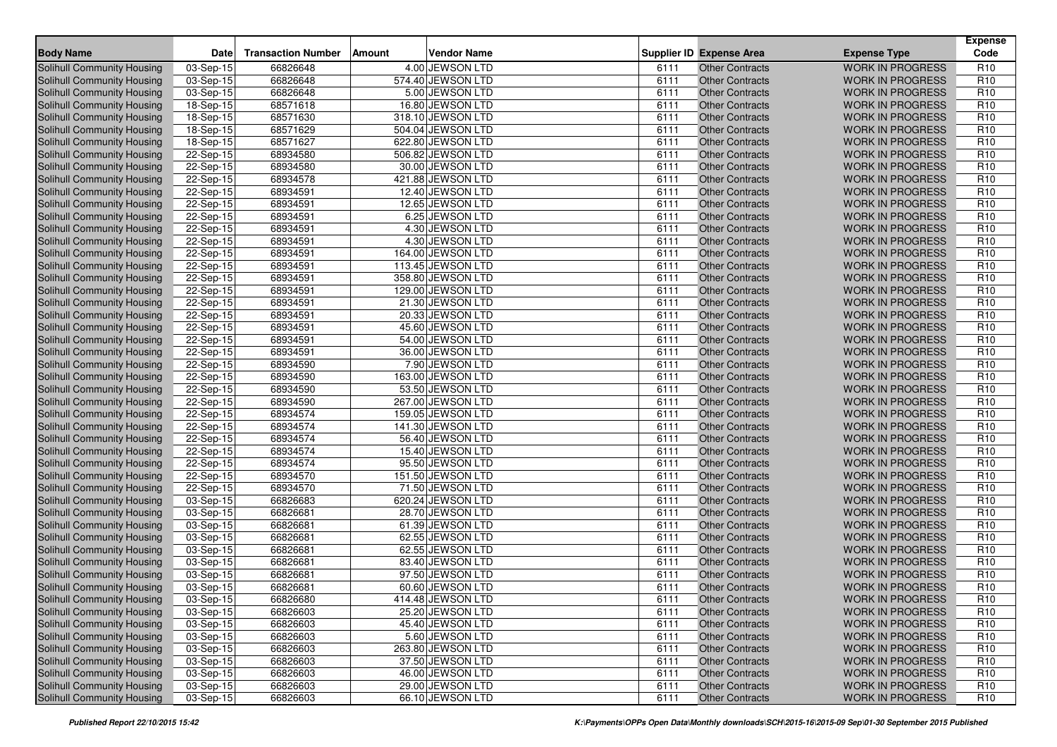| Body Name | Date | Transaction Number | Amount | Vendor Name | Supplier ID | Expense Area | Expense Type | Expense Code |
|---|---|---|---|---|---|---|---|---|
| Solihull Community Housing | 03-Sep-15 | 66826648 | 4.00 | JEWSON LTD | 6111 | Other Contracts | WORK IN PROGRESS | R10 |
| Solihull Community Housing | 03-Sep-15 | 66826648 | 574.40 | JEWSON LTD | 6111 | Other Contracts | WORK IN PROGRESS | R10 |
| Solihull Community Housing | 03-Sep-15 | 66826648 | 5.00 | JEWSON LTD | 6111 | Other Contracts | WORK IN PROGRESS | R10 |
| Solihull Community Housing | 18-Sep-15 | 68571618 | 16.80 | JEWSON LTD | 6111 | Other Contracts | WORK IN PROGRESS | R10 |
| Solihull Community Housing | 18-Sep-15 | 68571630 | 318.10 | JEWSON LTD | 6111 | Other Contracts | WORK IN PROGRESS | R10 |
| Solihull Community Housing | 18-Sep-15 | 68571629 | 504.04 | JEWSON LTD | 6111 | Other Contracts | WORK IN PROGRESS | R10 |
| Solihull Community Housing | 18-Sep-15 | 68571627 | 622.80 | JEWSON LTD | 6111 | Other Contracts | WORK IN PROGRESS | R10 |
| Solihull Community Housing | 22-Sep-15 | 68934580 | 506.82 | JEWSON LTD | 6111 | Other Contracts | WORK IN PROGRESS | R10 |
| Solihull Community Housing | 22-Sep-15 | 68934580 | 30.00 | JEWSON LTD | 6111 | Other Contracts | WORK IN PROGRESS | R10 |
| Solihull Community Housing | 22-Sep-15 | 68934578 | 421.88 | JEWSON LTD | 6111 | Other Contracts | WORK IN PROGRESS | R10 |
| Solihull Community Housing | 22-Sep-15 | 68934591 | 12.40 | JEWSON LTD | 6111 | Other Contracts | WORK IN PROGRESS | R10 |
| Solihull Community Housing | 22-Sep-15 | 68934591 | 12.65 | JEWSON LTD | 6111 | Other Contracts | WORK IN PROGRESS | R10 |
| Solihull Community Housing | 22-Sep-15 | 68934591 | 6.25 | JEWSON LTD | 6111 | Other Contracts | WORK IN PROGRESS | R10 |
| Solihull Community Housing | 22-Sep-15 | 68934591 | 4.30 | JEWSON LTD | 6111 | Other Contracts | WORK IN PROGRESS | R10 |
| Solihull Community Housing | 22-Sep-15 | 68934591 | 4.30 | JEWSON LTD | 6111 | Other Contracts | WORK IN PROGRESS | R10 |
| Solihull Community Housing | 22-Sep-15 | 68934591 | 164.00 | JEWSON LTD | 6111 | Other Contracts | WORK IN PROGRESS | R10 |
| Solihull Community Housing | 22-Sep-15 | 68934591 | 113.45 | JEWSON LTD | 6111 | Other Contracts | WORK IN PROGRESS | R10 |
| Solihull Community Housing | 22-Sep-15 | 68934591 | 358.80 | JEWSON LTD | 6111 | Other Contracts | WORK IN PROGRESS | R10 |
| Solihull Community Housing | 22-Sep-15 | 68934591 | 129.00 | JEWSON LTD | 6111 | Other Contracts | WORK IN PROGRESS | R10 |
| Solihull Community Housing | 22-Sep-15 | 68934591 | 21.30 | JEWSON LTD | 6111 | Other Contracts | WORK IN PROGRESS | R10 |
| Solihull Community Housing | 22-Sep-15 | 68934591 | 20.33 | JEWSON LTD | 6111 | Other Contracts | WORK IN PROGRESS | R10 |
| Solihull Community Housing | 22-Sep-15 | 68934591 | 45.60 | JEWSON LTD | 6111 | Other Contracts | WORK IN PROGRESS | R10 |
| Solihull Community Housing | 22-Sep-15 | 68934591 | 54.00 | JEWSON LTD | 6111 | Other Contracts | WORK IN PROGRESS | R10 |
| Solihull Community Housing | 22-Sep-15 | 68934591 | 36.00 | JEWSON LTD | 6111 | Other Contracts | WORK IN PROGRESS | R10 |
| Solihull Community Housing | 22-Sep-15 | 68934590 | 7.90 | JEWSON LTD | 6111 | Other Contracts | WORK IN PROGRESS | R10 |
| Solihull Community Housing | 22-Sep-15 | 68934590 | 163.00 | JEWSON LTD | 6111 | Other Contracts | WORK IN PROGRESS | R10 |
| Solihull Community Housing | 22-Sep-15 | 68934590 | 53.50 | JEWSON LTD | 6111 | Other Contracts | WORK IN PROGRESS | R10 |
| Solihull Community Housing | 22-Sep-15 | 68934590 | 267.00 | JEWSON LTD | 6111 | Other Contracts | WORK IN PROGRESS | R10 |
| Solihull Community Housing | 22-Sep-15 | 68934574 | 159.05 | JEWSON LTD | 6111 | Other Contracts | WORK IN PROGRESS | R10 |
| Solihull Community Housing | 22-Sep-15 | 68934574 | 141.30 | JEWSON LTD | 6111 | Other Contracts | WORK IN PROGRESS | R10 |
| Solihull Community Housing | 22-Sep-15 | 68934574 | 56.40 | JEWSON LTD | 6111 | Other Contracts | WORK IN PROGRESS | R10 |
| Solihull Community Housing | 22-Sep-15 | 68934574 | 15.40 | JEWSON LTD | 6111 | Other Contracts | WORK IN PROGRESS | R10 |
| Solihull Community Housing | 22-Sep-15 | 68934574 | 95.50 | JEWSON LTD | 6111 | Other Contracts | WORK IN PROGRESS | R10 |
| Solihull Community Housing | 22-Sep-15 | 68934570 | 151.50 | JEWSON LTD | 6111 | Other Contracts | WORK IN PROGRESS | R10 |
| Solihull Community Housing | 22-Sep-15 | 68934570 | 71.50 | JEWSON LTD | 6111 | Other Contracts | WORK IN PROGRESS | R10 |
| Solihull Community Housing | 03-Sep-15 | 66826683 | 620.24 | JEWSON LTD | 6111 | Other Contracts | WORK IN PROGRESS | R10 |
| Solihull Community Housing | 03-Sep-15 | 66826681 | 28.70 | JEWSON LTD | 6111 | Other Contracts | WORK IN PROGRESS | R10 |
| Solihull Community Housing | 03-Sep-15 | 66826681 | 61.39 | JEWSON LTD | 6111 | Other Contracts | WORK IN PROGRESS | R10 |
| Solihull Community Housing | 03-Sep-15 | 66826681 | 62.55 | JEWSON LTD | 6111 | Other Contracts | WORK IN PROGRESS | R10 |
| Solihull Community Housing | 03-Sep-15 | 66826681 | 62.55 | JEWSON LTD | 6111 | Other Contracts | WORK IN PROGRESS | R10 |
| Solihull Community Housing | 03-Sep-15 | 66826681 | 83.40 | JEWSON LTD | 6111 | Other Contracts | WORK IN PROGRESS | R10 |
| Solihull Community Housing | 03-Sep-15 | 66826681 | 97.50 | JEWSON LTD | 6111 | Other Contracts | WORK IN PROGRESS | R10 |
| Solihull Community Housing | 03-Sep-15 | 66826681 | 60.60 | JEWSON LTD | 6111 | Other Contracts | WORK IN PROGRESS | R10 |
| Solihull Community Housing | 03-Sep-15 | 66826680 | 414.48 | JEWSON LTD | 6111 | Other Contracts | WORK IN PROGRESS | R10 |
| Solihull Community Housing | 03-Sep-15 | 66826603 | 25.20 | JEWSON LTD | 6111 | Other Contracts | WORK IN PROGRESS | R10 |
| Solihull Community Housing | 03-Sep-15 | 66826603 | 45.40 | JEWSON LTD | 6111 | Other Contracts | WORK IN PROGRESS | R10 |
| Solihull Community Housing | 03-Sep-15 | 66826603 | 5.60 | JEWSON LTD | 6111 | Other Contracts | WORK IN PROGRESS | R10 |
| Solihull Community Housing | 03-Sep-15 | 66826603 | 263.80 | JEWSON LTD | 6111 | Other Contracts | WORK IN PROGRESS | R10 |
| Solihull Community Housing | 03-Sep-15 | 66826603 | 37.50 | JEWSON LTD | 6111 | Other Contracts | WORK IN PROGRESS | R10 |
| Solihull Community Housing | 03-Sep-15 | 66826603 | 46.00 | JEWSON LTD | 6111 | Other Contracts | WORK IN PROGRESS | R10 |
| Solihull Community Housing | 03-Sep-15 | 66826603 | 29.00 | JEWSON LTD | 6111 | Other Contracts | WORK IN PROGRESS | R10 |
| Solihull Community Housing | 03-Sep-15 | 66826603 | 66.10 | JEWSON LTD | 6111 | Other Contracts | WORK IN PROGRESS | R10 |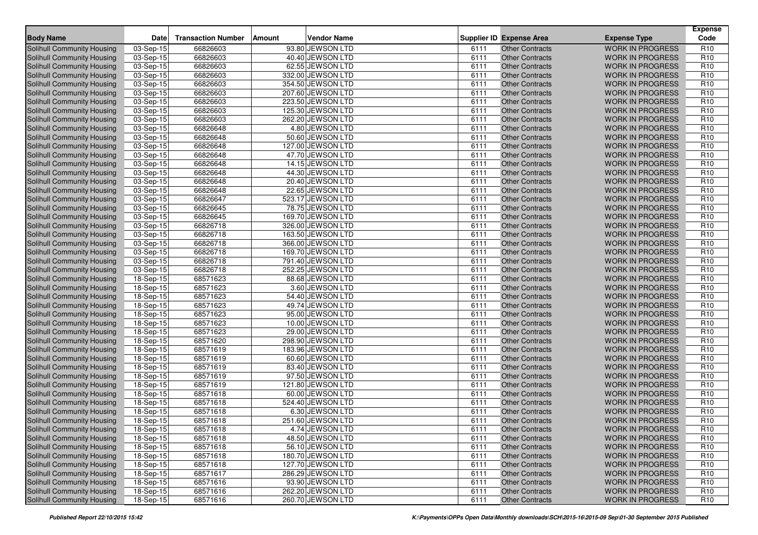| Body Name | Date | Transaction Number | Amount | Vendor Name | Supplier ID | Expense Area | Expense Type | Expense Code |
|---|---|---|---|---|---|---|---|---|
| Solihull Community Housing | 03-Sep-15 | 66826603 | 93.80 | JEWSON LTD | 6111 | Other Contracts | WORK IN PROGRESS | R10 |
| Solihull Community Housing | 03-Sep-15 | 66826603 | 40.40 | JEWSON LTD | 6111 | Other Contracts | WORK IN PROGRESS | R10 |
| Solihull Community Housing | 03-Sep-15 | 66826603 | 62.55 | JEWSON LTD | 6111 | Other Contracts | WORK IN PROGRESS | R10 |
| Solihull Community Housing | 03-Sep-15 | 66826603 | 332.00 | JEWSON LTD | 6111 | Other Contracts | WORK IN PROGRESS | R10 |
| Solihull Community Housing | 03-Sep-15 | 66826603 | 354.50 | JEWSON LTD | 6111 | Other Contracts | WORK IN PROGRESS | R10 |
| Solihull Community Housing | 03-Sep-15 | 66826603 | 207.60 | JEWSON LTD | 6111 | Other Contracts | WORK IN PROGRESS | R10 |
| Solihull Community Housing | 03-Sep-15 | 66826603 | 223.50 | JEWSON LTD | 6111 | Other Contracts | WORK IN PROGRESS | R10 |
| Solihull Community Housing | 03-Sep-15 | 66826603 | 125.30 | JEWSON LTD | 6111 | Other Contracts | WORK IN PROGRESS | R10 |
| Solihull Community Housing | 03-Sep-15 | 66826603 | 262.20 | JEWSON LTD | 6111 | Other Contracts | WORK IN PROGRESS | R10 |
| Solihull Community Housing | 03-Sep-15 | 66826648 | 4.80 | JEWSON LTD | 6111 | Other Contracts | WORK IN PROGRESS | R10 |
| Solihull Community Housing | 03-Sep-15 | 66826648 | 50.60 | JEWSON LTD | 6111 | Other Contracts | WORK IN PROGRESS | R10 |
| Solihull Community Housing | 03-Sep-15 | 66826648 | 127.00 | JEWSON LTD | 6111 | Other Contracts | WORK IN PROGRESS | R10 |
| Solihull Community Housing | 03-Sep-15 | 66826648 | 47.70 | JEWSON LTD | 6111 | Other Contracts | WORK IN PROGRESS | R10 |
| Solihull Community Housing | 03-Sep-15 | 66826648 | 14.15 | JEWSON LTD | 6111 | Other Contracts | WORK IN PROGRESS | R10 |
| Solihull Community Housing | 03-Sep-15 | 66826648 | 44.30 | JEWSON LTD | 6111 | Other Contracts | WORK IN PROGRESS | R10 |
| Solihull Community Housing | 03-Sep-15 | 66826648 | 20.40 | JEWSON LTD | 6111 | Other Contracts | WORK IN PROGRESS | R10 |
| Solihull Community Housing | 03-Sep-15 | 66826648 | 22.65 | JEWSON LTD | 6111 | Other Contracts | WORK IN PROGRESS | R10 |
| Solihull Community Housing | 03-Sep-15 | 66826647 | 523.17 | JEWSON LTD | 6111 | Other Contracts | WORK IN PROGRESS | R10 |
| Solihull Community Housing | 03-Sep-15 | 66826645 | 78.75 | JEWSON LTD | 6111 | Other Contracts | WORK IN PROGRESS | R10 |
| Solihull Community Housing | 03-Sep-15 | 66826645 | 169.70 | JEWSON LTD | 6111 | Other Contracts | WORK IN PROGRESS | R10 |
| Solihull Community Housing | 03-Sep-15 | 66826718 | 326.00 | JEWSON LTD | 6111 | Other Contracts | WORK IN PROGRESS | R10 |
| Solihull Community Housing | 03-Sep-15 | 66826718 | 163.50 | JEWSON LTD | 6111 | Other Contracts | WORK IN PROGRESS | R10 |
| Solihull Community Housing | 03-Sep-15 | 66826718 | 366.00 | JEWSON LTD | 6111 | Other Contracts | WORK IN PROGRESS | R10 |
| Solihull Community Housing | 03-Sep-15 | 66826718 | 169.70 | JEWSON LTD | 6111 | Other Contracts | WORK IN PROGRESS | R10 |
| Solihull Community Housing | 03-Sep-15 | 66826718 | 791.40 | JEWSON LTD | 6111 | Other Contracts | WORK IN PROGRESS | R10 |
| Solihull Community Housing | 03-Sep-15 | 66826718 | 252.25 | JEWSON LTD | 6111 | Other Contracts | WORK IN PROGRESS | R10 |
| Solihull Community Housing | 18-Sep-15 | 68571623 | 88.68 | JEWSON LTD | 6111 | Other Contracts | WORK IN PROGRESS | R10 |
| Solihull Community Housing | 18-Sep-15 | 68571623 | 3.60 | JEWSON LTD | 6111 | Other Contracts | WORK IN PROGRESS | R10 |
| Solihull Community Housing | 18-Sep-15 | 68571623 | 54.40 | JEWSON LTD | 6111 | Other Contracts | WORK IN PROGRESS | R10 |
| Solihull Community Housing | 18-Sep-15 | 68571623 | 49.74 | JEWSON LTD | 6111 | Other Contracts | WORK IN PROGRESS | R10 |
| Solihull Community Housing | 18-Sep-15 | 68571623 | 95.00 | JEWSON LTD | 6111 | Other Contracts | WORK IN PROGRESS | R10 |
| Solihull Community Housing | 18-Sep-15 | 68571623 | 10.00 | JEWSON LTD | 6111 | Other Contracts | WORK IN PROGRESS | R10 |
| Solihull Community Housing | 18-Sep-15 | 68571623 | 29.00 | JEWSON LTD | 6111 | Other Contracts | WORK IN PROGRESS | R10 |
| Solihull Community Housing | 18-Sep-15 | 68571620 | 298.90 | JEWSON LTD | 6111 | Other Contracts | WORK IN PROGRESS | R10 |
| Solihull Community Housing | 18-Sep-15 | 68571619 | 183.96 | JEWSON LTD | 6111 | Other Contracts | WORK IN PROGRESS | R10 |
| Solihull Community Housing | 18-Sep-15 | 68571619 | 60.60 | JEWSON LTD | 6111 | Other Contracts | WORK IN PROGRESS | R10 |
| Solihull Community Housing | 18-Sep-15 | 68571619 | 83.40 | JEWSON LTD | 6111 | Other Contracts | WORK IN PROGRESS | R10 |
| Solihull Community Housing | 18-Sep-15 | 68571619 | 97.50 | JEWSON LTD | 6111 | Other Contracts | WORK IN PROGRESS | R10 |
| Solihull Community Housing | 18-Sep-15 | 68571619 | 121.80 | JEWSON LTD | 6111 | Other Contracts | WORK IN PROGRESS | R10 |
| Solihull Community Housing | 18-Sep-15 | 68571618 | 60.00 | JEWSON LTD | 6111 | Other Contracts | WORK IN PROGRESS | R10 |
| Solihull Community Housing | 18-Sep-15 | 68571618 | 524.40 | JEWSON LTD | 6111 | Other Contracts | WORK IN PROGRESS | R10 |
| Solihull Community Housing | 18-Sep-15 | 68571618 | 6.30 | JEWSON LTD | 6111 | Other Contracts | WORK IN PROGRESS | R10 |
| Solihull Community Housing | 18-Sep-15 | 68571618 | 251.60 | JEWSON LTD | 6111 | Other Contracts | WORK IN PROGRESS | R10 |
| Solihull Community Housing | 18-Sep-15 | 68571618 | 4.74 | JEWSON LTD | 6111 | Other Contracts | WORK IN PROGRESS | R10 |
| Solihull Community Housing | 18-Sep-15 | 68571618 | 48.50 | JEWSON LTD | 6111 | Other Contracts | WORK IN PROGRESS | R10 |
| Solihull Community Housing | 18-Sep-15 | 68571618 | 56.10 | JEWSON LTD | 6111 | Other Contracts | WORK IN PROGRESS | R10 |
| Solihull Community Housing | 18-Sep-15 | 68571618 | 180.70 | JEWSON LTD | 6111 | Other Contracts | WORK IN PROGRESS | R10 |
| Solihull Community Housing | 18-Sep-15 | 68571618 | 127.70 | JEWSON LTD | 6111 | Other Contracts | WORK IN PROGRESS | R10 |
| Solihull Community Housing | 18-Sep-15 | 68571617 | 286.29 | JEWSON LTD | 6111 | Other Contracts | WORK IN PROGRESS | R10 |
| Solihull Community Housing | 18-Sep-15 | 68571616 | 93.90 | JEWSON LTD | 6111 | Other Contracts | WORK IN PROGRESS | R10 |
| Solihull Community Housing | 18-Sep-15 | 68571616 | 262.20 | JEWSON LTD | 6111 | Other Contracts | WORK IN PROGRESS | R10 |
| Solihull Community Housing | 18-Sep-15 | 68571616 | 260.70 | JEWSON LTD | 6111 | Other Contracts | WORK IN PROGRESS | R10 |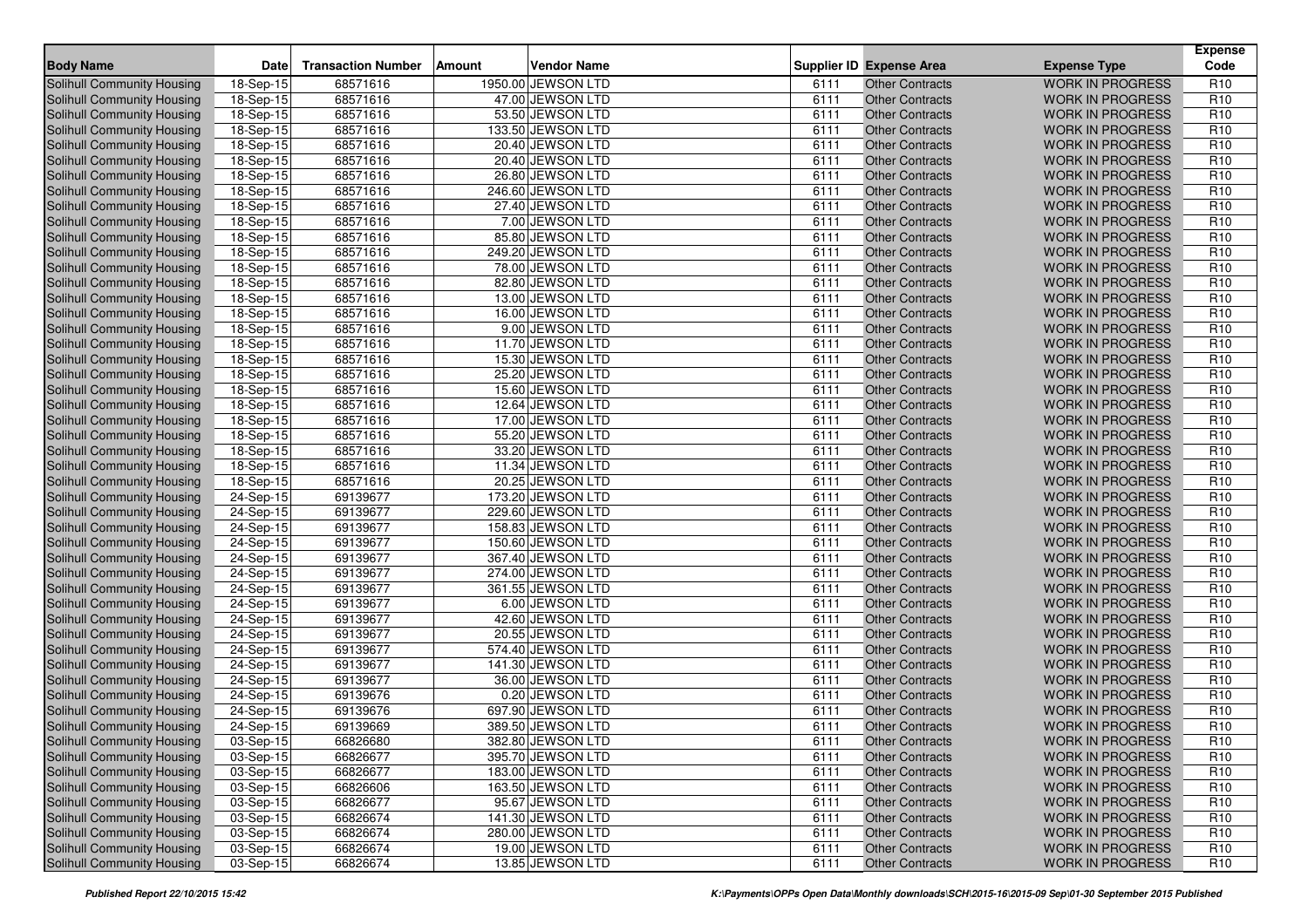| Body Name | Date | Transaction Number | Amount | Vendor Name | Supplier ID | Expense Area | Expense Type | Expense Code |
|---|---|---|---|---|---|---|---|---|
| Solihull Community Housing | 18-Sep-15 | 68571616 | 1950.00 | JEWSON LTD | 6111 | Other Contracts | WORK IN PROGRESS | R10 |
| Solihull Community Housing | 18-Sep-15 | 68571616 | 47.00 | JEWSON LTD | 6111 | Other Contracts | WORK IN PROGRESS | R10 |
| Solihull Community Housing | 18-Sep-15 | 68571616 | 53.50 | JEWSON LTD | 6111 | Other Contracts | WORK IN PROGRESS | R10 |
| Solihull Community Housing | 18-Sep-15 | 68571616 | 133.50 | JEWSON LTD | 6111 | Other Contracts | WORK IN PROGRESS | R10 |
| Solihull Community Housing | 18-Sep-15 | 68571616 | 20.40 | JEWSON LTD | 6111 | Other Contracts | WORK IN PROGRESS | R10 |
| Solihull Community Housing | 18-Sep-15 | 68571616 | 20.40 | JEWSON LTD | 6111 | Other Contracts | WORK IN PROGRESS | R10 |
| Solihull Community Housing | 18-Sep-15 | 68571616 | 26.80 | JEWSON LTD | 6111 | Other Contracts | WORK IN PROGRESS | R10 |
| Solihull Community Housing | 18-Sep-15 | 68571616 | 246.60 | JEWSON LTD | 6111 | Other Contracts | WORK IN PROGRESS | R10 |
| Solihull Community Housing | 18-Sep-15 | 68571616 | 27.40 | JEWSON LTD | 6111 | Other Contracts | WORK IN PROGRESS | R10 |
| Solihull Community Housing | 18-Sep-15 | 68571616 | 7.00 | JEWSON LTD | 6111 | Other Contracts | WORK IN PROGRESS | R10 |
| Solihull Community Housing | 18-Sep-15 | 68571616 | 85.80 | JEWSON LTD | 6111 | Other Contracts | WORK IN PROGRESS | R10 |
| Solihull Community Housing | 18-Sep-15 | 68571616 | 249.20 | JEWSON LTD | 6111 | Other Contracts | WORK IN PROGRESS | R10 |
| Solihull Community Housing | 18-Sep-15 | 68571616 | 78.00 | JEWSON LTD | 6111 | Other Contracts | WORK IN PROGRESS | R10 |
| Solihull Community Housing | 18-Sep-15 | 68571616 | 82.80 | JEWSON LTD | 6111 | Other Contracts | WORK IN PROGRESS | R10 |
| Solihull Community Housing | 18-Sep-15 | 68571616 | 13.00 | JEWSON LTD | 6111 | Other Contracts | WORK IN PROGRESS | R10 |
| Solihull Community Housing | 18-Sep-15 | 68571616 | 16.00 | JEWSON LTD | 6111 | Other Contracts | WORK IN PROGRESS | R10 |
| Solihull Community Housing | 18-Sep-15 | 68571616 | 9.00 | JEWSON LTD | 6111 | Other Contracts | WORK IN PROGRESS | R10 |
| Solihull Community Housing | 18-Sep-15 | 68571616 | 11.70 | JEWSON LTD | 6111 | Other Contracts | WORK IN PROGRESS | R10 |
| Solihull Community Housing | 18-Sep-15 | 68571616 | 15.30 | JEWSON LTD | 6111 | Other Contracts | WORK IN PROGRESS | R10 |
| Solihull Community Housing | 18-Sep-15 | 68571616 | 25.20 | JEWSON LTD | 6111 | Other Contracts | WORK IN PROGRESS | R10 |
| Solihull Community Housing | 18-Sep-15 | 68571616 | 15.60 | JEWSON LTD | 6111 | Other Contracts | WORK IN PROGRESS | R10 |
| Solihull Community Housing | 18-Sep-15 | 68571616 | 12.64 | JEWSON LTD | 6111 | Other Contracts | WORK IN PROGRESS | R10 |
| Solihull Community Housing | 18-Sep-15 | 68571616 | 17.00 | JEWSON LTD | 6111 | Other Contracts | WORK IN PROGRESS | R10 |
| Solihull Community Housing | 18-Sep-15 | 68571616 | 55.20 | JEWSON LTD | 6111 | Other Contracts | WORK IN PROGRESS | R10 |
| Solihull Community Housing | 18-Sep-15 | 68571616 | 33.20 | JEWSON LTD | 6111 | Other Contracts | WORK IN PROGRESS | R10 |
| Solihull Community Housing | 18-Sep-15 | 68571616 | 11.34 | JEWSON LTD | 6111 | Other Contracts | WORK IN PROGRESS | R10 |
| Solihull Community Housing | 18-Sep-15 | 68571616 | 20.25 | JEWSON LTD | 6111 | Other Contracts | WORK IN PROGRESS | R10 |
| Solihull Community Housing | 24-Sep-15 | 69139677 | 173.20 | JEWSON LTD | 6111 | Other Contracts | WORK IN PROGRESS | R10 |
| Solihull Community Housing | 24-Sep-15 | 69139677 | 229.60 | JEWSON LTD | 6111 | Other Contracts | WORK IN PROGRESS | R10 |
| Solihull Community Housing | 24-Sep-15 | 69139677 | 158.83 | JEWSON LTD | 6111 | Other Contracts | WORK IN PROGRESS | R10 |
| Solihull Community Housing | 24-Sep-15 | 69139677 | 150.60 | JEWSON LTD | 6111 | Other Contracts | WORK IN PROGRESS | R10 |
| Solihull Community Housing | 24-Sep-15 | 69139677 | 367.40 | JEWSON LTD | 6111 | Other Contracts | WORK IN PROGRESS | R10 |
| Solihull Community Housing | 24-Sep-15 | 69139677 | 274.00 | JEWSON LTD | 6111 | Other Contracts | WORK IN PROGRESS | R10 |
| Solihull Community Housing | 24-Sep-15 | 69139677 | 361.55 | JEWSON LTD | 6111 | Other Contracts | WORK IN PROGRESS | R10 |
| Solihull Community Housing | 24-Sep-15 | 69139677 | 6.00 | JEWSON LTD | 6111 | Other Contracts | WORK IN PROGRESS | R10 |
| Solihull Community Housing | 24-Sep-15 | 69139677 | 42.60 | JEWSON LTD | 6111 | Other Contracts | WORK IN PROGRESS | R10 |
| Solihull Community Housing | 24-Sep-15 | 69139677 | 20.55 | JEWSON LTD | 6111 | Other Contracts | WORK IN PROGRESS | R10 |
| Solihull Community Housing | 24-Sep-15 | 69139677 | 574.40 | JEWSON LTD | 6111 | Other Contracts | WORK IN PROGRESS | R10 |
| Solihull Community Housing | 24-Sep-15 | 69139677 | 141.30 | JEWSON LTD | 6111 | Other Contracts | WORK IN PROGRESS | R10 |
| Solihull Community Housing | 24-Sep-15 | 69139677 | 36.00 | JEWSON LTD | 6111 | Other Contracts | WORK IN PROGRESS | R10 |
| Solihull Community Housing | 24-Sep-15 | 69139676 | 0.20 | JEWSON LTD | 6111 | Other Contracts | WORK IN PROGRESS | R10 |
| Solihull Community Housing | 24-Sep-15 | 69139676 | 697.90 | JEWSON LTD | 6111 | Other Contracts | WORK IN PROGRESS | R10 |
| Solihull Community Housing | 24-Sep-15 | 69139669 | 389.50 | JEWSON LTD | 6111 | Other Contracts | WORK IN PROGRESS | R10 |
| Solihull Community Housing | 03-Sep-15 | 66826680 | 382.80 | JEWSON LTD | 6111 | Other Contracts | WORK IN PROGRESS | R10 |
| Solihull Community Housing | 03-Sep-15 | 66826677 | 395.70 | JEWSON LTD | 6111 | Other Contracts | WORK IN PROGRESS | R10 |
| Solihull Community Housing | 03-Sep-15 | 66826677 | 183.00 | JEWSON LTD | 6111 | Other Contracts | WORK IN PROGRESS | R10 |
| Solihull Community Housing | 03-Sep-15 | 66826606 | 163.50 | JEWSON LTD | 6111 | Other Contracts | WORK IN PROGRESS | R10 |
| Solihull Community Housing | 03-Sep-15 | 66826677 | 95.67 | JEWSON LTD | 6111 | Other Contracts | WORK IN PROGRESS | R10 |
| Solihull Community Housing | 03-Sep-15 | 66826674 | 141.30 | JEWSON LTD | 6111 | Other Contracts | WORK IN PROGRESS | R10 |
| Solihull Community Housing | 03-Sep-15 | 66826674 | 280.00 | JEWSON LTD | 6111 | Other Contracts | WORK IN PROGRESS | R10 |
| Solihull Community Housing | 03-Sep-15 | 66826674 | 19.00 | JEWSON LTD | 6111 | Other Contracts | WORK IN PROGRESS | R10 |
| Solihull Community Housing | 03-Sep-15 | 66826674 | 13.85 | JEWSON LTD | 6111 | Other Contracts | WORK IN PROGRESS | R10 |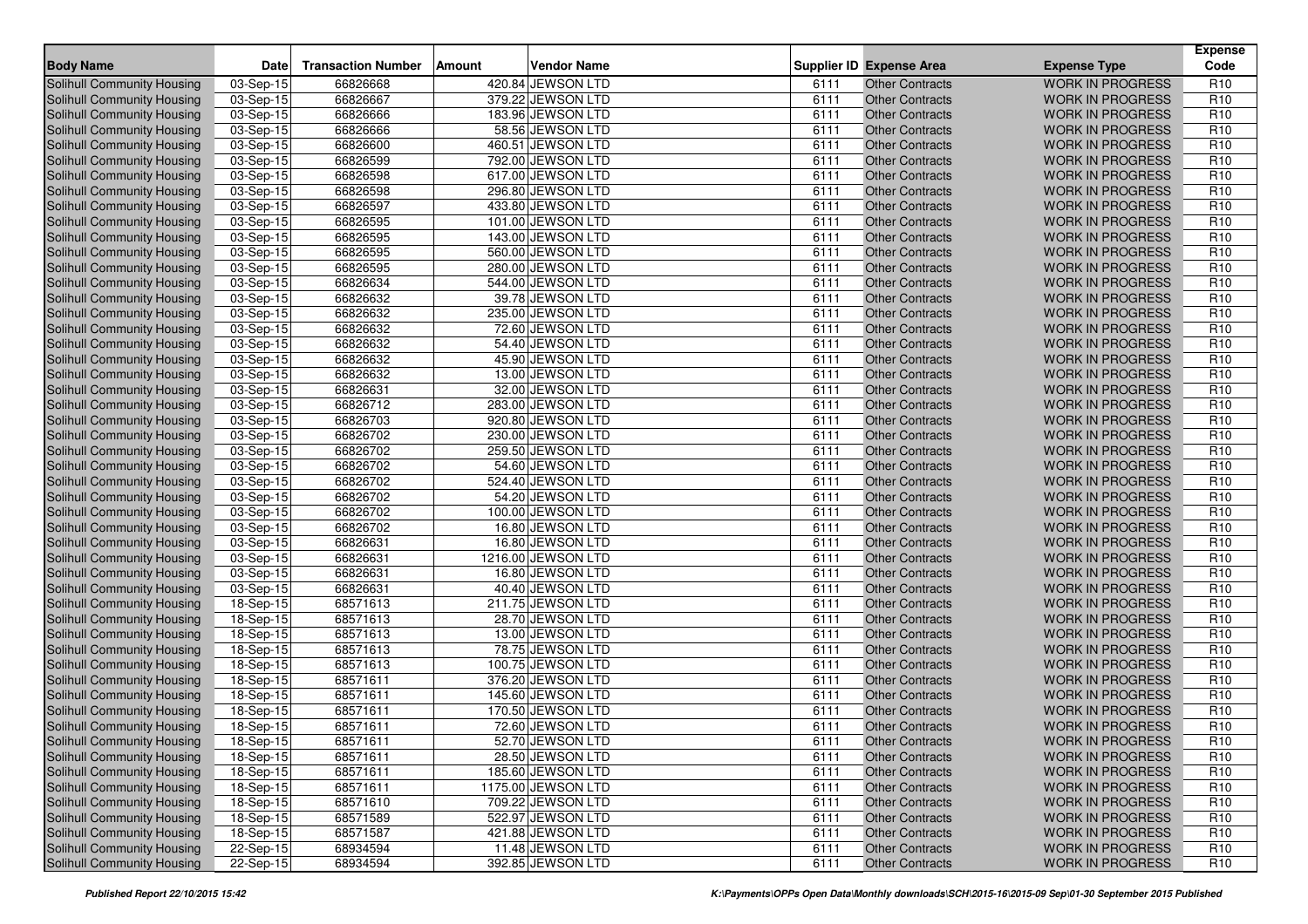| Body Name | Date | Transaction Number | Amount | Vendor Name | Supplier ID | Expense Area | Expense Type | Expense Code |
|---|---|---|---|---|---|---|---|---|
| Solihull Community Housing | 03-Sep-15 | 66826668 | 420.84 | JEWSON LTD | 6111 | Other Contracts | WORK IN PROGRESS | R10 |
| Solihull Community Housing | 03-Sep-15 | 66826667 | 379.22 | JEWSON LTD | 6111 | Other Contracts | WORK IN PROGRESS | R10 |
| Solihull Community Housing | 03-Sep-15 | 66826666 | 183.96 | JEWSON LTD | 6111 | Other Contracts | WORK IN PROGRESS | R10 |
| Solihull Community Housing | 03-Sep-15 | 66826666 | 58.56 | JEWSON LTD | 6111 | Other Contracts | WORK IN PROGRESS | R10 |
| Solihull Community Housing | 03-Sep-15 | 66826600 | 460.51 | JEWSON LTD | 6111 | Other Contracts | WORK IN PROGRESS | R10 |
| Solihull Community Housing | 03-Sep-15 | 66826599 | 792.00 | JEWSON LTD | 6111 | Other Contracts | WORK IN PROGRESS | R10 |
| Solihull Community Housing | 03-Sep-15 | 66826598 | 617.00 | JEWSON LTD | 6111 | Other Contracts | WORK IN PROGRESS | R10 |
| Solihull Community Housing | 03-Sep-15 | 66826598 | 296.80 | JEWSON LTD | 6111 | Other Contracts | WORK IN PROGRESS | R10 |
| Solihull Community Housing | 03-Sep-15 | 66826597 | 433.80 | JEWSON LTD | 6111 | Other Contracts | WORK IN PROGRESS | R10 |
| Solihull Community Housing | 03-Sep-15 | 66826595 | 101.00 | JEWSON LTD | 6111 | Other Contracts | WORK IN PROGRESS | R10 |
| Solihull Community Housing | 03-Sep-15 | 66826595 | 143.00 | JEWSON LTD | 6111 | Other Contracts | WORK IN PROGRESS | R10 |
| Solihull Community Housing | 03-Sep-15 | 66826595 | 560.00 | JEWSON LTD | 6111 | Other Contracts | WORK IN PROGRESS | R10 |
| Solihull Community Housing | 03-Sep-15 | 66826595 | 280.00 | JEWSON LTD | 6111 | Other Contracts | WORK IN PROGRESS | R10 |
| Solihull Community Housing | 03-Sep-15 | 66826634 | 544.00 | JEWSON LTD | 6111 | Other Contracts | WORK IN PROGRESS | R10 |
| Solihull Community Housing | 03-Sep-15 | 66826632 | 39.78 | JEWSON LTD | 6111 | Other Contracts | WORK IN PROGRESS | R10 |
| Solihull Community Housing | 03-Sep-15 | 66826632 | 235.00 | JEWSON LTD | 6111 | Other Contracts | WORK IN PROGRESS | R10 |
| Solihull Community Housing | 03-Sep-15 | 66826632 | 72.60 | JEWSON LTD | 6111 | Other Contracts | WORK IN PROGRESS | R10 |
| Solihull Community Housing | 03-Sep-15 | 66826632 | 54.40 | JEWSON LTD | 6111 | Other Contracts | WORK IN PROGRESS | R10 |
| Solihull Community Housing | 03-Sep-15 | 66826632 | 45.90 | JEWSON LTD | 6111 | Other Contracts | WORK IN PROGRESS | R10 |
| Solihull Community Housing | 03-Sep-15 | 66826632 | 13.00 | JEWSON LTD | 6111 | Other Contracts | WORK IN PROGRESS | R10 |
| Solihull Community Housing | 03-Sep-15 | 66826631 | 32.00 | JEWSON LTD | 6111 | Other Contracts | WORK IN PROGRESS | R10 |
| Solihull Community Housing | 03-Sep-15 | 66826712 | 283.00 | JEWSON LTD | 6111 | Other Contracts | WORK IN PROGRESS | R10 |
| Solihull Community Housing | 03-Sep-15 | 66826703 | 920.80 | JEWSON LTD | 6111 | Other Contracts | WORK IN PROGRESS | R10 |
| Solihull Community Housing | 03-Sep-15 | 66826702 | 230.00 | JEWSON LTD | 6111 | Other Contracts | WORK IN PROGRESS | R10 |
| Solihull Community Housing | 03-Sep-15 | 66826702 | 259.50 | JEWSON LTD | 6111 | Other Contracts | WORK IN PROGRESS | R10 |
| Solihull Community Housing | 03-Sep-15 | 66826702 | 54.60 | JEWSON LTD | 6111 | Other Contracts | WORK IN PROGRESS | R10 |
| Solihull Community Housing | 03-Sep-15 | 66826702 | 524.40 | JEWSON LTD | 6111 | Other Contracts | WORK IN PROGRESS | R10 |
| Solihull Community Housing | 03-Sep-15 | 66826702 | 54.20 | JEWSON LTD | 6111 | Other Contracts | WORK IN PROGRESS | R10 |
| Solihull Community Housing | 03-Sep-15 | 66826702 | 100.00 | JEWSON LTD | 6111 | Other Contracts | WORK IN PROGRESS | R10 |
| Solihull Community Housing | 03-Sep-15 | 66826702 | 16.80 | JEWSON LTD | 6111 | Other Contracts | WORK IN PROGRESS | R10 |
| Solihull Community Housing | 03-Sep-15 | 66826631 | 16.80 | JEWSON LTD | 6111 | Other Contracts | WORK IN PROGRESS | R10 |
| Solihull Community Housing | 03-Sep-15 | 66826631 | 1216.00 | JEWSON LTD | 6111 | Other Contracts | WORK IN PROGRESS | R10 |
| Solihull Community Housing | 03-Sep-15 | 66826631 | 16.80 | JEWSON LTD | 6111 | Other Contracts | WORK IN PROGRESS | R10 |
| Solihull Community Housing | 03-Sep-15 | 66826631 | 40.40 | JEWSON LTD | 6111 | Other Contracts | WORK IN PROGRESS | R10 |
| Solihull Community Housing | 18-Sep-15 | 68571613 | 211.75 | JEWSON LTD | 6111 | Other Contracts | WORK IN PROGRESS | R10 |
| Solihull Community Housing | 18-Sep-15 | 68571613 | 28.70 | JEWSON LTD | 6111 | Other Contracts | WORK IN PROGRESS | R10 |
| Solihull Community Housing | 18-Sep-15 | 68571613 | 13.00 | JEWSON LTD | 6111 | Other Contracts | WORK IN PROGRESS | R10 |
| Solihull Community Housing | 18-Sep-15 | 68571613 | 78.75 | JEWSON LTD | 6111 | Other Contracts | WORK IN PROGRESS | R10 |
| Solihull Community Housing | 18-Sep-15 | 68571613 | 100.75 | JEWSON LTD | 6111 | Other Contracts | WORK IN PROGRESS | R10 |
| Solihull Community Housing | 18-Sep-15 | 68571611 | 376.20 | JEWSON LTD | 6111 | Other Contracts | WORK IN PROGRESS | R10 |
| Solihull Community Housing | 18-Sep-15 | 68571611 | 145.60 | JEWSON LTD | 6111 | Other Contracts | WORK IN PROGRESS | R10 |
| Solihull Community Housing | 18-Sep-15 | 68571611 | 170.50 | JEWSON LTD | 6111 | Other Contracts | WORK IN PROGRESS | R10 |
| Solihull Community Housing | 18-Sep-15 | 68571611 | 72.60 | JEWSON LTD | 6111 | Other Contracts | WORK IN PROGRESS | R10 |
| Solihull Community Housing | 18-Sep-15 | 68571611 | 52.70 | JEWSON LTD | 6111 | Other Contracts | WORK IN PROGRESS | R10 |
| Solihull Community Housing | 18-Sep-15 | 68571611 | 28.50 | JEWSON LTD | 6111 | Other Contracts | WORK IN PROGRESS | R10 |
| Solihull Community Housing | 18-Sep-15 | 68571611 | 185.60 | JEWSON LTD | 6111 | Other Contracts | WORK IN PROGRESS | R10 |
| Solihull Community Housing | 18-Sep-15 | 68571611 | 1175.00 | JEWSON LTD | 6111 | Other Contracts | WORK IN PROGRESS | R10 |
| Solihull Community Housing | 18-Sep-15 | 68571610 | 709.22 | JEWSON LTD | 6111 | Other Contracts | WORK IN PROGRESS | R10 |
| Solihull Community Housing | 18-Sep-15 | 68571589 | 522.97 | JEWSON LTD | 6111 | Other Contracts | WORK IN PROGRESS | R10 |
| Solihull Community Housing | 18-Sep-15 | 68571587 | 421.88 | JEWSON LTD | 6111 | Other Contracts | WORK IN PROGRESS | R10 |
| Solihull Community Housing | 22-Sep-15 | 68934594 | 11.48 | JEWSON LTD | 6111 | Other Contracts | WORK IN PROGRESS | R10 |
| Solihull Community Housing | 22-Sep-15 | 68934594 | 392.85 | JEWSON LTD | 6111 | Other Contracts | WORK IN PROGRESS | R10 |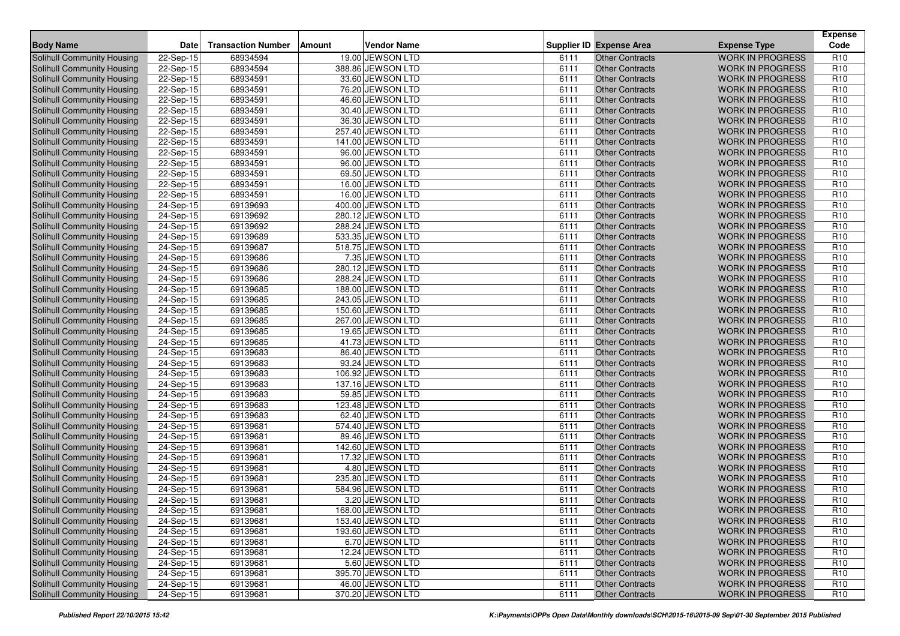| Body Name | Date | Transaction Number | Amount | Vendor Name | Supplier ID | Expense Area | Expense Type | Expense Code |
|---|---|---|---|---|---|---|---|---|
| Solihull Community Housing | 22-Sep-15 | 68934594 | 19.00 | JEWSON LTD | 6111 | Other Contracts | WORK IN PROGRESS | R10 |
| Solihull Community Housing | 22-Sep-15 | 68934594 | 388.86 | JEWSON LTD | 6111 | Other Contracts | WORK IN PROGRESS | R10 |
| Solihull Community Housing | 22-Sep-15 | 68934591 | 33.60 | JEWSON LTD | 6111 | Other Contracts | WORK IN PROGRESS | R10 |
| Solihull Community Housing | 22-Sep-15 | 68934591 | 76.20 | JEWSON LTD | 6111 | Other Contracts | WORK IN PROGRESS | R10 |
| Solihull Community Housing | 22-Sep-15 | 68934591 | 46.60 | JEWSON LTD | 6111 | Other Contracts | WORK IN PROGRESS | R10 |
| Solihull Community Housing | 22-Sep-15 | 68934591 | 30.40 | JEWSON LTD | 6111 | Other Contracts | WORK IN PROGRESS | R10 |
| Solihull Community Housing | 22-Sep-15 | 68934591 | 36.30 | JEWSON LTD | 6111 | Other Contracts | WORK IN PROGRESS | R10 |
| Solihull Community Housing | 22-Sep-15 | 68934591 | 257.40 | JEWSON LTD | 6111 | Other Contracts | WORK IN PROGRESS | R10 |
| Solihull Community Housing | 22-Sep-15 | 68934591 | 141.00 | JEWSON LTD | 6111 | Other Contracts | WORK IN PROGRESS | R10 |
| Solihull Community Housing | 22-Sep-15 | 68934591 | 96.00 | JEWSON LTD | 6111 | Other Contracts | WORK IN PROGRESS | R10 |
| Solihull Community Housing | 22-Sep-15 | 68934591 | 96.00 | JEWSON LTD | 6111 | Other Contracts | WORK IN PROGRESS | R10 |
| Solihull Community Housing | 22-Sep-15 | 68934591 | 69.50 | JEWSON LTD | 6111 | Other Contracts | WORK IN PROGRESS | R10 |
| Solihull Community Housing | 22-Sep-15 | 68934591 | 16.00 | JEWSON LTD | 6111 | Other Contracts | WORK IN PROGRESS | R10 |
| Solihull Community Housing | 22-Sep-15 | 68934591 | 16.00 | JEWSON LTD | 6111 | Other Contracts | WORK IN PROGRESS | R10 |
| Solihull Community Housing | 24-Sep-15 | 69139693 | 400.00 | JEWSON LTD | 6111 | Other Contracts | WORK IN PROGRESS | R10 |
| Solihull Community Housing | 24-Sep-15 | 69139692 | 280.12 | JEWSON LTD | 6111 | Other Contracts | WORK IN PROGRESS | R10 |
| Solihull Community Housing | 24-Sep-15 | 69139692 | 288.24 | JEWSON LTD | 6111 | Other Contracts | WORK IN PROGRESS | R10 |
| Solihull Community Housing | 24-Sep-15 | 69139689 | 533.35 | JEWSON LTD | 6111 | Other Contracts | WORK IN PROGRESS | R10 |
| Solihull Community Housing | 24-Sep-15 | 69139687 | 518.75 | JEWSON LTD | 6111 | Other Contracts | WORK IN PROGRESS | R10 |
| Solihull Community Housing | 24-Sep-15 | 69139686 | 7.35 | JEWSON LTD | 6111 | Other Contracts | WORK IN PROGRESS | R10 |
| Solihull Community Housing | 24-Sep-15 | 69139686 | 280.12 | JEWSON LTD | 6111 | Other Contracts | WORK IN PROGRESS | R10 |
| Solihull Community Housing | 24-Sep-15 | 69139686 | 288.24 | JEWSON LTD | 6111 | Other Contracts | WORK IN PROGRESS | R10 |
| Solihull Community Housing | 24-Sep-15 | 69139685 | 188.00 | JEWSON LTD | 6111 | Other Contracts | WORK IN PROGRESS | R10 |
| Solihull Community Housing | 24-Sep-15 | 69139685 | 243.05 | JEWSON LTD | 6111 | Other Contracts | WORK IN PROGRESS | R10 |
| Solihull Community Housing | 24-Sep-15 | 69139685 | 150.60 | JEWSON LTD | 6111 | Other Contracts | WORK IN PROGRESS | R10 |
| Solihull Community Housing | 24-Sep-15 | 69139685 | 267.00 | JEWSON LTD | 6111 | Other Contracts | WORK IN PROGRESS | R10 |
| Solihull Community Housing | 24-Sep-15 | 69139685 | 19.65 | JEWSON LTD | 6111 | Other Contracts | WORK IN PROGRESS | R10 |
| Solihull Community Housing | 24-Sep-15 | 69139685 | 41.73 | JEWSON LTD | 6111 | Other Contracts | WORK IN PROGRESS | R10 |
| Solihull Community Housing | 24-Sep-15 | 69139683 | 86.40 | JEWSON LTD | 6111 | Other Contracts | WORK IN PROGRESS | R10 |
| Solihull Community Housing | 24-Sep-15 | 69139683 | 93.24 | JEWSON LTD | 6111 | Other Contracts | WORK IN PROGRESS | R10 |
| Solihull Community Housing | 24-Sep-15 | 69139683 | 106.92 | JEWSON LTD | 6111 | Other Contracts | WORK IN PROGRESS | R10 |
| Solihull Community Housing | 24-Sep-15 | 69139683 | 137.16 | JEWSON LTD | 6111 | Other Contracts | WORK IN PROGRESS | R10 |
| Solihull Community Housing | 24-Sep-15 | 69139683 | 59.85 | JEWSON LTD | 6111 | Other Contracts | WORK IN PROGRESS | R10 |
| Solihull Community Housing | 24-Sep-15 | 69139683 | 123.48 | JEWSON LTD | 6111 | Other Contracts | WORK IN PROGRESS | R10 |
| Solihull Community Housing | 24-Sep-15 | 69139683 | 62.40 | JEWSON LTD | 6111 | Other Contracts | WORK IN PROGRESS | R10 |
| Solihull Community Housing | 24-Sep-15 | 69139681 | 574.40 | JEWSON LTD | 6111 | Other Contracts | WORK IN PROGRESS | R10 |
| Solihull Community Housing | 24-Sep-15 | 69139681 | 89.46 | JEWSON LTD | 6111 | Other Contracts | WORK IN PROGRESS | R10 |
| Solihull Community Housing | 24-Sep-15 | 69139681 | 142.60 | JEWSON LTD | 6111 | Other Contracts | WORK IN PROGRESS | R10 |
| Solihull Community Housing | 24-Sep-15 | 69139681 | 17.32 | JEWSON LTD | 6111 | Other Contracts | WORK IN PROGRESS | R10 |
| Solihull Community Housing | 24-Sep-15 | 69139681 | 4.80 | JEWSON LTD | 6111 | Other Contracts | WORK IN PROGRESS | R10 |
| Solihull Community Housing | 24-Sep-15 | 69139681 | 235.80 | JEWSON LTD | 6111 | Other Contracts | WORK IN PROGRESS | R10 |
| Solihull Community Housing | 24-Sep-15 | 69139681 | 584.96 | JEWSON LTD | 6111 | Other Contracts | WORK IN PROGRESS | R10 |
| Solihull Community Housing | 24-Sep-15 | 69139681 | 3.20 | JEWSON LTD | 6111 | Other Contracts | WORK IN PROGRESS | R10 |
| Solihull Community Housing | 24-Sep-15 | 69139681 | 168.00 | JEWSON LTD | 6111 | Other Contracts | WORK IN PROGRESS | R10 |
| Solihull Community Housing | 24-Sep-15 | 69139681 | 153.40 | JEWSON LTD | 6111 | Other Contracts | WORK IN PROGRESS | R10 |
| Solihull Community Housing | 24-Sep-15 | 69139681 | 193.60 | JEWSON LTD | 6111 | Other Contracts | WORK IN PROGRESS | R10 |
| Solihull Community Housing | 24-Sep-15 | 69139681 | 6.70 | JEWSON LTD | 6111 | Other Contracts | WORK IN PROGRESS | R10 |
| Solihull Community Housing | 24-Sep-15 | 69139681 | 12.24 | JEWSON LTD | 6111 | Other Contracts | WORK IN PROGRESS | R10 |
| Solihull Community Housing | 24-Sep-15 | 69139681 | 5.60 | JEWSON LTD | 6111 | Other Contracts | WORK IN PROGRESS | R10 |
| Solihull Community Housing | 24-Sep-15 | 69139681 | 395.70 | JEWSON LTD | 6111 | Other Contracts | WORK IN PROGRESS | R10 |
| Solihull Community Housing | 24-Sep-15 | 69139681 | 46.00 | JEWSON LTD | 6111 | Other Contracts | WORK IN PROGRESS | R10 |
| Solihull Community Housing | 24-Sep-15 | 69139681 | 370.20 | JEWSON LTD | 6111 | Other Contracts | WORK IN PROGRESS | R10 |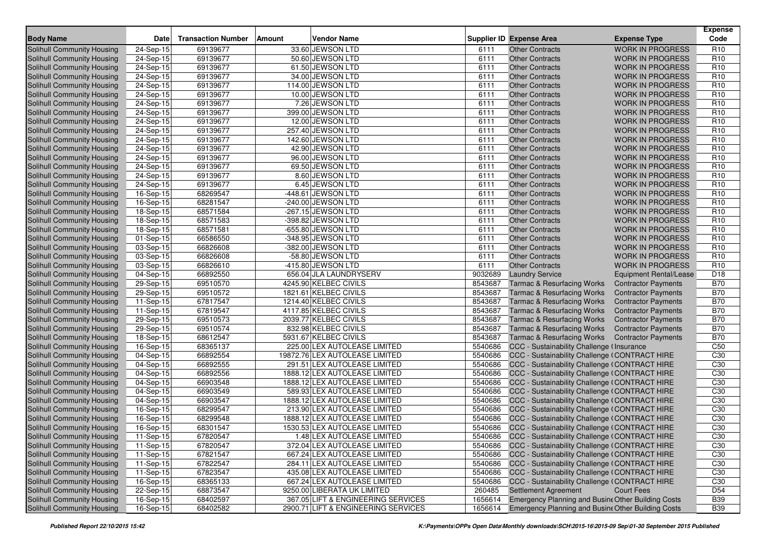| Body Name | Date | Transaction Number | Amount | Vendor Name | Supplier ID | Expense Area | Expense Type | Expense Code |
|---|---|---|---|---|---|---|---|---|
| Solihull Community Housing | 24-Sep-15 | 69139677 | 33.60 | JEWSON LTD | 6111 | Other Contracts | WORK IN PROGRESS | R10 |
| Solihull Community Housing | 24-Sep-15 | 69139677 | 50.60 | JEWSON LTD | 6111 | Other Contracts | WORK IN PROGRESS | R10 |
| Solihull Community Housing | 24-Sep-15 | 69139677 | 61.50 | JEWSON LTD | 6111 | Other Contracts | WORK IN PROGRESS | R10 |
| Solihull Community Housing | 24-Sep-15 | 69139677 | 34.00 | JEWSON LTD | 6111 | Other Contracts | WORK IN PROGRESS | R10 |
| Solihull Community Housing | 24-Sep-15 | 69139677 | 114.00 | JEWSON LTD | 6111 | Other Contracts | WORK IN PROGRESS | R10 |
| Solihull Community Housing | 24-Sep-15 | 69139677 | 10.00 | JEWSON LTD | 6111 | Other Contracts | WORK IN PROGRESS | R10 |
| Solihull Community Housing | 24-Sep-15 | 69139677 | 7.26 | JEWSON LTD | 6111 | Other Contracts | WORK IN PROGRESS | R10 |
| Solihull Community Housing | 24-Sep-15 | 69139677 | 399.00 | JEWSON LTD | 6111 | Other Contracts | WORK IN PROGRESS | R10 |
| Solihull Community Housing | 24-Sep-15 | 69139677 | 12.00 | JEWSON LTD | 6111 | Other Contracts | WORK IN PROGRESS | R10 |
| Solihull Community Housing | 24-Sep-15 | 69139677 | 257.40 | JEWSON LTD | 6111 | Other Contracts | WORK IN PROGRESS | R10 |
| Solihull Community Housing | 24-Sep-15 | 69139677 | 142.60 | JEWSON LTD | 6111 | Other Contracts | WORK IN PROGRESS | R10 |
| Solihull Community Housing | 24-Sep-15 | 69139677 | 42.90 | JEWSON LTD | 6111 | Other Contracts | WORK IN PROGRESS | R10 |
| Solihull Community Housing | 24-Sep-15 | 69139677 | 96.00 | JEWSON LTD | 6111 | Other Contracts | WORK IN PROGRESS | R10 |
| Solihull Community Housing | 24-Sep-15 | 69139677 | 69.50 | JEWSON LTD | 6111 | Other Contracts | WORK IN PROGRESS | R10 |
| Solihull Community Housing | 24-Sep-15 | 69139677 | 8.60 | JEWSON LTD | 6111 | Other Contracts | WORK IN PROGRESS | R10 |
| Solihull Community Housing | 24-Sep-15 | 69139677 | 6.45 | JEWSON LTD | 6111 | Other Contracts | WORK IN PROGRESS | R10 |
| Solihull Community Housing | 16-Sep-15 | 68269547 | -448.61 | JEWSON LTD | 6111 | Other Contracts | WORK IN PROGRESS | R10 |
| Solihull Community Housing | 16-Sep-15 | 68281547 | -240.00 | JEWSON LTD | 6111 | Other Contracts | WORK IN PROGRESS | R10 |
| Solihull Community Housing | 18-Sep-15 | 68571584 | -267.15 | JEWSON LTD | 6111 | Other Contracts | WORK IN PROGRESS | R10 |
| Solihull Community Housing | 18-Sep-15 | 68571583 | -398.82 | JEWSON LTD | 6111 | Other Contracts | WORK IN PROGRESS | R10 |
| Solihull Community Housing | 18-Sep-15 | 68571581 | -655.80 | JEWSON LTD | 6111 | Other Contracts | WORK IN PROGRESS | R10 |
| Solihull Community Housing | 01-Sep-15 | 66586550 | -348.95 | JEWSON LTD | 6111 | Other Contracts | WORK IN PROGRESS | R10 |
| Solihull Community Housing | 03-Sep-15 | 66826608 | -382.00 | JEWSON LTD | 6111 | Other Contracts | WORK IN PROGRESS | R10 |
| Solihull Community Housing | 03-Sep-15 | 66826608 | -58.80 | JEWSON LTD | 6111 | Other Contracts | WORK IN PROGRESS | R10 |
| Solihull Community Housing | 03-Sep-15 | 66826610 | -415.80 | JEWSON LTD | 6111 | Other Contracts | WORK IN PROGRESS | R10 |
| Solihull Community Housing | 04-Sep-15 | 66892550 | 656.04 | JLA LAUNDRYSERV | 9032689 | Laundry Service | Equipment Rental/Lease | D18 |
| Solihull Community Housing | 29-Sep-15 | 69510570 | 4245.90 | KELBEC CIVILS | 8543687 | Tarmac & Resurfacing Works | Contractor Payments | B70 |
| Solihull Community Housing | 29-Sep-15 | 69510572 | 1821.61 | KELBEC CIVILS | 8543687 | Tarmac & Resurfacing Works | Contractor Payments | B70 |
| Solihull Community Housing | 11-Sep-15 | 67817547 | 1214.40 | KELBEC CIVILS | 8543687 | Tarmac & Resurfacing Works | Contractor Payments | B70 |
| Solihull Community Housing | 11-Sep-15 | 67819547 | 4117.85 | KELBEC CIVILS | 8543687 | Tarmac & Resurfacing Works | Contractor Payments | B70 |
| Solihull Community Housing | 29-Sep-15 | 69510573 | 2039.77 | KELBEC CIVILS | 8543687 | Tarmac & Resurfacing Works | Contractor Payments | B70 |
| Solihull Community Housing | 29-Sep-15 | 69510574 | 832.98 | KELBEC CIVILS | 8543687 | Tarmac & Resurfacing Works | Contractor Payments | B70 |
| Solihull Community Housing | 18-Sep-15 | 68612547 | 5931.67 | KELBEC CIVILS | 8543687 | Tarmac & Resurfacing Works | Contractor Payments | B70 |
| Solihull Community Housing | 16-Sep-15 | 68365137 | 225.00 | LEX AUTOLEASE LIMITED | 5540686 | CCC - Sustainability Challenge ( | Insurance | C50 |
| Solihull Community Housing | 04-Sep-15 | 66892554 | 19872.76 | LEX AUTOLEASE LIMITED | 5540686 | CCC - Sustainability Challenge ( | CONTRACT HIRE | C30 |
| Solihull Community Housing | 04-Sep-15 | 66892555 | 291.51 | LEX AUTOLEASE LIMITED | 5540686 | CCC - Sustainability Challenge ( | CONTRACT HIRE | C30 |
| Solihull Community Housing | 04-Sep-15 | 66892556 | 1888.12 | LEX AUTOLEASE LIMITED | 5540686 | CCC - Sustainability Challenge ( | CONTRACT HIRE | C30 |
| Solihull Community Housing | 04-Sep-15 | 66903548 | 1888.12 | LEX AUTOLEASE LIMITED | 5540686 | CCC - Sustainability Challenge ( | CONTRACT HIRE | C30 |
| Solihull Community Housing | 04-Sep-15 | 66903549 | 589.93 | LEX AUTOLEASE LIMITED | 5540686 | CCC - Sustainability Challenge ( | CONTRACT HIRE | C30 |
| Solihull Community Housing | 04-Sep-15 | 66903547 | 1888.12 | LEX AUTOLEASE LIMITED | 5540686 | CCC - Sustainability Challenge ( | CONTRACT HIRE | C30 |
| Solihull Community Housing | 16-Sep-15 | 68299547 | 213.90 | LEX AUTOLEASE LIMITED | 5540686 | CCC - Sustainability Challenge ( | CONTRACT HIRE | C30 |
| Solihull Community Housing | 16-Sep-15 | 68299548 | 1888.12 | LEX AUTOLEASE LIMITED | 5540686 | CCC - Sustainability Challenge ( | CONTRACT HIRE | C30 |
| Solihull Community Housing | 16-Sep-15 | 68301547 | 1530.53 | LEX AUTOLEASE LIMITED | 5540686 | CCC - Sustainability Challenge ( | CONTRACT HIRE | C30 |
| Solihull Community Housing | 11-Sep-15 | 67820547 | 1.48 | LEX AUTOLEASE LIMITED | 5540686 | CCC - Sustainability Challenge ( | CONTRACT HIRE | C30 |
| Solihull Community Housing | 11-Sep-15 | 67820547 | 372.04 | LEX AUTOLEASE LIMITED | 5540686 | CCC - Sustainability Challenge ( | CONTRACT HIRE | C30 |
| Solihull Community Housing | 11-Sep-15 | 67821547 | 667.24 | LEX AUTOLEASE LIMITED | 5540686 | CCC - Sustainability Challenge ( | CONTRACT HIRE | C30 |
| Solihull Community Housing | 11-Sep-15 | 67822547 | 284.11 | LEX AUTOLEASE LIMITED | 5540686 | CCC - Sustainability Challenge ( | CONTRACT HIRE | C30 |
| Solihull Community Housing | 11-Sep-15 | 67823547 | 435.08 | LEX AUTOLEASE LIMITED | 5540686 | CCC - Sustainability Challenge ( | CONTRACT HIRE | C30 |
| Solihull Community Housing | 16-Sep-15 | 68365133 | 667.24 | LEX AUTOLEASE LIMITED | 5540686 | CCC - Sustainability Challenge ( | CONTRACT HIRE | C30 |
| Solihull Community Housing | 22-Sep-15 | 68873547 | 9250.00 | LIBERATA UK LIMITED | 260485 | Settlement Agreement | Court Fees | D54 |
| Solihull Community Housing | 16-Sep-15 | 68402597 | 367.05 | LIFT & ENGINEERING SERVICES | 1656614 | Emergency Planning and Busine | Other Building Costs | B39 |
| Solihull Community Housing | 16-Sep-15 | 68402582 | 2900.71 | LIFT & ENGINEERING SERVICES | 1656614 | Emergency Planning and Busine | Other Building Costs | B39 |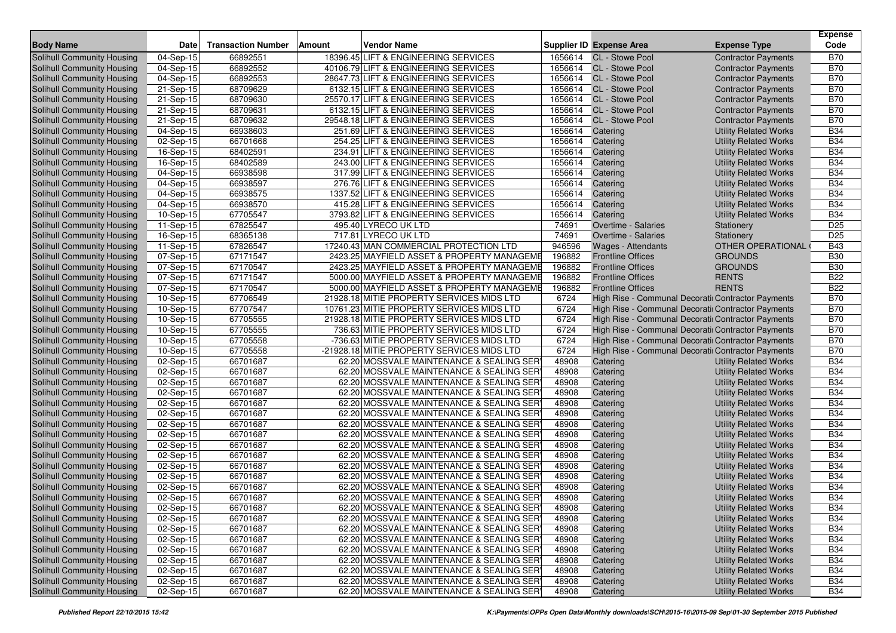| Body Name | Date | Transaction Number | Amount | Vendor Name | Supplier ID | Expense Area | Expense Type | Expense Code |
|---|---|---|---|---|---|---|---|---|
| Solihull Community Housing | 04-Sep-15 | 66892551 | 18396.45 | LIFT & ENGINEERING SERVICES | 1656614 | CL - Stowe Pool | Contractor Payments | B70 |
| Solihull Community Housing | 04-Sep-15 | 66892552 | 40106.79 | LIFT & ENGINEERING SERVICES | 1656614 | CL - Stowe Pool | Contractor Payments | B70 |
| Solihull Community Housing | 04-Sep-15 | 66892553 | 28647.73 | LIFT & ENGINEERING SERVICES | 1656614 | CL - Stowe Pool | Contractor Payments | B70 |
| Solihull Community Housing | 21-Sep-15 | 68709629 | 6132.15 | LIFT & ENGINEERING SERVICES | 1656614 | CL - Stowe Pool | Contractor Payments | B70 |
| Solihull Community Housing | 21-Sep-15 | 68709630 | 25570.17 | LIFT & ENGINEERING SERVICES | 1656614 | CL - Stowe Pool | Contractor Payments | B70 |
| Solihull Community Housing | 21-Sep-15 | 68709631 | 6132.15 | LIFT & ENGINEERING SERVICES | 1656614 | CL - Stowe Pool | Contractor Payments | B70 |
| Solihull Community Housing | 21-Sep-15 | 68709632 | 29548.18 | LIFT & ENGINEERING SERVICES | 1656614 | CL - Stowe Pool | Contractor Payments | B70 |
| Solihull Community Housing | 04-Sep-15 | 66938603 | 251.69 | LIFT & ENGINEERING SERVICES | 1656614 | Catering | Utility Related Works | B34 |
| Solihull Community Housing | 02-Sep-15 | 66701668 | 254.25 | LIFT & ENGINEERING SERVICES | 1656614 | Catering | Utility Related Works | B34 |
| Solihull Community Housing | 16-Sep-15 | 68402591 | 234.91 | LIFT & ENGINEERING SERVICES | 1656614 | Catering | Utility Related Works | B34 |
| Solihull Community Housing | 16-Sep-15 | 68402589 | 243.00 | LIFT & ENGINEERING SERVICES | 1656614 | Catering | Utility Related Works | B34 |
| Solihull Community Housing | 04-Sep-15 | 66938598 | 317.99 | LIFT & ENGINEERING SERVICES | 1656614 | Catering | Utility Related Works | B34 |
| Solihull Community Housing | 04-Sep-15 | 66938597 | 276.76 | LIFT & ENGINEERING SERVICES | 1656614 | Catering | Utility Related Works | B34 |
| Solihull Community Housing | 04-Sep-15 | 66938575 | 1337.52 | LIFT & ENGINEERING SERVICES | 1656614 | Catering | Utility Related Works | B34 |
| Solihull Community Housing | 04-Sep-15 | 66938570 | 415.28 | LIFT & ENGINEERING SERVICES | 1656614 | Catering | Utility Related Works | B34 |
| Solihull Community Housing | 10-Sep-15 | 67705547 | 3793.82 | LIFT & ENGINEERING SERVICES | 1656614 | Catering | Utility Related Works | B34 |
| Solihull Community Housing | 11-Sep-15 | 67825547 | 495.40 | LYRECO UK LTD | 74691 | Overtime - Salaries | Stationery | D25 |
| Solihull Community Housing | 16-Sep-15 | 68365138 | 717.81 | LYRECO UK LTD | 74691 | Overtime - Salaries | Stationery | D25 |
| Solihull Community Housing | 11-Sep-15 | 67826547 | 17240.43 | MAN COMMERCIAL PROTECTION LTD | 946596 | Wages - Attendants | OTHER OPERATIONAL | B43 |
| Solihull Community Housing | 07-Sep-15 | 67171547 | 2423.25 | MAYFIELD ASSET & PROPERTY MANAGEME | 196882 | Frontline Offices | GROUNDS | B30 |
| Solihull Community Housing | 07-Sep-15 | 67170547 | 2423.25 | MAYFIELD ASSET & PROPERTY MANAGEME | 196882 | Frontline Offices | GROUNDS | B30 |
| Solihull Community Housing | 07-Sep-15 | 67171547 | 5000.00 | MAYFIELD ASSET & PROPERTY MANAGEME | 196882 | Frontline Offices | RENTS | B22 |
| Solihull Community Housing | 07-Sep-15 | 67170547 | 5000.00 | MAYFIELD ASSET & PROPERTY MANAGEME | 196882 | Frontline Offices | RENTS | B22 |
| Solihull Community Housing | 10-Sep-15 | 67706549 | 21928.18 | MITIE PROPERTY SERVICES MIDS LTD | 6724 | High Rise - Communal Decorati | Contractor Payments | B70 |
| Solihull Community Housing | 10-Sep-15 | 67707547 | 10761.23 | MITIE PROPERTY SERVICES MIDS LTD | 6724 | High Rise - Communal Decorati | Contractor Payments | B70 |
| Solihull Community Housing | 10-Sep-15 | 67705555 | 21928.18 | MITIE PROPERTY SERVICES MIDS LTD | 6724 | High Rise - Communal Decorati | Contractor Payments | B70 |
| Solihull Community Housing | 10-Sep-15 | 67705555 | 736.63 | MITIE PROPERTY SERVICES MIDS LTD | 6724 | High Rise - Communal Decorati | Contractor Payments | B70 |
| Solihull Community Housing | 10-Sep-15 | 67705558 | -736.63 | MITIE PROPERTY SERVICES MIDS LTD | 6724 | High Rise - Communal Decorati | Contractor Payments | B70 |
| Solihull Community Housing | 10-Sep-15 | 67705558 | -21928.18 | MITIE PROPERTY SERVICES MIDS LTD | 6724 | High Rise - Communal Decorati | Contractor Payments | B70 |
| Solihull Community Housing | 02-Sep-15 | 66701687 | 62.20 | MOSSVALE MAINTENANCE & SEALING SER | 48908 | Catering | Utility Related Works | B34 |
| Solihull Community Housing | 02-Sep-15 | 66701687 | 62.20 | MOSSVALE MAINTENANCE & SEALING SER | 48908 | Catering | Utility Related Works | B34 |
| Solihull Community Housing | 02-Sep-15 | 66701687 | 62.20 | MOSSVALE MAINTENANCE & SEALING SER | 48908 | Catering | Utility Related Works | B34 |
| Solihull Community Housing | 02-Sep-15 | 66701687 | 62.20 | MOSSVALE MAINTENANCE & SEALING SER | 48908 | Catering | Utility Related Works | B34 |
| Solihull Community Housing | 02-Sep-15 | 66701687 | 62.20 | MOSSVALE MAINTENANCE & SEALING SER | 48908 | Catering | Utility Related Works | B34 |
| Solihull Community Housing | 02-Sep-15 | 66701687 | 62.20 | MOSSVALE MAINTENANCE & SEALING SER | 48908 | Catering | Utility Related Works | B34 |
| Solihull Community Housing | 02-Sep-15 | 66701687 | 62.20 | MOSSVALE MAINTENANCE & SEALING SER | 48908 | Catering | Utility Related Works | B34 |
| Solihull Community Housing | 02-Sep-15 | 66701687 | 62.20 | MOSSVALE MAINTENANCE & SEALING SER | 48908 | Catering | Utility Related Works | B34 |
| Solihull Community Housing | 02-Sep-15 | 66701687 | 62.20 | MOSSVALE MAINTENANCE & SEALING SER | 48908 | Catering | Utility Related Works | B34 |
| Solihull Community Housing | 02-Sep-15 | 66701687 | 62.20 | MOSSVALE MAINTENANCE & SEALING SER | 48908 | Catering | Utility Related Works | B34 |
| Solihull Community Housing | 02-Sep-15 | 66701687 | 62.20 | MOSSVALE MAINTENANCE & SEALING SER | 48908 | Catering | Utility Related Works | B34 |
| Solihull Community Housing | 02-Sep-15 | 66701687 | 62.20 | MOSSVALE MAINTENANCE & SEALING SER | 48908 | Catering | Utility Related Works | B34 |
| Solihull Community Housing | 02-Sep-15 | 66701687 | 62.20 | MOSSVALE MAINTENANCE & SEALING SER | 48908 | Catering | Utility Related Works | B34 |
| Solihull Community Housing | 02-Sep-15 | 66701687 | 62.20 | MOSSVALE MAINTENANCE & SEALING SER | 48908 | Catering | Utility Related Works | B34 |
| Solihull Community Housing | 02-Sep-15 | 66701687 | 62.20 | MOSSVALE MAINTENANCE & SEALING SER | 48908 | Catering | Utility Related Works | B34 |
| Solihull Community Housing | 02-Sep-15 | 66701687 | 62.20 | MOSSVALE MAINTENANCE & SEALING SER | 48908 | Catering | Utility Related Works | B34 |
| Solihull Community Housing | 02-Sep-15 | 66701687 | 62.20 | MOSSVALE MAINTENANCE & SEALING SER | 48908 | Catering | Utility Related Works | B34 |
| Solihull Community Housing | 02-Sep-15 | 66701687 | 62.20 | MOSSVALE MAINTENANCE & SEALING SER | 48908 | Catering | Utility Related Works | B34 |
| Solihull Community Housing | 02-Sep-15 | 66701687 | 62.20 | MOSSVALE MAINTENANCE & SEALING SER | 48908 | Catering | Utility Related Works | B34 |
| Solihull Community Housing | 02-Sep-15 | 66701687 | 62.20 | MOSSVALE MAINTENANCE & SEALING SER | 48908 | Catering | Utility Related Works | B34 |
| Solihull Community Housing | 02-Sep-15 | 66701687 | 62.20 | MOSSVALE MAINTENANCE & SEALING SER | 48908 | Catering | Utility Related Works | B34 |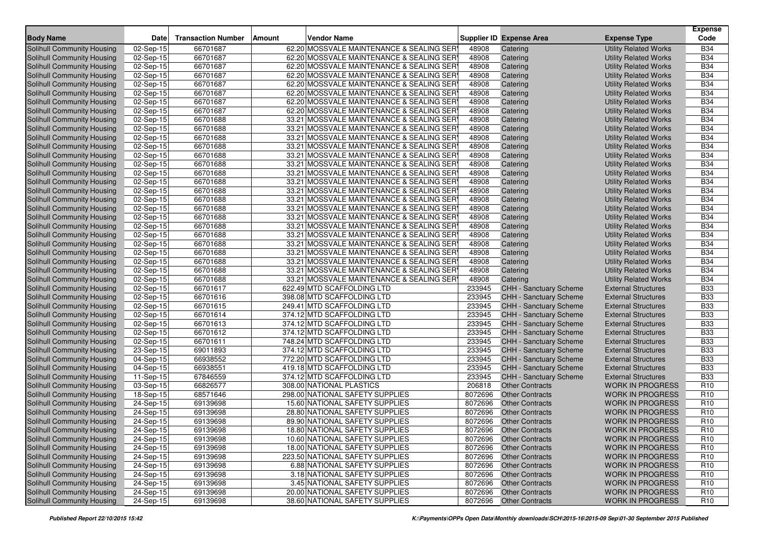| Body Name | Date | Transaction Number | Amount | Vendor Name | Supplier ID | Expense Area | Expense Type | Expense Code |
|---|---|---|---|---|---|---|---|---|
| Solihull Community Housing | 02-Sep-15 | 66701687 | 62.20 | MOSSVALE MAINTENANCE & SEALING SER | 48908 | Catering | Utility Related Works | B34 |
| Solihull Community Housing | 02-Sep-15 | 66701687 | 62.20 | MOSSVALE MAINTENANCE & SEALING SER | 48908 | Catering | Utility Related Works | B34 |
| Solihull Community Housing | 02-Sep-15 | 66701687 | 62.20 | MOSSVALE MAINTENANCE & SEALING SER | 48908 | Catering | Utility Related Works | B34 |
| Solihull Community Housing | 02-Sep-15 | 66701687 | 62.20 | MOSSVALE MAINTENANCE & SEALING SER | 48908 | Catering | Utility Related Works | B34 |
| Solihull Community Housing | 02-Sep-15 | 66701687 | 62.20 | MOSSVALE MAINTENANCE & SEALING SER | 48908 | Catering | Utility Related Works | B34 |
| Solihull Community Housing | 02-Sep-15 | 66701687 | 62.20 | MOSSVALE MAINTENANCE & SEALING SER | 48908 | Catering | Utility Related Works | B34 |
| Solihull Community Housing | 02-Sep-15 | 66701687 | 62.20 | MOSSVALE MAINTENANCE & SEALING SER | 48908 | Catering | Utility Related Works | B34 |
| Solihull Community Housing | 02-Sep-15 | 66701687 | 62.20 | MOSSVALE MAINTENANCE & SEALING SER | 48908 | Catering | Utility Related Works | B34 |
| Solihull Community Housing | 02-Sep-15 | 66701688 | 33.21 | MOSSVALE MAINTENANCE & SEALING SER | 48908 | Catering | Utility Related Works | B34 |
| Solihull Community Housing | 02-Sep-15 | 66701688 | 33.21 | MOSSVALE MAINTENANCE & SEALING SER | 48908 | Catering | Utility Related Works | B34 |
| Solihull Community Housing | 02-Sep-15 | 66701688 | 33.21 | MOSSVALE MAINTENANCE & SEALING SER | 48908 | Catering | Utility Related Works | B34 |
| Solihull Community Housing | 02-Sep-15 | 66701688 | 33.21 | MOSSVALE MAINTENANCE & SEALING SER | 48908 | Catering | Utility Related Works | B34 |
| Solihull Community Housing | 02-Sep-15 | 66701688 | 33.21 | MOSSVALE MAINTENANCE & SEALING SER | 48908 | Catering | Utility Related Works | B34 |
| Solihull Community Housing | 02-Sep-15 | 66701688 | 33.21 | MOSSVALE MAINTENANCE & SEALING SER | 48908 | Catering | Utility Related Works | B34 |
| Solihull Community Housing | 02-Sep-15 | 66701688 | 33.21 | MOSSVALE MAINTENANCE & SEALING SER | 48908 | Catering | Utility Related Works | B34 |
| Solihull Community Housing | 02-Sep-15 | 66701688 | 33.21 | MOSSVALE MAINTENANCE & SEALING SER | 48908 | Catering | Utility Related Works | B34 |
| Solihull Community Housing | 02-Sep-15 | 66701688 | 33.21 | MOSSVALE MAINTENANCE & SEALING SER | 48908 | Catering | Utility Related Works | B34 |
| Solihull Community Housing | 02-Sep-15 | 66701688 | 33.21 | MOSSVALE MAINTENANCE & SEALING SER | 48908 | Catering | Utility Related Works | B34 |
| Solihull Community Housing | 02-Sep-15 | 66701688 | 33.21 | MOSSVALE MAINTENANCE & SEALING SER | 48908 | Catering | Utility Related Works | B34 |
| Solihull Community Housing | 02-Sep-15 | 66701688 | 33.21 | MOSSVALE MAINTENANCE & SEALING SER | 48908 | Catering | Utility Related Works | B34 |
| Solihull Community Housing | 02-Sep-15 | 66701688 | 33.21 | MOSSVALE MAINTENANCE & SEALING SER | 48908 | Catering | Utility Related Works | B34 |
| Solihull Community Housing | 02-Sep-15 | 66701688 | 33.21 | MOSSVALE MAINTENANCE & SEALING SER | 48908 | Catering | Utility Related Works | B34 |
| Solihull Community Housing | 02-Sep-15 | 66701688 | 33.21 | MOSSVALE MAINTENANCE & SEALING SER | 48908 | Catering | Utility Related Works | B34 |
| Solihull Community Housing | 02-Sep-15 | 66701688 | 33.21 | MOSSVALE MAINTENANCE & SEALING SER | 48908 | Catering | Utility Related Works | B34 |
| Solihull Community Housing | 02-Sep-15 | 66701688 | 33.21 | MOSSVALE MAINTENANCE & SEALING SER | 48908 | Catering | Utility Related Works | B34 |
| Solihull Community Housing | 02-Sep-15 | 66701688 | 33.21 | MOSSVALE MAINTENANCE & SEALING SER | 48908 | Catering | Utility Related Works | B34 |
| Solihull Community Housing | 02-Sep-15 | 66701688 | 33.21 | MOSSVALE MAINTENANCE & SEALING SER | 48908 | Catering | Utility Related Works | B34 |
| Solihull Community Housing | 02-Sep-15 | 66701617 | 622.49 | MTD SCAFFOLDING LTD | 233945 | CHH - Sanctuary Scheme | External Structures | B33 |
| Solihull Community Housing | 02-Sep-15 | 66701616 | 398.08 | MTD SCAFFOLDING LTD | 233945 | CHH - Sanctuary Scheme | External Structures | B33 |
| Solihull Community Housing | 02-Sep-15 | 66701615 | 249.41 | MTD SCAFFOLDING LTD | 233945 | CHH - Sanctuary Scheme | External Structures | B33 |
| Solihull Community Housing | 02-Sep-15 | 66701614 | 374.12 | MTD SCAFFOLDING LTD | 233945 | CHH - Sanctuary Scheme | External Structures | B33 |
| Solihull Community Housing | 02-Sep-15 | 66701613 | 374.12 | MTD SCAFFOLDING LTD | 233945 | CHH - Sanctuary Scheme | External Structures | B33 |
| Solihull Community Housing | 02-Sep-15 | 66701612 | 374.12 | MTD SCAFFOLDING LTD | 233945 | CHH - Sanctuary Scheme | External Structures | B33 |
| Solihull Community Housing | 02-Sep-15 | 66701611 | 748.24 | MTD SCAFFOLDING LTD | 233945 | CHH - Sanctuary Scheme | External Structures | B33 |
| Solihull Community Housing | 23-Sep-15 | 69011893 | 374.12 | MTD SCAFFOLDING LTD | 233945 | CHH - Sanctuary Scheme | External Structures | B33 |
| Solihull Community Housing | 04-Sep-15 | 66938552 | 772.20 | MTD SCAFFOLDING LTD | 233945 | CHH - Sanctuary Scheme | External Structures | B33 |
| Solihull Community Housing | 04-Sep-15 | 66938551 | 419.18 | MTD SCAFFOLDING LTD | 233945 | CHH - Sanctuary Scheme | External Structures | B33 |
| Solihull Community Housing | 11-Sep-15 | 67846559 | 374.12 | MTD SCAFFOLDING LTD | 233945 | CHH - Sanctuary Scheme | External Structures | B33 |
| Solihull Community Housing | 03-Sep-15 | 66826577 | 308.00 | NATIONAL PLASTICS | 206818 | Other Contracts | WORK IN PROGRESS | R10 |
| Solihull Community Housing | 18-Sep-15 | 68571646 | 298.00 | NATIONAL SAFETY SUPPLIES | 8072696 | Other Contracts | WORK IN PROGRESS | R10 |
| Solihull Community Housing | 24-Sep-15 | 69139698 | 15.60 | NATIONAL SAFETY SUPPLIES | 8072696 | Other Contracts | WORK IN PROGRESS | R10 |
| Solihull Community Housing | 24-Sep-15 | 69139698 | 28.80 | NATIONAL SAFETY SUPPLIES | 8072696 | Other Contracts | WORK IN PROGRESS | R10 |
| Solihull Community Housing | 24-Sep-15 | 69139698 | 89.90 | NATIONAL SAFETY SUPPLIES | 8072696 | Other Contracts | WORK IN PROGRESS | R10 |
| Solihull Community Housing | 24-Sep-15 | 69139698 | 18.80 | NATIONAL SAFETY SUPPLIES | 8072696 | Other Contracts | WORK IN PROGRESS | R10 |
| Solihull Community Housing | 24-Sep-15 | 69139698 | 10.60 | NATIONAL SAFETY SUPPLIES | 8072696 | Other Contracts | WORK IN PROGRESS | R10 |
| Solihull Community Housing | 24-Sep-15 | 69139698 | 18.00 | NATIONAL SAFETY SUPPLIES | 8072696 | Other Contracts | WORK IN PROGRESS | R10 |
| Solihull Community Housing | 24-Sep-15 | 69139698 | 223.50 | NATIONAL SAFETY SUPPLIES | 8072696 | Other Contracts | WORK IN PROGRESS | R10 |
| Solihull Community Housing | 24-Sep-15 | 69139698 | 6.88 | NATIONAL SAFETY SUPPLIES | 8072696 | Other Contracts | WORK IN PROGRESS | R10 |
| Solihull Community Housing | 24-Sep-15 | 69139698 | 3.18 | NATIONAL SAFETY SUPPLIES | 8072696 | Other Contracts | WORK IN PROGRESS | R10 |
| Solihull Community Housing | 24-Sep-15 | 69139698 | 3.45 | NATIONAL SAFETY SUPPLIES | 8072696 | Other Contracts | WORK IN PROGRESS | R10 |
| Solihull Community Housing | 24-Sep-15 | 69139698 | 20.00 | NATIONAL SAFETY SUPPLIES | 8072696 | Other Contracts | WORK IN PROGRESS | R10 |
| Solihull Community Housing | 24-Sep-15 | 69139698 | 38.60 | NATIONAL SAFETY SUPPLIES | 8072696 | Other Contracts | WORK IN PROGRESS | R10 |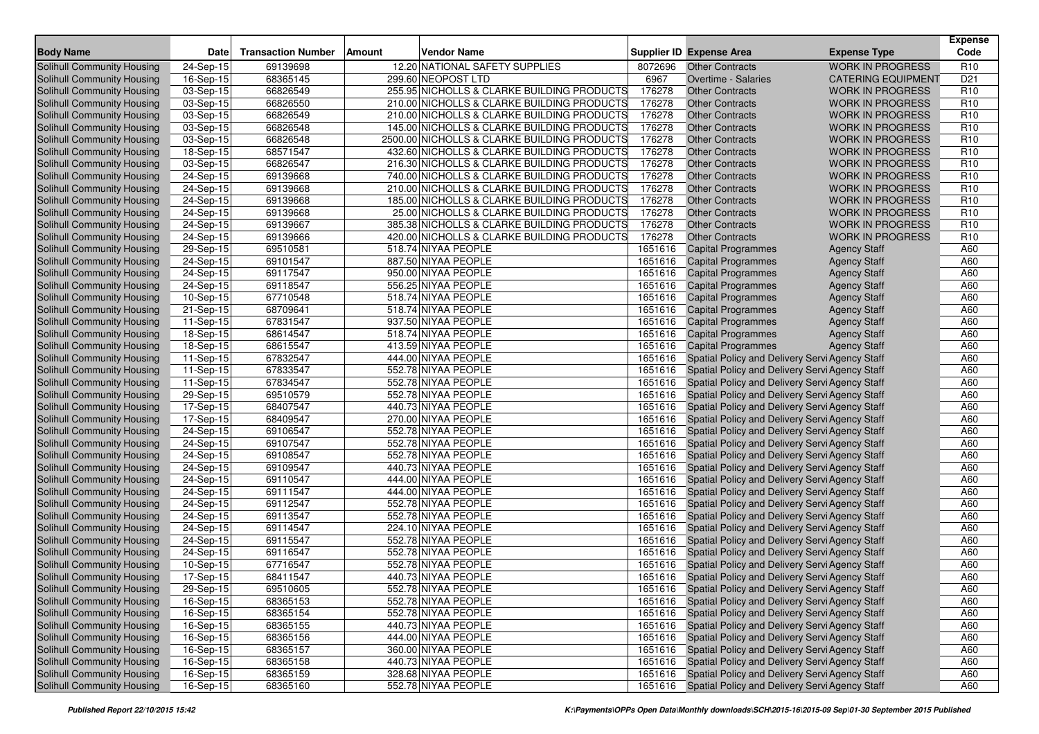| Body Name | Date | Transaction Number | Amount | Vendor Name | Supplier ID | Expense Area | Expense Type | Expense Code |
|---|---|---|---|---|---|---|---|---|
| Solihull Community Housing | 24-Sep-15 | 69139698 | 12.20 | NATIONAL SAFETY SUPPLIES | 8072696 | Other Contracts | WORK IN PROGRESS | R10 |
| Solihull Community Housing | 16-Sep-15 | 68365145 | 299.60 | NEOPOST LTD | 6967 | Overtime - Salaries | CATERING EQUIPMENT | D21 |
| Solihull Community Housing | 03-Sep-15 | 66826549 | 255.95 | NICHOLLS & CLARKE BUILDING PRODUCTS | 176278 | Other Contracts | WORK IN PROGRESS | R10 |
| Solihull Community Housing | 03-Sep-15 | 66826550 | 210.00 | NICHOLLS & CLARKE BUILDING PRODUCTS | 176278 | Other Contracts | WORK IN PROGRESS | R10 |
| Solihull Community Housing | 03-Sep-15 | 66826549 | 210.00 | NICHOLLS & CLARKE BUILDING PRODUCTS | 176278 | Other Contracts | WORK IN PROGRESS | R10 |
| Solihull Community Housing | 03-Sep-15 | 66826548 | 145.00 | NICHOLLS & CLARKE BUILDING PRODUCTS | 176278 | Other Contracts | WORK IN PROGRESS | R10 |
| Solihull Community Housing | 03-Sep-15 | 66826548 | 2500.00 | NICHOLLS & CLARKE BUILDING PRODUCTS | 176278 | Other Contracts | WORK IN PROGRESS | R10 |
| Solihull Community Housing | 18-Sep-15 | 68571547 | 432.60 | NICHOLLS & CLARKE BUILDING PRODUCTS | 176278 | Other Contracts | WORK IN PROGRESS | R10 |
| Solihull Community Housing | 03-Sep-15 | 66826547 | 216.30 | NICHOLLS & CLARKE BUILDING PRODUCTS | 176278 | Other Contracts | WORK IN PROGRESS | R10 |
| Solihull Community Housing | 24-Sep-15 | 69139668 | 740.00 | NICHOLLS & CLARKE BUILDING PRODUCTS | 176278 | Other Contracts | WORK IN PROGRESS | R10 |
| Solihull Community Housing | 24-Sep-15 | 69139668 | 210.00 | NICHOLLS & CLARKE BUILDING PRODUCTS | 176278 | Other Contracts | WORK IN PROGRESS | R10 |
| Solihull Community Housing | 24-Sep-15 | 69139668 | 185.00 | NICHOLLS & CLARKE BUILDING PRODUCTS | 176278 | Other Contracts | WORK IN PROGRESS | R10 |
| Solihull Community Housing | 24-Sep-15 | 69139668 | 25.00 | NICHOLLS & CLARKE BUILDING PRODUCTS | 176278 | Other Contracts | WORK IN PROGRESS | R10 |
| Solihull Community Housing | 24-Sep-15 | 69139667 | 385.38 | NICHOLLS & CLARKE BUILDING PRODUCTS | 176278 | Other Contracts | WORK IN PROGRESS | R10 |
| Solihull Community Housing | 24-Sep-15 | 69139666 | 420.00 | NICHOLLS & CLARKE BUILDING PRODUCTS | 176278 | Other Contracts | WORK IN PROGRESS | R10 |
| Solihull Community Housing | 29-Sep-15 | 69510581 | 518.74 | NIYAA PEOPLE | 1651616 | Capital Programmes | Agency Staff | A60 |
| Solihull Community Housing | 24-Sep-15 | 69101547 | 887.50 | NIYAA PEOPLE | 1651616 | Capital Programmes | Agency Staff | A60 |
| Solihull Community Housing | 24-Sep-15 | 69117547 | 950.00 | NIYAA PEOPLE | 1651616 | Capital Programmes | Agency Staff | A60 |
| Solihull Community Housing | 24-Sep-15 | 69118547 | 556.25 | NIYAA PEOPLE | 1651616 | Capital Programmes | Agency Staff | A60 |
| Solihull Community Housing | 10-Sep-15 | 67710548 | 518.74 | NIYAA PEOPLE | 1651616 | Capital Programmes | Agency Staff | A60 |
| Solihull Community Housing | 21-Sep-15 | 68709641 | 518.74 | NIYAA PEOPLE | 1651616 | Capital Programmes | Agency Staff | A60 |
| Solihull Community Housing | 11-Sep-15 | 67831547 | 937.50 | NIYAA PEOPLE | 1651616 | Capital Programmes | Agency Staff | A60 |
| Solihull Community Housing | 18-Sep-15 | 68614547 | 518.74 | NIYAA PEOPLE | 1651616 | Capital Programmes | Agency Staff | A60 |
| Solihull Community Housing | 18-Sep-15 | 68615547 | 413.59 | NIYAA PEOPLE | 1651616 | Capital Programmes | Agency Staff | A60 |
| Solihull Community Housing | 11-Sep-15 | 67832547 | 444.00 | NIYAA PEOPLE | 1651616 | Spatial Policy and Delivery Servi | Agency Staff | A60 |
| Solihull Community Housing | 11-Sep-15 | 67833547 | 552.78 | NIYAA PEOPLE | 1651616 | Spatial Policy and Delivery Servi | Agency Staff | A60 |
| Solihull Community Housing | 11-Sep-15 | 67834547 | 552.78 | NIYAA PEOPLE | 1651616 | Spatial Policy and Delivery Servi | Agency Staff | A60 |
| Solihull Community Housing | 29-Sep-15 | 69510579 | 552.78 | NIYAA PEOPLE | 1651616 | Spatial Policy and Delivery Servi | Agency Staff | A60 |
| Solihull Community Housing | 17-Sep-15 | 68407547 | 440.73 | NIYAA PEOPLE | 1651616 | Spatial Policy and Delivery Servi | Agency Staff | A60 |
| Solihull Community Housing | 17-Sep-15 | 68409547 | 270.00 | NIYAA PEOPLE | 1651616 | Spatial Policy and Delivery Servi | Agency Staff | A60 |
| Solihull Community Housing | 24-Sep-15 | 69106547 | 552.78 | NIYAA PEOPLE | 1651616 | Spatial Policy and Delivery Servi | Agency Staff | A60 |
| Solihull Community Housing | 24-Sep-15 | 69107547 | 552.78 | NIYAA PEOPLE | 1651616 | Spatial Policy and Delivery Servi | Agency Staff | A60 |
| Solihull Community Housing | 24-Sep-15 | 69108547 | 552.78 | NIYAA PEOPLE | 1651616 | Spatial Policy and Delivery Servi | Agency Staff | A60 |
| Solihull Community Housing | 24-Sep-15 | 69109547 | 440.73 | NIYAA PEOPLE | 1651616 | Spatial Policy and Delivery Servi | Agency Staff | A60 |
| Solihull Community Housing | 24-Sep-15 | 69110547 | 444.00 | NIYAA PEOPLE | 1651616 | Spatial Policy and Delivery Servi | Agency Staff | A60 |
| Solihull Community Housing | 24-Sep-15 | 69111547 | 444.00 | NIYAA PEOPLE | 1651616 | Spatial Policy and Delivery Servi | Agency Staff | A60 |
| Solihull Community Housing | 24-Sep-15 | 69112547 | 552.78 | NIYAA PEOPLE | 1651616 | Spatial Policy and Delivery Servi | Agency Staff | A60 |
| Solihull Community Housing | 24-Sep-15 | 69113547 | 552.78 | NIYAA PEOPLE | 1651616 | Spatial Policy and Delivery Servi | Agency Staff | A60 |
| Solihull Community Housing | 24-Sep-15 | 69114547 | 224.10 | NIYAA PEOPLE | 1651616 | Spatial Policy and Delivery Servi | Agency Staff | A60 |
| Solihull Community Housing | 24-Sep-15 | 69115547 | 552.78 | NIYAA PEOPLE | 1651616 | Spatial Policy and Delivery Servi | Agency Staff | A60 |
| Solihull Community Housing | 24-Sep-15 | 69116547 | 552.78 | NIYAA PEOPLE | 1651616 | Spatial Policy and Delivery Servi | Agency Staff | A60 |
| Solihull Community Housing | 10-Sep-15 | 67716547 | 552.78 | NIYAA PEOPLE | 1651616 | Spatial Policy and Delivery Servi | Agency Staff | A60 |
| Solihull Community Housing | 17-Sep-15 | 68411547 | 440.73 | NIYAA PEOPLE | 1651616 | Spatial Policy and Delivery Servi | Agency Staff | A60 |
| Solihull Community Housing | 29-Sep-15 | 69510605 | 552.78 | NIYAA PEOPLE | 1651616 | Spatial Policy and Delivery Servi | Agency Staff | A60 |
| Solihull Community Housing | 16-Sep-15 | 68365153 | 552.78 | NIYAA PEOPLE | 1651616 | Spatial Policy and Delivery Servi | Agency Staff | A60 |
| Solihull Community Housing | 16-Sep-15 | 68365154 | 552.78 | NIYAA PEOPLE | 1651616 | Spatial Policy and Delivery Servi | Agency Staff | A60 |
| Solihull Community Housing | 16-Sep-15 | 68365155 | 440.73 | NIYAA PEOPLE | 1651616 | Spatial Policy and Delivery Servi | Agency Staff | A60 |
| Solihull Community Housing | 16-Sep-15 | 68365156 | 444.00 | NIYAA PEOPLE | 1651616 | Spatial Policy and Delivery Servi | Agency Staff | A60 |
| Solihull Community Housing | 16-Sep-15 | 68365157 | 360.00 | NIYAA PEOPLE | 1651616 | Spatial Policy and Delivery Servi | Agency Staff | A60 |
| Solihull Community Housing | 16-Sep-15 | 68365158 | 440.73 | NIYAA PEOPLE | 1651616 | Spatial Policy and Delivery Servi | Agency Staff | A60 |
| Solihull Community Housing | 16-Sep-15 | 68365159 | 328.68 | NIYAA PEOPLE | 1651616 | Spatial Policy and Delivery Servi | Agency Staff | A60 |
| Solihull Community Housing | 16-Sep-15 | 68365160 | 552.78 | NIYAA PEOPLE | 1651616 | Spatial Policy and Delivery Servi | Agency Staff | A60 |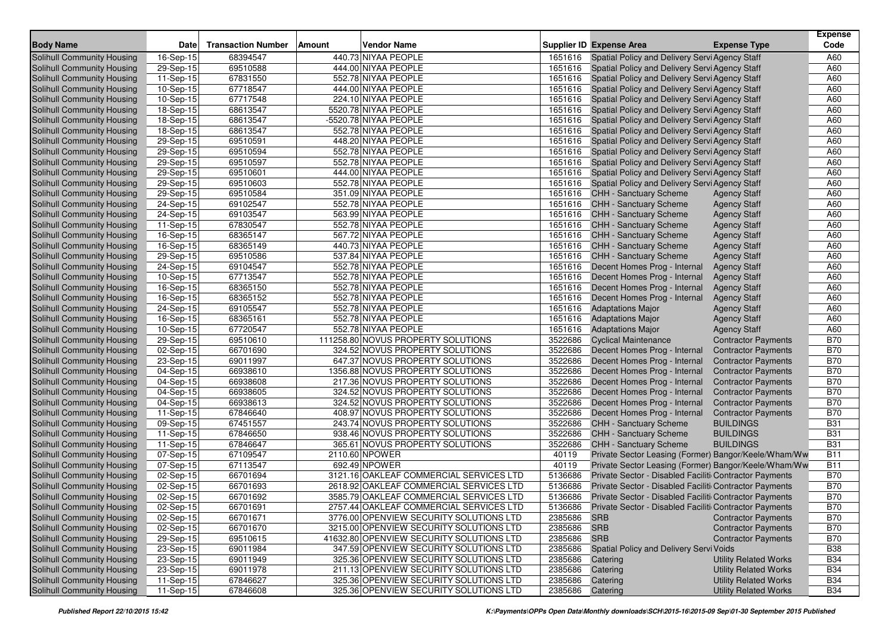| Body Name | Date | Transaction Number | Amount | Vendor Name | Supplier ID | Expense Area | Expense Type | Expense Code |
|---|---|---|---|---|---|---|---|---|
| Solihull Community Housing | 16-Sep-15 | 68394547 | 440.73 | NIYAA PEOPLE | 1651616 | Spatial Policy and Delivery Servi | Agency Staff | A60 |
| Solihull Community Housing | 29-Sep-15 | 69510588 | 444.00 | NIYAA PEOPLE | 1651616 | Spatial Policy and Delivery Servi | Agency Staff | A60 |
| Solihull Community Housing | 11-Sep-15 | 67831550 | 552.78 | NIYAA PEOPLE | 1651616 | Spatial Policy and Delivery Servi | Agency Staff | A60 |
| Solihull Community Housing | 10-Sep-15 | 67718547 | 444.00 | NIYAA PEOPLE | 1651616 | Spatial Policy and Delivery Servi | Agency Staff | A60 |
| Solihull Community Housing | 10-Sep-15 | 67717548 | 224.10 | NIYAA PEOPLE | 1651616 | Spatial Policy and Delivery Servi | Agency Staff | A60 |
| Solihull Community Housing | 18-Sep-15 | 68613547 | 5520.78 | NIYAA PEOPLE | 1651616 | Spatial Policy and Delivery Servi | Agency Staff | A60 |
| Solihull Community Housing | 18-Sep-15 | 68613547 | -5520.78 | NIYAA PEOPLE | 1651616 | Spatial Policy and Delivery Servi | Agency Staff | A60 |
| Solihull Community Housing | 18-Sep-15 | 68613547 | 552.78 | NIYAA PEOPLE | 1651616 | Spatial Policy and Delivery Servi | Agency Staff | A60 |
| Solihull Community Housing | 29-Sep-15 | 69510591 | 448.20 | NIYAA PEOPLE | 1651616 | Spatial Policy and Delivery Servi | Agency Staff | A60 |
| Solihull Community Housing | 29-Sep-15 | 69510594 | 552.78 | NIYAA PEOPLE | 1651616 | Spatial Policy and Delivery Servi | Agency Staff | A60 |
| Solihull Community Housing | 29-Sep-15 | 69510597 | 552.78 | NIYAA PEOPLE | 1651616 | Spatial Policy and Delivery Servi | Agency Staff | A60 |
| Solihull Community Housing | 29-Sep-15 | 69510601 | 444.00 | NIYAA PEOPLE | 1651616 | Spatial Policy and Delivery Servi | Agency Staff | A60 |
| Solihull Community Housing | 29-Sep-15 | 69510603 | 552.78 | NIYAA PEOPLE | 1651616 | Spatial Policy and Delivery Servi | Agency Staff | A60 |
| Solihull Community Housing | 29-Sep-15 | 69510584 | 351.09 | NIYAA PEOPLE | 1651616 | CHH - Sanctuary Scheme | Agency Staff | A60 |
| Solihull Community Housing | 24-Sep-15 | 69102547 | 552.78 | NIYAA PEOPLE | 1651616 | CHH - Sanctuary Scheme | Agency Staff | A60 |
| Solihull Community Housing | 24-Sep-15 | 69103547 | 563.99 | NIYAA PEOPLE | 1651616 | CHH - Sanctuary Scheme | Agency Staff | A60 |
| Solihull Community Housing | 11-Sep-15 | 67830547 | 552.78 | NIYAA PEOPLE | 1651616 | CHH - Sanctuary Scheme | Agency Staff | A60 |
| Solihull Community Housing | 16-Sep-15 | 68365147 | 567.72 | NIYAA PEOPLE | 1651616 | CHH - Sanctuary Scheme | Agency Staff | A60 |
| Solihull Community Housing | 16-Sep-15 | 68365149 | 440.73 | NIYAA PEOPLE | 1651616 | CHH - Sanctuary Scheme | Agency Staff | A60 |
| Solihull Community Housing | 29-Sep-15 | 69510586 | 537.84 | NIYAA PEOPLE | 1651616 | CHH - Sanctuary Scheme | Agency Staff | A60 |
| Solihull Community Housing | 24-Sep-15 | 69104547 | 552.78 | NIYAA PEOPLE | 1651616 | Decent Homes Prog - Internal | Agency Staff | A60 |
| Solihull Community Housing | 10-Sep-15 | 67713547 | 552.78 | NIYAA PEOPLE | 1651616 | Decent Homes Prog - Internal | Agency Staff | A60 |
| Solihull Community Housing | 16-Sep-15 | 68365150 | 552.78 | NIYAA PEOPLE | 1651616 | Decent Homes Prog - Internal | Agency Staff | A60 |
| Solihull Community Housing | 16-Sep-15 | 68365152 | 552.78 | NIYAA PEOPLE | 1651616 | Decent Homes Prog - Internal | Agency Staff | A60 |
| Solihull Community Housing | 24-Sep-15 | 69105547 | 552.78 | NIYAA PEOPLE | 1651616 | Adaptations Major | Agency Staff | A60 |
| Solihull Community Housing | 16-Sep-15 | 68365161 | 552.78 | NIYAA PEOPLE | 1651616 | Adaptations Major | Agency Staff | A60 |
| Solihull Community Housing | 10-Sep-15 | 67720547 | 552.78 | NIYAA PEOPLE | 1651616 | Adaptations Major | Agency Staff | A60 |
| Solihull Community Housing | 29-Sep-15 | 69510610 | 111258.80 | NOVUS PROPERTY SOLUTIONS | 3522686 | Cyclical Maintenance | Contractor Payments | B70 |
| Solihull Community Housing | 02-Sep-15 | 66701690 | 324.52 | NOVUS PROPERTY SOLUTIONS | 3522686 | Decent Homes Prog - Internal | Contractor Payments | B70 |
| Solihull Community Housing | 23-Sep-15 | 69011997 | 647.37 | NOVUS PROPERTY SOLUTIONS | 3522686 | Decent Homes Prog - Internal | Contractor Payments | B70 |
| Solihull Community Housing | 04-Sep-15 | 66938610 | 1356.88 | NOVUS PROPERTY SOLUTIONS | 3522686 | Decent Homes Prog - Internal | Contractor Payments | B70 |
| Solihull Community Housing | 04-Sep-15 | 66938608 | 217.36 | NOVUS PROPERTY SOLUTIONS | 3522686 | Decent Homes Prog - Internal | Contractor Payments | B70 |
| Solihull Community Housing | 04-Sep-15 | 66938605 | 324.52 | NOVUS PROPERTY SOLUTIONS | 3522686 | Decent Homes Prog - Internal | Contractor Payments | B70 |
| Solihull Community Housing | 04-Sep-15 | 66938613 | 324.52 | NOVUS PROPERTY SOLUTIONS | 3522686 | Decent Homes Prog - Internal | Contractor Payments | B70 |
| Solihull Community Housing | 11-Sep-15 | 67846640 | 408.97 | NOVUS PROPERTY SOLUTIONS | 3522686 | Decent Homes Prog - Internal | Contractor Payments | B70 |
| Solihull Community Housing | 09-Sep-15 | 67451557 | 243.74 | NOVUS PROPERTY SOLUTIONS | 3522686 | CHH - Sanctuary Scheme | BUILDINGS | B31 |
| Solihull Community Housing | 11-Sep-15 | 67846650 | 938.46 | NOVUS PROPERTY SOLUTIONS | 3522686 | CHH - Sanctuary Scheme | BUILDINGS | B31 |
| Solihull Community Housing | 11-Sep-15 | 67846647 | 365.61 | NOVUS PROPERTY SOLUTIONS | 3522686 | CHH - Sanctuary Scheme | BUILDINGS | B31 |
| Solihull Community Housing | 07-Sep-15 | 67109547 | 2110.60 | NPOWER | 40119 | Private Sector Leasing (Former) | Bangor/Keele/Wham/Ww | B11 |
| Solihull Community Housing | 07-Sep-15 | 67113547 | 692.49 | NPOWER | 40119 | Private Sector Leasing (Former) | Bangor/Keele/Wham/Ww | B11 |
| Solihull Community Housing | 02-Sep-15 | 66701694 | 3121.16 | OAKLEAF COMMERCIAL SERVICES LTD | 5136686 | Private Sector - Disabled Faciliti | Contractor Payments | B70 |
| Solihull Community Housing | 02-Sep-15 | 66701693 | 2618.92 | OAKLEAF COMMERCIAL SERVICES LTD | 5136686 | Private Sector - Disabled Faciliti | Contractor Payments | B70 |
| Solihull Community Housing | 02-Sep-15 | 66701692 | 3585.79 | OAKLEAF COMMERCIAL SERVICES LTD | 5136686 | Private Sector - Disabled Faciliti | Contractor Payments | B70 |
| Solihull Community Housing | 02-Sep-15 | 66701691 | 2757.44 | OAKLEAF COMMERCIAL SERVICES LTD | 5136686 | Private Sector - Disabled Faciliti | Contractor Payments | B70 |
| Solihull Community Housing | 02-Sep-15 | 66701671 | 3776.00 | OPENVIEW SECURITY SOLUTIONS LTD | 2385686 | SRB | Contractor Payments | B70 |
| Solihull Community Housing | 02-Sep-15 | 66701670 | 3215.00 | OPENVIEW SECURITY SOLUTIONS LTD | 2385686 | SRB | Contractor Payments | B70 |
| Solihull Community Housing | 29-Sep-15 | 69510615 | 41632.80 | OPENVIEW SECURITY SOLUTIONS LTD | 2385686 | SRB | Contractor Payments | B70 |
| Solihull Community Housing | 23-Sep-15 | 69011984 | 347.59 | OPENVIEW SECURITY SOLUTIONS LTD | 2385686 | Spatial Policy and Delivery Servi | Voids | B38 |
| Solihull Community Housing | 23-Sep-15 | 69011949 | 325.36 | OPENVIEW SECURITY SOLUTIONS LTD | 2385686 | Catering | Utility Related Works | B34 |
| Solihull Community Housing | 23-Sep-15 | 69011978 | 211.13 | OPENVIEW SECURITY SOLUTIONS LTD | 2385686 | Catering | Utility Related Works | B34 |
| Solihull Community Housing | 11-Sep-15 | 67846627 | 325.36 | OPENVIEW SECURITY SOLUTIONS LTD | 2385686 | Catering | Utility Related Works | B34 |
| Solihull Community Housing | 11-Sep-15 | 67846608 | 325.36 | OPENVIEW SECURITY SOLUTIONS LTD | 2385686 | Catering | Utility Related Works | B34 |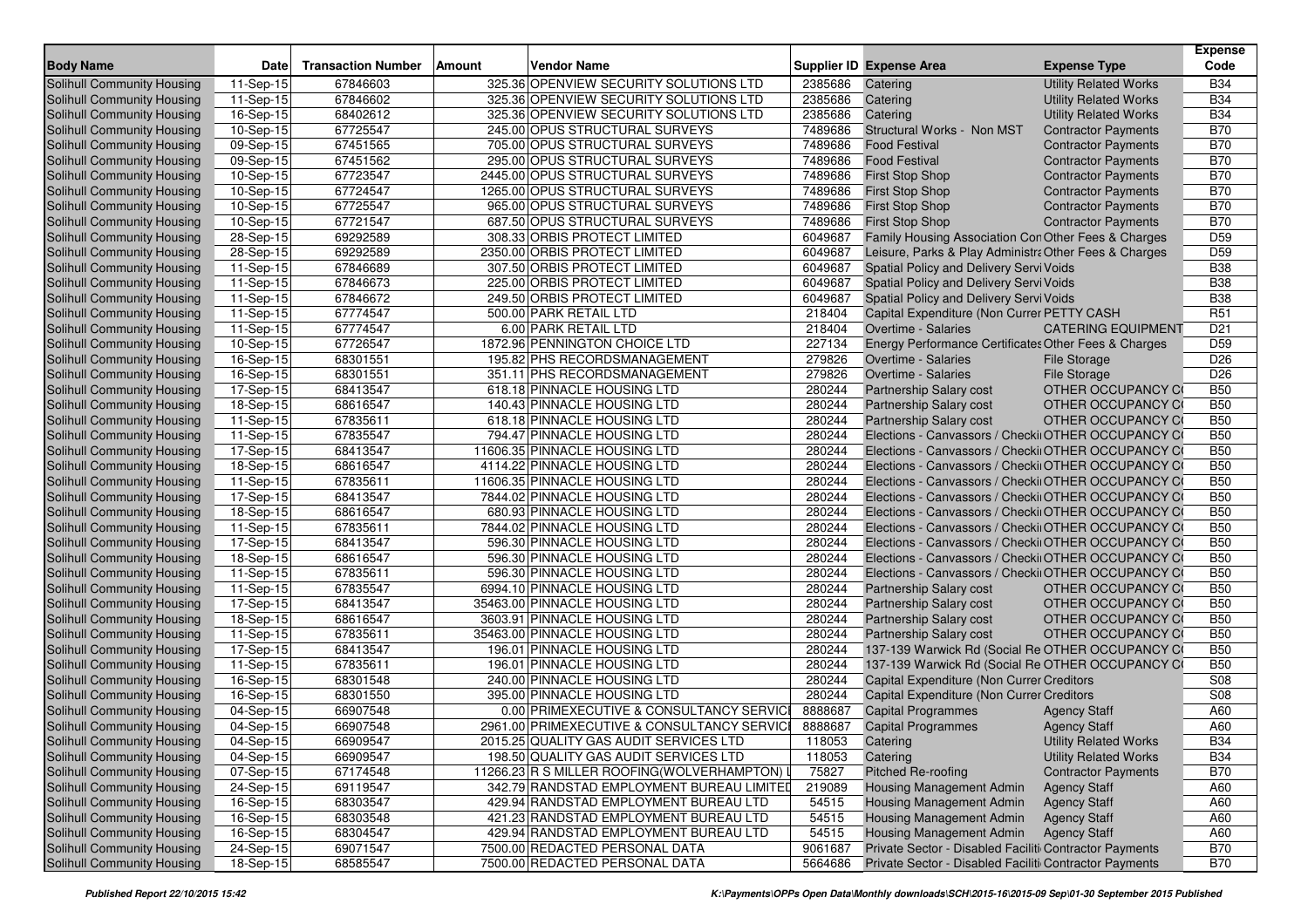| Body Name | Date | Transaction Number | Amount | Vendor Name | Supplier ID | Expense Area | Expense Type | Expense Code |
|---|---|---|---|---|---|---|---|---|
| Solihull Community Housing | 11-Sep-15 | 67846603 | 325.36 | OPENVIEW SECURITY SOLUTIONS LTD | 2385686 | Catering | Utility Related Works | B34 |
| Solihull Community Housing | 11-Sep-15 | 67846602 | 325.36 | OPENVIEW SECURITY SOLUTIONS LTD | 2385686 | Catering | Utility Related Works | B34 |
| Solihull Community Housing | 16-Sep-15 | 68402612 | 325.36 | OPENVIEW SECURITY SOLUTIONS LTD | 2385686 | Catering | Utility Related Works | B34 |
| Solihull Community Housing | 10-Sep-15 | 67725547 | 245.00 | OPUS STRUCTURAL SURVEYS | 7489686 | Structural Works - Non MST | Contractor Payments | B70 |
| Solihull Community Housing | 09-Sep-15 | 67451565 | 705.00 | OPUS STRUCTURAL SURVEYS | 7489686 | Food Festival | Contractor Payments | B70 |
| Solihull Community Housing | 09-Sep-15 | 67451562 | 295.00 | OPUS STRUCTURAL SURVEYS | 7489686 | Food Festival | Contractor Payments | B70 |
| Solihull Community Housing | 10-Sep-15 | 67723547 | 2445.00 | OPUS STRUCTURAL SURVEYS | 7489686 | First Stop Shop | Contractor Payments | B70 |
| Solihull Community Housing | 10-Sep-15 | 67724547 | 1265.00 | OPUS STRUCTURAL SURVEYS | 7489686 | First Stop Shop | Contractor Payments | B70 |
| Solihull Community Housing | 10-Sep-15 | 67725547 | 965.00 | OPUS STRUCTURAL SURVEYS | 7489686 | First Stop Shop | Contractor Payments | B70 |
| Solihull Community Housing | 10-Sep-15 | 67721547 | 687.50 | OPUS STRUCTURAL SURVEYS | 7489686 | First Stop Shop | Contractor Payments | B70 |
| Solihull Community Housing | 28-Sep-15 | 69292589 | 308.33 | ORBIS PROTECT LIMITED | 6049687 | Family Housing Association Con | Other Fees & Charges | D59 |
| Solihull Community Housing | 28-Sep-15 | 69292589 | 2350.00 | ORBIS PROTECT LIMITED | 6049687 | Leisure, Parks & Play Administra | Other Fees & Charges | D59 |
| Solihull Community Housing | 11-Sep-15 | 67846689 | 307.50 | ORBIS PROTECT LIMITED | 6049687 | Spatial Policy and Delivery Servi | Voids | B38 |
| Solihull Community Housing | 11-Sep-15 | 67846673 | 225.00 | ORBIS PROTECT LIMITED | 6049687 | Spatial Policy and Delivery Servi | Voids | B38 |
| Solihull Community Housing | 11-Sep-15 | 67846672 | 249.50 | ORBIS PROTECT LIMITED | 6049687 | Spatial Policy and Delivery Servi | Voids | B38 |
| Solihull Community Housing | 11-Sep-15 | 67774547 | 500.00 | PARK RETAIL LTD | 218404 | Capital Expenditure (Non Currer | PETTY CASH | R51 |
| Solihull Community Housing | 11-Sep-15 | 67774547 | 6.00 | PARK RETAIL LTD | 218404 | Overtime - Salaries | CATERING EQUIPMENT | D21 |
| Solihull Community Housing | 10-Sep-15 | 67726547 | 1872.96 | PENNINGTON CHOICE LTD | 227134 | Energy Performance Certificates | Other Fees & Charges | D59 |
| Solihull Community Housing | 16-Sep-15 | 68301551 | 195.82 | PHS RECORDSMANAGEMENT | 279826 | Overtime - Salaries | File Storage | D26 |
| Solihull Community Housing | 16-Sep-15 | 68301551 | 351.11 | PHS RECORDSMANAGEMENT | 279826 | Overtime - Salaries | File Storage | D26 |
| Solihull Community Housing | 17-Sep-15 | 68413547 | 618.18 | PINNACLE HOUSING LTD | 280244 | Partnership Salary cost | OTHER OCCUPANCY C | B50 |
| Solihull Community Housing | 18-Sep-15 | 68616547 | 140.43 | PINNACLE HOUSING LTD | 280244 | Partnership Salary cost | OTHER OCCUPANCY C | B50 |
| Solihull Community Housing | 11-Sep-15 | 67835611 | 618.18 | PINNACLE HOUSING LTD | 280244 | Partnership Salary cost | OTHER OCCUPANCY C | B50 |
| Solihull Community Housing | 11-Sep-15 | 67835547 | 794.47 | PINNACLE HOUSING LTD | 280244 | Elections - Canvassors / Checkii | OTHER OCCUPANCY C | B50 |
| Solihull Community Housing | 17-Sep-15 | 68413547 | 11606.35 | PINNACLE HOUSING LTD | 280244 | Elections - Canvassors / Checkii | OTHER OCCUPANCY C | B50 |
| Solihull Community Housing | 18-Sep-15 | 68616547 | 4114.22 | PINNACLE HOUSING LTD | 280244 | Elections - Canvassors / Checkii | OTHER OCCUPANCY C | B50 |
| Solihull Community Housing | 11-Sep-15 | 67835611 | 11606.35 | PINNACLE HOUSING LTD | 280244 | Elections - Canvassors / Checkii | OTHER OCCUPANCY C | B50 |
| Solihull Community Housing | 17-Sep-15 | 68413547 | 7844.02 | PINNACLE HOUSING LTD | 280244 | Elections - Canvassors / Checkii | OTHER OCCUPANCY C | B50 |
| Solihull Community Housing | 18-Sep-15 | 68616547 | 680.93 | PINNACLE HOUSING LTD | 280244 | Elections - Canvassors / Checkii | OTHER OCCUPANCY C | B50 |
| Solihull Community Housing | 11-Sep-15 | 67835611 | 7844.02 | PINNACLE HOUSING LTD | 280244 | Elections - Canvassors / Checkii | OTHER OCCUPANCY C | B50 |
| Solihull Community Housing | 17-Sep-15 | 68413547 | 596.30 | PINNACLE HOUSING LTD | 280244 | Elections - Canvassors / Checkii | OTHER OCCUPANCY C | B50 |
| Solihull Community Housing | 18-Sep-15 | 68616547 | 596.30 | PINNACLE HOUSING LTD | 280244 | Elections - Canvassors / Checkii | OTHER OCCUPANCY C | B50 |
| Solihull Community Housing | 11-Sep-15 | 67835611 | 596.30 | PINNACLE HOUSING LTD | 280244 | Elections - Canvassors / Checkii | OTHER OCCUPANCY C | B50 |
| Solihull Community Housing | 11-Sep-15 | 67835547 | 6994.10 | PINNACLE HOUSING LTD | 280244 | Partnership Salary cost | OTHER OCCUPANCY C | B50 |
| Solihull Community Housing | 17-Sep-15 | 68413547 | 35463.00 | PINNACLE HOUSING LTD | 280244 | Partnership Salary cost | OTHER OCCUPANCY C | B50 |
| Solihull Community Housing | 18-Sep-15 | 68616547 | 3603.91 | PINNACLE HOUSING LTD | 280244 | Partnership Salary cost | OTHER OCCUPANCY C | B50 |
| Solihull Community Housing | 11-Sep-15 | 67835611 | 35463.00 | PINNACLE HOUSING LTD | 280244 | Partnership Salary cost | OTHER OCCUPANCY C | B50 |
| Solihull Community Housing | 17-Sep-15 | 68413547 | 196.01 | PINNACLE HOUSING LTD | 280244 | 137-139 Warwick Rd (Social Re | OTHER OCCUPANCY C | B50 |
| Solihull Community Housing | 11-Sep-15 | 67835611 | 196.01 | PINNACLE HOUSING LTD | 280244 | 137-139 Warwick Rd (Social Re | OTHER OCCUPANCY C | B50 |
| Solihull Community Housing | 16-Sep-15 | 68301548 | 240.00 | PINNACLE HOUSING LTD | 280244 | Capital Expenditure (Non Currer | Creditors | S08 |
| Solihull Community Housing | 16-Sep-15 | 68301550 | 395.00 | PINNACLE HOUSING LTD | 280244 | Capital Expenditure (Non Currer | Creditors | S08 |
| Solihull Community Housing | 04-Sep-15 | 66907548 | 0.00 | PRIMEXECUTIVE & CONSULTANCY SERVICI | 8888687 | Capital Programmes | Agency Staff | A60 |
| Solihull Community Housing | 04-Sep-15 | 66907548 | 2961.00 | PRIMEXECUTIVE & CONSULTANCY SERVICI | 8888687 | Capital Programmes | Agency Staff | A60 |
| Solihull Community Housing | 04-Sep-15 | 66909547 | 2015.25 | QUALITY GAS AUDIT SERVICES LTD | 118053 | Catering | Utility Related Works | B34 |
| Solihull Community Housing | 04-Sep-15 | 66909547 | 198.50 | QUALITY GAS AUDIT SERVICES LTD | 118053 | Catering | Utility Related Works | B34 |
| Solihull Community Housing | 07-Sep-15 | 67174548 | 11266.23 | R S MILLER ROOFING(WOLVERHAMPTON) L | 75827 | Pitched Re-roofing | Contractor Payments | B70 |
| Solihull Community Housing | 24-Sep-15 | 69119547 | 342.79 | RANDSTAD EMPLOYMENT BUREAU LIMITED | 219089 | Housing Management Admin | Agency Staff | A60 |
| Solihull Community Housing | 16-Sep-15 | 68303547 | 429.94 | RANDSTAD EMPLOYMENT BUREAU LTD | 54515 | Housing Management Admin | Agency Staff | A60 |
| Solihull Community Housing | 16-Sep-15 | 68303548 | 421.23 | RANDSTAD EMPLOYMENT BUREAU LTD | 54515 | Housing Management Admin | Agency Staff | A60 |
| Solihull Community Housing | 16-Sep-15 | 68304547 | 429.94 | RANDSTAD EMPLOYMENT BUREAU LTD | 54515 | Housing Management Admin | Agency Staff | A60 |
| Solihull Community Housing | 24-Sep-15 | 69071547 | 7500.00 | REDACTED PERSONAL DATA | 9061687 | Private Sector - Disabled Faciliti | Contractor Payments | B70 |
| Solihull Community Housing | 18-Sep-15 | 68585547 | 7500.00 | REDACTED PERSONAL DATA | 5664686 | Private Sector - Disabled Faciliti | Contractor Payments | B70 |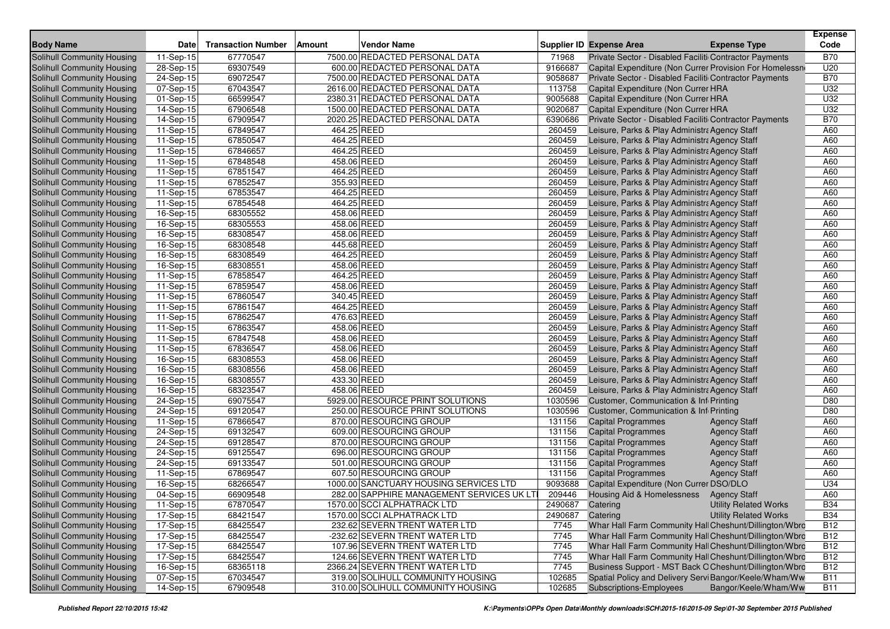| Body Name | Date | Transaction Number | Amount | Vendor Name | Supplier ID | Expense Area | Expense Type | Expense Code |
|---|---|---|---|---|---|---|---|---|
| Solihull Community Housing | 11-Sep-15 | 67770547 | 7500.00 | REDACTED PERSONAL DATA | 71968 | Private Sector - Disabled Faciliti | Contractor Payments | B70 |
| Solihull Community Housing | 28-Sep-15 | 69307549 | 600.00 | REDACTED PERSONAL DATA | 9166687 | Capital Expenditure (Non Currer | Provision For Homelessn | U20 |
| Solihull Community Housing | 24-Sep-15 | 69072547 | 7500.00 | REDACTED PERSONAL DATA | 9058687 | Private Sector - Disabled Faciliti | Contractor Payments | B70 |
| Solihull Community Housing | 07-Sep-15 | 67043547 | 2616.00 | REDACTED PERSONAL DATA | 113758 | Capital Expenditure (Non Currer | HRA | U32 |
| Solihull Community Housing | 01-Sep-15 | 66599547 | 2380.31 | REDACTED PERSONAL DATA | 9005688 | Capital Expenditure (Non Currer | HRA | U32 |
| Solihull Community Housing | 14-Sep-15 | 67906548 | 1500.00 | REDACTED PERSONAL DATA | 9020687 | Capital Expenditure (Non Currer | HRA | U32 |
| Solihull Community Housing | 14-Sep-15 | 67909547 | 2020.25 | REDACTED PERSONAL DATA | 6390686 | Private Sector - Disabled Faciliti | Contractor Payments | B70 |
| Solihull Community Housing | 11-Sep-15 | 67849547 | 464.25 | REED | 260459 | Leisure, Parks & Play Administra | Agency Staff | A60 |
| Solihull Community Housing | 11-Sep-15 | 67850547 | 464.25 | REED | 260459 | Leisure, Parks & Play Administra | Agency Staff | A60 |
| Solihull Community Housing | 11-Sep-15 | 67846657 | 464.25 | REED | 260459 | Leisure, Parks & Play Administra | Agency Staff | A60 |
| Solihull Community Housing | 11-Sep-15 | 67848548 | 458.06 | REED | 260459 | Leisure, Parks & Play Administra | Agency Staff | A60 |
| Solihull Community Housing | 11-Sep-15 | 67851547 | 464.25 | REED | 260459 | Leisure, Parks & Play Administra | Agency Staff | A60 |
| Solihull Community Housing | 11-Sep-15 | 67852547 | 355.93 | REED | 260459 | Leisure, Parks & Play Administra | Agency Staff | A60 |
| Solihull Community Housing | 11-Sep-15 | 67853547 | 464.25 | REED | 260459 | Leisure, Parks & Play Administra | Agency Staff | A60 |
| Solihull Community Housing | 11-Sep-15 | 67854548 | 464.25 | REED | 260459 | Leisure, Parks & Play Administra | Agency Staff | A60 |
| Solihull Community Housing | 16-Sep-15 | 68305552 | 458.06 | REED | 260459 | Leisure, Parks & Play Administra | Agency Staff | A60 |
| Solihull Community Housing | 16-Sep-15 | 68305553 | 458.06 | REED | 260459 | Leisure, Parks & Play Administra | Agency Staff | A60 |
| Solihull Community Housing | 16-Sep-15 | 68308547 | 458.06 | REED | 260459 | Leisure, Parks & Play Administra | Agency Staff | A60 |
| Solihull Community Housing | 16-Sep-15 | 68308548 | 445.68 | REED | 260459 | Leisure, Parks & Play Administra | Agency Staff | A60 |
| Solihull Community Housing | 16-Sep-15 | 68308549 | 464.25 | REED | 260459 | Leisure, Parks & Play Administra | Agency Staff | A60 |
| Solihull Community Housing | 16-Sep-15 | 68308551 | 458.06 | REED | 260459 | Leisure, Parks & Play Administra | Agency Staff | A60 |
| Solihull Community Housing | 11-Sep-15 | 67858547 | 464.25 | REED | 260459 | Leisure, Parks & Play Administra | Agency Staff | A60 |
| Solihull Community Housing | 11-Sep-15 | 67859547 | 458.06 | REED | 260459 | Leisure, Parks & Play Administra | Agency Staff | A60 |
| Solihull Community Housing | 11-Sep-15 | 67860547 | 340.45 | REED | 260459 | Leisure, Parks & Play Administra | Agency Staff | A60 |
| Solihull Community Housing | 11-Sep-15 | 67861547 | 464.25 | REED | 260459 | Leisure, Parks & Play Administra | Agency Staff | A60 |
| Solihull Community Housing | 11-Sep-15 | 67862547 | 476.63 | REED | 260459 | Leisure, Parks & Play Administra | Agency Staff | A60 |
| Solihull Community Housing | 11-Sep-15 | 67863547 | 458.06 | REED | 260459 | Leisure, Parks & Play Administra | Agency Staff | A60 |
| Solihull Community Housing | 11-Sep-15 | 67847548 | 458.06 | REED | 260459 | Leisure, Parks & Play Administra | Agency Staff | A60 |
| Solihull Community Housing | 11-Sep-15 | 67836547 | 458.06 | REED | 260459 | Leisure, Parks & Play Administra | Agency Staff | A60 |
| Solihull Community Housing | 16-Sep-15 | 68308553 | 458.06 | REED | 260459 | Leisure, Parks & Play Administra | Agency Staff | A60 |
| Solihull Community Housing | 16-Sep-15 | 68308556 | 458.06 | REED | 260459 | Leisure, Parks & Play Administra | Agency Staff | A60 |
| Solihull Community Housing | 16-Sep-15 | 68308557 | 433.30 | REED | 260459 | Leisure, Parks & Play Administra | Agency Staff | A60 |
| Solihull Community Housing | 16-Sep-15 | 68323547 | 458.06 | REED | 260459 | Leisure, Parks & Play Administra | Agency Staff | A60 |
| Solihull Community Housing | 24-Sep-15 | 69075547 | 5929.00 | RESOURCE PRINT SOLUTIONS | 1030596 | Customer, Communication & Inf | Printing | D80 |
| Solihull Community Housing | 24-Sep-15 | 69120547 | 250.00 | RESOURCE PRINT SOLUTIONS | 1030596 | Customer, Communication & Inf | Printing | D80 |
| Solihull Community Housing | 11-Sep-15 | 67866547 | 870.00 | RESOURCING GROUP | 131156 | Capital Programmes | Agency Staff | A60 |
| Solihull Community Housing | 24-Sep-15 | 69132547 | 609.00 | RESOURCING GROUP | 131156 | Capital Programmes | Agency Staff | A60 |
| Solihull Community Housing | 24-Sep-15 | 69128547 | 870.00 | RESOURCING GROUP | 131156 | Capital Programmes | Agency Staff | A60 |
| Solihull Community Housing | 24-Sep-15 | 69125547 | 696.00 | RESOURCING GROUP | 131156 | Capital Programmes | Agency Staff | A60 |
| Solihull Community Housing | 24-Sep-15 | 69133547 | 501.00 | RESOURCING GROUP | 131156 | Capital Programmes | Agency Staff | A60 |
| Solihull Community Housing | 11-Sep-15 | 67869547 | 607.50 | RESOURCING GROUP | 131156 | Capital Programmes | Agency Staff | A60 |
| Solihull Community Housing | 16-Sep-15 | 68266547 | 1000.00 | SANCTUARY HOUSING SERVICES LTD | 9093688 | Capital Expenditure (Non Currer | DSO/DLO | U34 |
| Solihull Community Housing | 04-Sep-15 | 66909548 | 282.00 | SAPPHIRE MANAGEMENT SERVICES UK LT | 209446 | Housing Aid & Homelessness | Agency Staff | A60 |
| Solihull Community Housing | 11-Sep-15 | 67870547 | 1570.00 | SCCI ALPHATRACK LTD | 2490687 | Catering | Utility Related Works | B34 |
| Solihull Community Housing | 17-Sep-15 | 68421547 | 1570.00 | SCCI ALPHATRACK LTD | 2490687 | Catering | Utility Related Works | B34 |
| Solihull Community Housing | 17-Sep-15 | 68425547 | 232.62 | SEVERN TRENT WATER LTD | 7745 | Whar Hall Farm Community Hall | Cheshunt/Dillington/Wbro | B12 |
| Solihull Community Housing | 17-Sep-15 | 68425547 | -232.62 | SEVERN TRENT WATER LTD | 7745 | Whar Hall Farm Community Hall | Cheshunt/Dillington/Wbro | B12 |
| Solihull Community Housing | 17-Sep-15 | 68425547 | 107.96 | SEVERN TRENT WATER LTD | 7745 | Whar Hall Farm Community Hall | Cheshunt/Dillington/Wbro | B12 |
| Solihull Community Housing | 17-Sep-15 | 68425547 | 124.66 | SEVERN TRENT WATER LTD | 7745 | Whar Hall Farm Community Hall | Cheshunt/Dillington/Wbro | B12 |
| Solihull Community Housing | 16-Sep-15 | 68365118 | 2366.24 | SEVERN TRENT WATER LTD | 7745 | Business Support - MST Back O | Cheshunt/Dillington/Wbro | B12 |
| Solihull Community Housing | 07-Sep-15 | 67034547 | 319.00 | SOLIHULL COMMUNITY HOUSING | 102685 | Spatial Policy and Delivery Servi | Bangor/Keele/Wham/Ww | B11 |
| Solihull Community Housing | 14-Sep-15 | 67909548 | 310.00 | SOLIHULL COMMUNITY HOUSING | 102685 | Subscriptions-Employees | Bangor/Keele/Wham/Ww | B11 |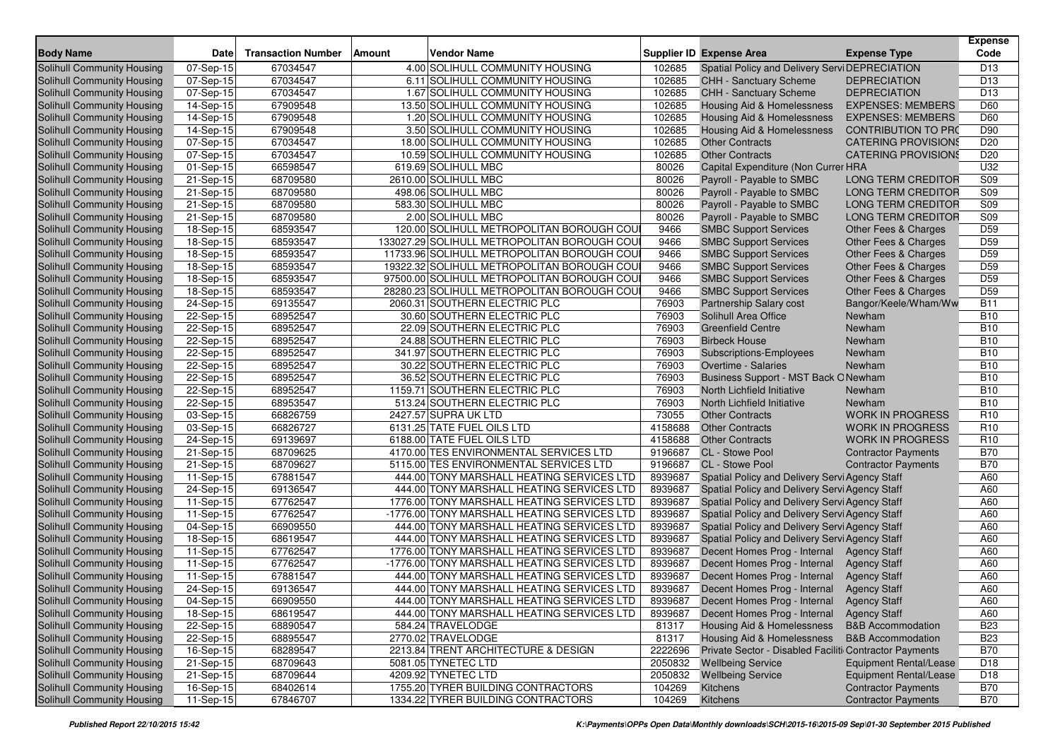| Body Name | Date | Transaction Number | Amount | Vendor Name | Supplier ID | Expense Area | Expense Type | Expense Code |
|---|---|---|---|---|---|---|---|---|
| Solihull Community Housing | 07-Sep-15 | 67034547 | 4.00 | SOLIHULL COMMUNITY HOUSING | 102685 | Spatial Policy and Delivery Servi | DEPRECIATION | D13 |
| Solihull Community Housing | 07-Sep-15 | 67034547 | 6.11 | SOLIHULL COMMUNITY HOUSING | 102685 | CHH - Sanctuary Scheme | DEPRECIATION | D13 |
| Solihull Community Housing | 07-Sep-15 | 67034547 | 1.67 | SOLIHULL COMMUNITY HOUSING | 102685 | CHH - Sanctuary Scheme | DEPRECIATION | D13 |
| Solihull Community Housing | 14-Sep-15 | 67909548 | 13.50 | SOLIHULL COMMUNITY HOUSING | 102685 | Housing Aid & Homelessness | EXPENSES: MEMBERS | D60 |
| Solihull Community Housing | 14-Sep-15 | 67909548 | 1.20 | SOLIHULL COMMUNITY HOUSING | 102685 | Housing Aid & Homelessness | EXPENSES: MEMBERS | D60 |
| Solihull Community Housing | 14-Sep-15 | 67909548 | 3.50 | SOLIHULL COMMUNITY HOUSING | 102685 | Housing Aid & Homelessness | CONTRIBUTION TO PRO | D90 |
| Solihull Community Housing | 07-Sep-15 | 67034547 | 18.00 | SOLIHULL COMMUNITY HOUSING | 102685 | Other Contracts | CATERING PROVISIONS | D20 |
| Solihull Community Housing | 07-Sep-15 | 67034547 | 10.59 | SOLIHULL COMMUNITY HOUSING | 102685 | Other Contracts | CATERING PROVISIONS | D20 |
| Solihull Community Housing | 01-Sep-15 | 66598547 | 619.69 | SOLIHULL MBC | 80026 | Capital Expenditure (Non Curren | HRA | U32 |
| Solihull Community Housing | 21-Sep-15 | 68709580 | 2610.00 | SOLIHULL MBC | 80026 | Payroll - Payable to SMBC | LONG TERM CREDITOR | S09 |
| Solihull Community Housing | 21-Sep-15 | 68709580 | 498.06 | SOLIHULL MBC | 80026 | Payroll - Payable to SMBC | LONG TERM CREDITOR | S09 |
| Solihull Community Housing | 21-Sep-15 | 68709580 | 583.30 | SOLIHULL MBC | 80026 | Payroll - Payable to SMBC | LONG TERM CREDITOR | S09 |
| Solihull Community Housing | 21-Sep-15 | 68709580 | 2.00 | SOLIHULL MBC | 80026 | Payroll - Payable to SMBC | LONG TERM CREDITOR | S09 |
| Solihull Community Housing | 18-Sep-15 | 68593547 | 120.00 | SOLIHULL METROPOLITAN BOROUGH COU | 9466 | SMBC Support Services | Other Fees & Charges | D59 |
| Solihull Community Housing | 18-Sep-15 | 68593547 | 133027.29 | SOLIHULL METROPOLITAN BOROUGH COU | 9466 | SMBC Support Services | Other Fees & Charges | D59 |
| Solihull Community Housing | 18-Sep-15 | 68593547 | 11733.96 | SOLIHULL METROPOLITAN BOROUGH COU | 9466 | SMBC Support Services | Other Fees & Charges | D59 |
| Solihull Community Housing | 18-Sep-15 | 68593547 | 19322.32 | SOLIHULL METROPOLITAN BOROUGH COU | 9466 | SMBC Support Services | Other Fees & Charges | D59 |
| Solihull Community Housing | 18-Sep-15 | 68593547 | 97500.00 | SOLIHULL METROPOLITAN BOROUGH COU | 9466 | SMBC Support Services | Other Fees & Charges | D59 |
| Solihull Community Housing | 18-Sep-15 | 68593547 | 28280.23 | SOLIHULL METROPOLITAN BOROUGH COU | 9466 | SMBC Support Services | Other Fees & Charges | D59 |
| Solihull Community Housing | 24-Sep-15 | 69135547 | 2060.31 | SOUTHERN ELECTRIC PLC | 76903 | Partnership Salary cost | Bangor/Keele/Wham/Ww | B11 |
| Solihull Community Housing | 22-Sep-15 | 68952547 | 30.60 | SOUTHERN ELECTRIC PLC | 76903 | Solihull Area Office | Newham | B10 |
| Solihull Community Housing | 22-Sep-15 | 68952547 | 22.09 | SOUTHERN ELECTRIC PLC | 76903 | Greenfield Centre | Newham | B10 |
| Solihull Community Housing | 22-Sep-15 | 68952547 | 24.88 | SOUTHERN ELECTRIC PLC | 76903 | Birbeck House | Newham | B10 |
| Solihull Community Housing | 22-Sep-15 | 68952547 | 341.97 | SOUTHERN ELECTRIC PLC | 76903 | Subscriptions-Employees | Newham | B10 |
| Solihull Community Housing | 22-Sep-15 | 68952547 | 30.22 | SOUTHERN ELECTRIC PLC | 76903 | Overtime - Salaries | Newham | B10 |
| Solihull Community Housing | 22-Sep-15 | 68952547 | 36.52 | SOUTHERN ELECTRIC PLC | 76903 | Business Support - MST Back O | Newham | B10 |
| Solihull Community Housing | 22-Sep-15 | 68952547 | 1159.71 | SOUTHERN ELECTRIC PLC | 76903 | North Lichfield Initiative | Newham | B10 |
| Solihull Community Housing | 22-Sep-15 | 68953547 | 513.24 | SOUTHERN ELECTRIC PLC | 76903 | North Lichfield Initiative | Newham | B10 |
| Solihull Community Housing | 03-Sep-15 | 66826759 | 2427.57 | SUPRA UK LTD | 73055 | Other Contracts | WORK IN PROGRESS | R10 |
| Solihull Community Housing | 03-Sep-15 | 66826727 | 6131.25 | TATE FUEL OILS LTD | 4158688 | Other Contracts | WORK IN PROGRESS | R10 |
| Solihull Community Housing | 24-Sep-15 | 69139697 | 6188.00 | TATE FUEL OILS LTD | 4158688 | Other Contracts | WORK IN PROGRESS | R10 |
| Solihull Community Housing | 21-Sep-15 | 68709625 | 4170.00 | TES ENVIRONMENTAL SERVICES LTD | 9196687 | CL - Stowe Pool | Contractor Payments | B70 |
| Solihull Community Housing | 21-Sep-15 | 68709627 | 5115.00 | TES ENVIRONMENTAL SERVICES LTD | 9196687 | CL - Stowe Pool | Contractor Payments | B70 |
| Solihull Community Housing | 11-Sep-15 | 67881547 | 444.00 | TONY MARSHALL HEATING SERVICES LTD | 8939687 | Spatial Policy and Delivery Servi | Agency Staff | A60 |
| Solihull Community Housing | 24-Sep-15 | 69136547 | 444.00 | TONY MARSHALL HEATING SERVICES LTD | 8939687 | Spatial Policy and Delivery Servi | Agency Staff | A60 |
| Solihull Community Housing | 11-Sep-15 | 67762547 | 1776.00 | TONY MARSHALL HEATING SERVICES LTD | 8939687 | Spatial Policy and Delivery Servi | Agency Staff | A60 |
| Solihull Community Housing | 11-Sep-15 | 67762547 | -1776.00 | TONY MARSHALL HEATING SERVICES LTD | 8939687 | Spatial Policy and Delivery Servi | Agency Staff | A60 |
| Solihull Community Housing | 04-Sep-15 | 66909550 | 444.00 | TONY MARSHALL HEATING SERVICES LTD | 8939687 | Spatial Policy and Delivery Servi | Agency Staff | A60 |
| Solihull Community Housing | 18-Sep-15 | 68619547 | 444.00 | TONY MARSHALL HEATING SERVICES LTD | 8939687 | Spatial Policy and Delivery Servi | Agency Staff | A60 |
| Solihull Community Housing | 11-Sep-15 | 67762547 | 1776.00 | TONY MARSHALL HEATING SERVICES LTD | 8939687 | Decent Homes Prog - Internal | Agency Staff | A60 |
| Solihull Community Housing | 11-Sep-15 | 67762547 | -1776.00 | TONY MARSHALL HEATING SERVICES LTD | 8939687 | Decent Homes Prog - Internal | Agency Staff | A60 |
| Solihull Community Housing | 11-Sep-15 | 67881547 | 444.00 | TONY MARSHALL HEATING SERVICES LTD | 8939687 | Decent Homes Prog - Internal | Agency Staff | A60 |
| Solihull Community Housing | 24-Sep-15 | 69136547 | 444.00 | TONY MARSHALL HEATING SERVICES LTD | 8939687 | Decent Homes Prog - Internal | Agency Staff | A60 |
| Solihull Community Housing | 04-Sep-15 | 66909550 | 444.00 | TONY MARSHALL HEATING SERVICES LTD | 8939687 | Decent Homes Prog - Internal | Agency Staff | A60 |
| Solihull Community Housing | 18-Sep-15 | 68619547 | 444.00 | TONY MARSHALL HEATING SERVICES LTD | 8939687 | Decent Homes Prog - Internal | Agency Staff | A60 |
| Solihull Community Housing | 22-Sep-15 | 68890547 | 584.24 | TRAVELODGE | 81317 | Housing Aid & Homelessness | B&B Accommodation | B23 |
| Solihull Community Housing | 22-Sep-15 | 68895547 | 2770.02 | TRAVELODGE | 81317 | Housing Aid & Homelessness | B&B Accommodation | B23 |
| Solihull Community Housing | 16-Sep-15 | 68289547 | 2213.84 | TRENT ARCHITECTURE & DESIGN | 2222696 | Private Sector - Disabled Faciliti | Contractor Payments | B70 |
| Solihull Community Housing | 21-Sep-15 | 68709643 | 5081.05 | TYNETEC LTD | 2050832 | Wellbeing Service | Equipment Rental/Lease | D18 |
| Solihull Community Housing | 21-Sep-15 | 68709644 | 4209.92 | TYNETEC LTD | 2050832 | Wellbeing Service | Equipment Rental/Lease | D18 |
| Solihull Community Housing | 16-Sep-15 | 68402614 | 1755.20 | TYRER BUILDING CONTRACTORS | 104269 | Kitchens | Contractor Payments | B70 |
| Solihull Community Housing | 11-Sep-15 | 67846707 | 1334.22 | TYRER BUILDING CONTRACTORS | 104269 | Kitchens | Contractor Payments | B70 |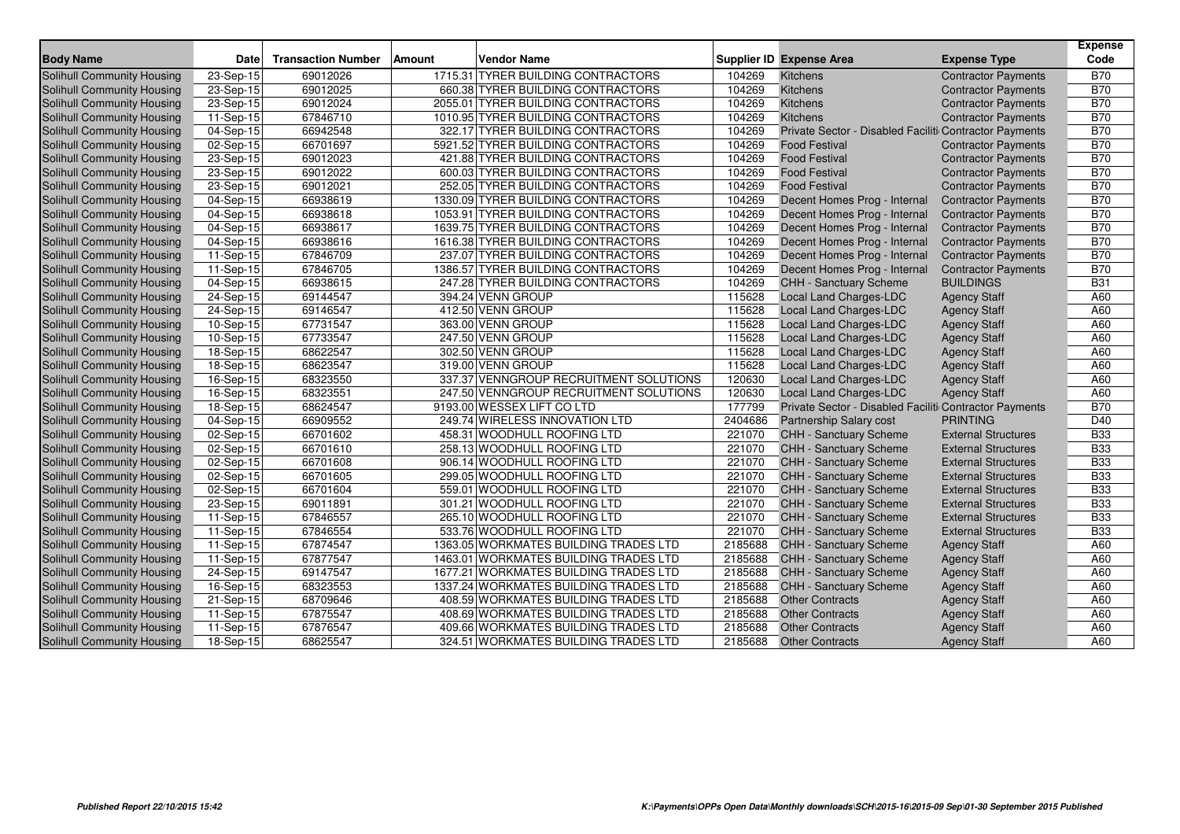| Body Name | Date | Transaction Number | Amount | Vendor Name | Supplier ID | Expense Area | Expense Type | Expense Code |
|---|---|---|---|---|---|---|---|---|
| Solihull Community Housing | 23-Sep-15 | 69012026 | 1715.31 | TYRER BUILDING CONTRACTORS | 104269 | Kitchens | Contractor Payments | B70 |
| Solihull Community Housing | 23-Sep-15 | 69012025 | 660.38 | TYRER BUILDING CONTRACTORS | 104269 | Kitchens | Contractor Payments | B70 |
| Solihull Community Housing | 23-Sep-15 | 69012024 | 2055.01 | TYRER BUILDING CONTRACTORS | 104269 | Kitchens | Contractor Payments | B70 |
| Solihull Community Housing | 11-Sep-15 | 67846710 | 1010.95 | TYRER BUILDING CONTRACTORS | 104269 | Kitchens | Contractor Payments | B70 |
| Solihull Community Housing | 04-Sep-15 | 66942548 | 322.17 | TYRER BUILDING CONTRACTORS | 104269 | Private Sector - Disabled Faciliti | Contractor Payments | B70 |
| Solihull Community Housing | 02-Sep-15 | 66701697 | 5921.52 | TYRER BUILDING CONTRACTORS | 104269 | Food Festival | Contractor Payments | B70 |
| Solihull Community Housing | 23-Sep-15 | 69012023 | 421.88 | TYRER BUILDING CONTRACTORS | 104269 | Food Festival | Contractor Payments | B70 |
| Solihull Community Housing | 23-Sep-15 | 69012022 | 600.03 | TYRER BUILDING CONTRACTORS | 104269 | Food Festival | Contractor Payments | B70 |
| Solihull Community Housing | 23-Sep-15 | 69012021 | 252.05 | TYRER BUILDING CONTRACTORS | 104269 | Food Festival | Contractor Payments | B70 |
| Solihull Community Housing | 04-Sep-15 | 66938619 | 1330.09 | TYRER BUILDING CONTRACTORS | 104269 | Decent Homes Prog - Internal | Contractor Payments | B70 |
| Solihull Community Housing | 04-Sep-15 | 66938618 | 1053.91 | TYRER BUILDING CONTRACTORS | 104269 | Decent Homes Prog - Internal | Contractor Payments | B70 |
| Solihull Community Housing | 04-Sep-15 | 66938617 | 1639.75 | TYRER BUILDING CONTRACTORS | 104269 | Decent Homes Prog - Internal | Contractor Payments | B70 |
| Solihull Community Housing | 04-Sep-15 | 66938616 | 1616.38 | TYRER BUILDING CONTRACTORS | 104269 | Decent Homes Prog - Internal | Contractor Payments | B70 |
| Solihull Community Housing | 11-Sep-15 | 67846709 | 237.07 | TYRER BUILDING CONTRACTORS | 104269 | Decent Homes Prog - Internal | Contractor Payments | B70 |
| Solihull Community Housing | 11-Sep-15 | 67846705 | 1386.57 | TYRER BUILDING CONTRACTORS | 104269 | Decent Homes Prog - Internal | Contractor Payments | B70 |
| Solihull Community Housing | 04-Sep-15 | 66938615 | 247.28 | TYRER BUILDING CONTRACTORS | 104269 | CHH - Sanctuary Scheme | BUILDINGS | B31 |
| Solihull Community Housing | 24-Sep-15 | 69144547 | 394.24 | VENN GROUP | 115628 | Local Land Charges-LDC | Agency Staff | A60 |
| Solihull Community Housing | 24-Sep-15 | 69146547 | 412.50 | VENN GROUP | 115628 | Local Land Charges-LDC | Agency Staff | A60 |
| Solihull Community Housing | 10-Sep-15 | 67731547 | 363.00 | VENN GROUP | 115628 | Local Land Charges-LDC | Agency Staff | A60 |
| Solihull Community Housing | 10-Sep-15 | 67733547 | 247.50 | VENN GROUP | 115628 | Local Land Charges-LDC | Agency Staff | A60 |
| Solihull Community Housing | 18-Sep-15 | 68622547 | 302.50 | VENN GROUP | 115628 | Local Land Charges-LDC | Agency Staff | A60 |
| Solihull Community Housing | 18-Sep-15 | 68623547 | 319.00 | VENN GROUP | 115628 | Local Land Charges-LDC | Agency Staff | A60 |
| Solihull Community Housing | 16-Sep-15 | 68323550 | 337.37 | VENNGROUP RECRUITMENT SOLUTIONS | 120630 | Local Land Charges-LDC | Agency Staff | A60 |
| Solihull Community Housing | 16-Sep-15 | 68323551 | 247.50 | VENNGROUP RECRUITMENT SOLUTIONS | 120630 | Local Land Charges-LDC | Agency Staff | A60 |
| Solihull Community Housing | 18-Sep-15 | 68624547 | 9193.00 | WESSEX LIFT CO LTD | 177799 | Private Sector - Disabled Faciliti | Contractor Payments | B70 |
| Solihull Community Housing | 04-Sep-15 | 66909552 | 249.74 | WIRELESS INNOVATION LTD | 2404686 | Partnership Salary cost | PRINTING | D40 |
| Solihull Community Housing | 02-Sep-15 | 66701602 | 458.31 | WOODHULL ROOFING LTD | 221070 | CHH - Sanctuary Scheme | External Structures | B33 |
| Solihull Community Housing | 02-Sep-15 | 66701610 | 258.13 | WOODHULL ROOFING LTD | 221070 | CHH - Sanctuary Scheme | External Structures | B33 |
| Solihull Community Housing | 02-Sep-15 | 66701608 | 906.14 | WOODHULL ROOFING LTD | 221070 | CHH - Sanctuary Scheme | External Structures | B33 |
| Solihull Community Housing | 02-Sep-15 | 66701605 | 299.05 | WOODHULL ROOFING LTD | 221070 | CHH - Sanctuary Scheme | External Structures | B33 |
| Solihull Community Housing | 02-Sep-15 | 66701604 | 559.01 | WOODHULL ROOFING LTD | 221070 | CHH - Sanctuary Scheme | External Structures | B33 |
| Solihull Community Housing | 23-Sep-15 | 69011891 | 301.21 | WOODHULL ROOFING LTD | 221070 | CHH - Sanctuary Scheme | External Structures | B33 |
| Solihull Community Housing | 11-Sep-15 | 67846557 | 265.10 | WOODHULL ROOFING LTD | 221070 | CHH - Sanctuary Scheme | External Structures | B33 |
| Solihull Community Housing | 11-Sep-15 | 67846554 | 533.76 | WOODHULL ROOFING LTD | 221070 | CHH - Sanctuary Scheme | External Structures | B33 |
| Solihull Community Housing | 11-Sep-15 | 67874547 | 1363.05 | WORKMATES BUILDING TRADES LTD | 2185688 | CHH - Sanctuary Scheme | Agency Staff | A60 |
| Solihull Community Housing | 11-Sep-15 | 67877547 | 1463.01 | WORKMATES BUILDING TRADES LTD | 2185688 | CHH - Sanctuary Scheme | Agency Staff | A60 |
| Solihull Community Housing | 24-Sep-15 | 69147547 | 1677.21 | WORKMATES BUILDING TRADES LTD | 2185688 | CHH - Sanctuary Scheme | Agency Staff | A60 |
| Solihull Community Housing | 16-Sep-15 | 68323553 | 1337.24 | WORKMATES BUILDING TRADES LTD | 2185688 | CHH - Sanctuary Scheme | Agency Staff | A60 |
| Solihull Community Housing | 21-Sep-15 | 68709646 | 408.59 | WORKMATES BUILDING TRADES LTD | 2185688 | Other Contracts | Agency Staff | A60 |
| Solihull Community Housing | 11-Sep-15 | 67875547 | 408.69 | WORKMATES BUILDING TRADES LTD | 2185688 | Other Contracts | Agency Staff | A60 |
| Solihull Community Housing | 11-Sep-15 | 67876547 | 409.66 | WORKMATES BUILDING TRADES LTD | 2185688 | Other Contracts | Agency Staff | A60 |
| Solihull Community Housing | 18-Sep-15 | 68625547 | 324.51 | WORKMATES BUILDING TRADES LTD | 2185688 | Other Contracts | Agency Staff | A60 |